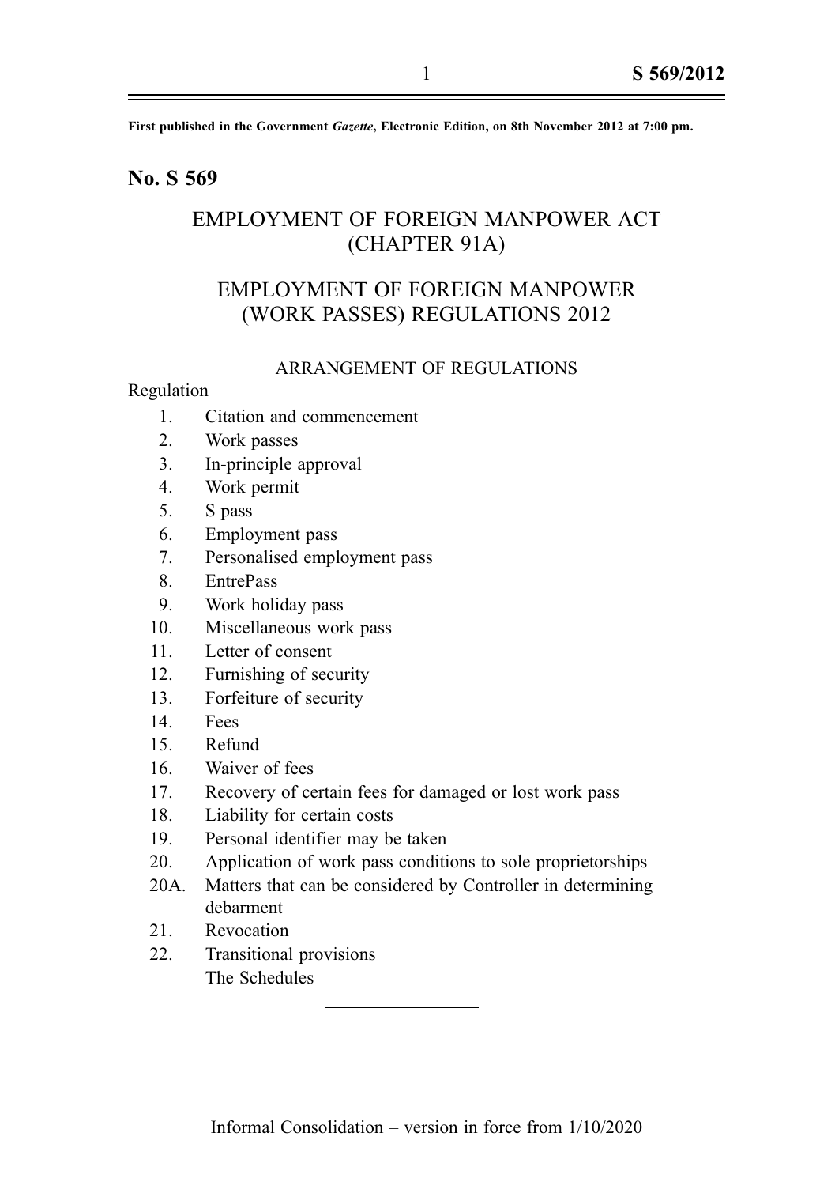**First published in the Government *Gazette*, Electronic Edition, on 8th November 2012 at 7:00 pm.**

## No. S 569

# EMPLOYMENT OF FOREIGN MANPOWER ACT (CHAPTER 91A)

# EMPLOYMENT OF FOREIGN MANPOWER (WORK PASSES) REGULATIONS 2012

## ARRANGEMENT OF REGULATIONS

Regulation

1. Citation and commencement
2. Work passes
3. In-principle approval
4. Work permit
5. S pass
6. Employment pass
7. Personalised employment pass
8. EntrePass
9. Work holiday pass
10. Miscellaneous work pass
11. Letter of consent
12. Furnishing of security
13. Forfeiture of security
14. Fees
15. Refund
16. Waiver of fees
17. Recovery of certain fees for damaged or lost work pass
18. Liability for certain costs
19. Personal identifier may be taken
20. Application of work pass conditions to sole proprietorships

20A. Matters that can be considered by Controller in determining debarment

21. Revocation
22. Transitional provisions

The Schedules

---

Informal Consolidation – version in force from 1/10/2020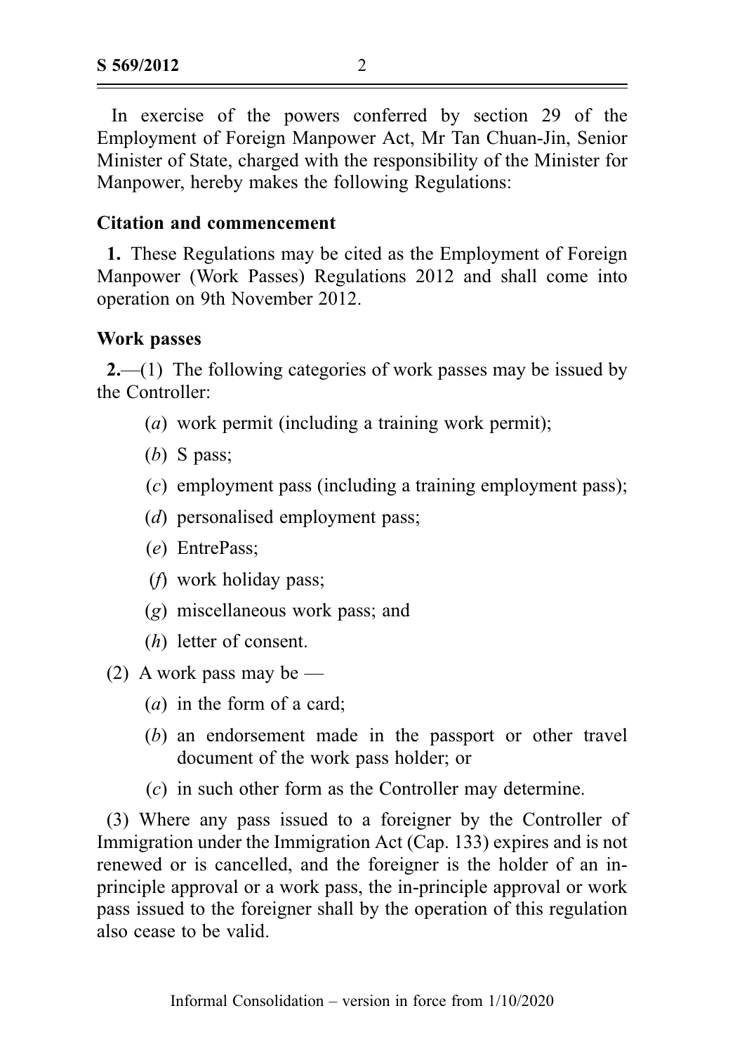In exercise of the powers conferred by section 29 of the Employment of Foreign Manpower Act, Mr Tan Chuan-Jin, Senior Minister of State, charged with the responsibility of the Minister for Manpower, hereby makes the following Regulations:

### Citation and commencement

**1.** These Regulations may be cited as the Employment of Foreign Manpower (Work Passes) Regulations 2012 and shall come into operation on 9th November 2012.

### Work passes

**2.**—(1) The following categories of work passes may be issued by the Controller:

- (*a*) work permit (including a training work permit);
- (*b*) S pass;
- (*c*) employment pass (including a training employment pass);
- (*d*) personalised employment pass;
- (*e*) EntrePass;
- (*f*) work holiday pass;
- (*g*) miscellaneous work pass; and
- (*h*) letter of consent.

(2) A work pass may be —

- (*a*) in the form of a card;
- (*b*) an endorsement made in the passport or other travel document of the work pass holder; or
- (*c*) in such other form as the Controller may determine.

(3) Where any pass issued to a foreigner by the Controller of Immigration under the Immigration Act (Cap. 133) expires and is not renewed or is cancelled, and the foreigner is the holder of an in-principle approval or a work pass, the in-principle approval or work pass issued to the foreigner shall by the operation of this regulation also cease to be valid.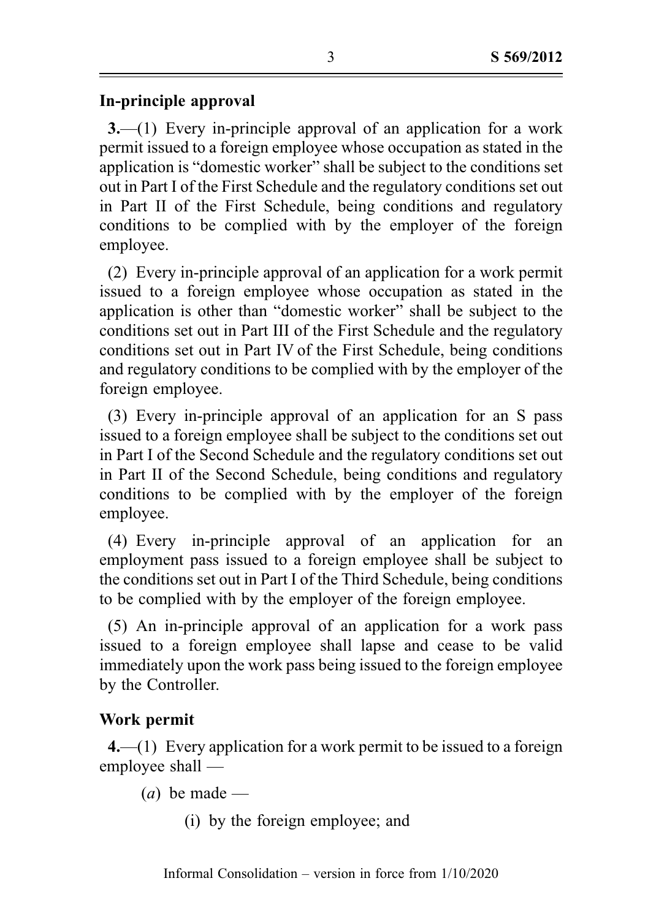### In-principle approval

**3.**—(1) Every in-principle approval of an application for a work permit issued to a foreign employee whose occupation as stated in the application is "domestic worker" shall be subject to the conditions set out in Part I of the First Schedule and the regulatory conditions set out in Part II of the First Schedule, being conditions and regulatory conditions to be complied with by the employer of the foreign employee.

(2) Every in-principle approval of an application for a work permit issued to a foreign employee whose occupation as stated in the application is other than "domestic worker" shall be subject to the conditions set out in Part III of the First Schedule and the regulatory conditions set out in Part IV of the First Schedule, being conditions and regulatory conditions to be complied with by the employer of the foreign employee.

(3) Every in-principle approval of an application for an S pass issued to a foreign employee shall be subject to the conditions set out in Part I of the Second Schedule and the regulatory conditions set out in Part II of the Second Schedule, being conditions and regulatory conditions to be complied with by the employer of the foreign employee.

(4) Every in-principle approval of an application for an employment pass issued to a foreign employee shall be subject to the conditions set out in Part I of the Third Schedule, being conditions to be complied with by the employer of the foreign employee.

(5) An in-principle approval of an application for a work pass issued to a foreign employee shall lapse and cease to be valid immediately upon the work pass being issued to the foreign employee by the Controller.

### Work permit

**4.**—(1) Every application for a work permit to be issued to a foreign employee shall —

(*a*) be made —

(i) by the foreign employee; and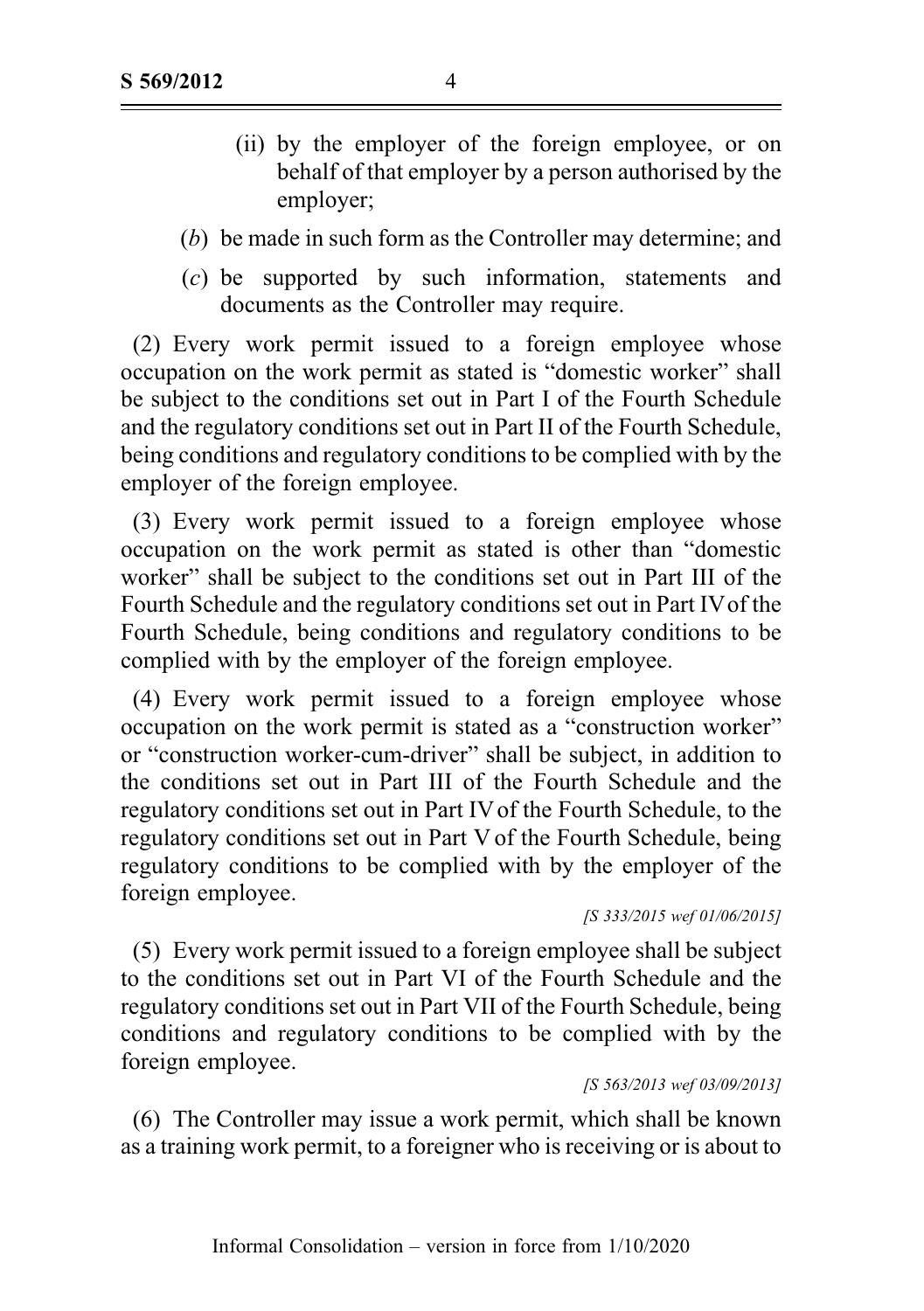(ii) by the employer of the foreign employee, or on behalf of that employer by a person authorised by the employer;

(*b*) be made in such form as the Controller may determine; and

(*c*) be supported by such information, statements and documents as the Controller may require.

(2) Every work permit issued to a foreign employee whose occupation on the work permit as stated is "domestic worker" shall be subject to the conditions set out in Part I of the Fourth Schedule and the regulatory conditions set out in Part II of the Fourth Schedule, being conditions and regulatory conditions to be complied with by the employer of the foreign employee.

(3) Every work permit issued to a foreign employee whose occupation on the work permit as stated is other than "domestic worker" shall be subject to the conditions set out in Part III of the Fourth Schedule and the regulatory conditions set out in Part IV of the Fourth Schedule, being conditions and regulatory conditions to be complied with by the employer of the foreign employee.

(4) Every work permit issued to a foreign employee whose occupation on the work permit is stated as a "construction worker" or "construction worker-cum-driver" shall be subject, in addition to the conditions set out in Part III of the Fourth Schedule and the regulatory conditions set out in Part IV of the Fourth Schedule, to the regulatory conditions set out in Part V of the Fourth Schedule, being regulatory conditions to be complied with by the employer of the foreign employee.

*[S 333/2015 wef 01/06/2015]*

(5) Every work permit issued to a foreign employee shall be subject to the conditions set out in Part VI of the Fourth Schedule and the regulatory conditions set out in Part VII of the Fourth Schedule, being conditions and regulatory conditions to be complied with by the foreign employee.

*[S 563/2013 wef 03/09/2013]*

(6) The Controller may issue a work permit, which shall be known as a training work permit, to a foreigner who is receiving or is about to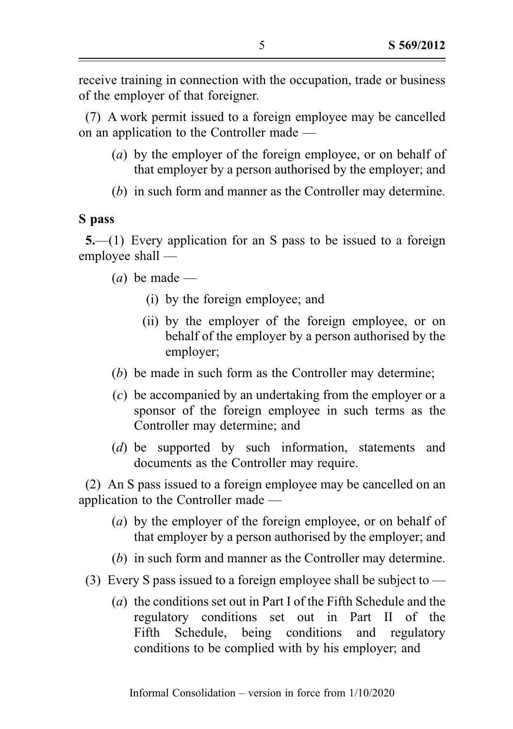receive training in connection with the occupation, trade or business of the employer of that foreigner.

(7) A work permit issued to a foreign employee may be cancelled on an application to the Controller made —

(*a*) by the employer of the foreign employee, or on behalf of that employer by a person authorised by the employer; and

(*b*) in such form and manner as the Controller may determine.

**S pass**

**5.**—(1) Every application for an S pass to be issued to a foreign employee shall —

(*a*) be made —

(i) by the foreign employee; and

(ii) by the employer of the foreign employee, or on behalf of the employer by a person authorised by the employer;

(*b*) be made in such form as the Controller may determine;

(*c*) be accompanied by an undertaking from the employer or a sponsor of the foreign employee in such terms as the Controller may determine; and

(*d*) be supported by such information, statements and documents as the Controller may require.

(2) An S pass issued to a foreign employee may be cancelled on an application to the Controller made —

(*a*) by the employer of the foreign employee, or on behalf of that employer by a person authorised by the employer; and

(*b*) in such form and manner as the Controller may determine.

(3) Every S pass issued to a foreign employee shall be subject to —

(*a*) the conditions set out in Part I of the Fifth Schedule and the regulatory conditions set out in Part II of the Fifth Schedule, being conditions and regulatory conditions to be complied with by his employer; and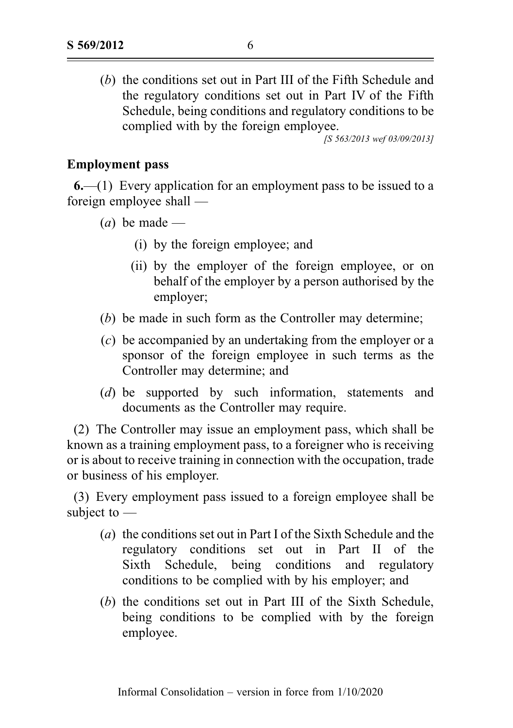(*b*) the conditions set out in Part III of the Fifth Schedule and the regulatory conditions set out in Part IV of the Fifth Schedule, being conditions and regulatory conditions to be complied with by the foreign employee.

[S 563/2013 wef 03/09/2013]

**Employment pass**

**6.**—(1) Every application for an employment pass to be issued to a foreign employee shall —

(*a*) be made —

(i) by the foreign employee; and

(ii) by the employer of the foreign employee, or on behalf of the employer by a person authorised by the employer;

(*b*) be made in such form as the Controller may determine;

(*c*) be accompanied by an undertaking from the employer or a sponsor of the foreign employee in such terms as the Controller may determine; and

(*d*) be supported by such information, statements and documents as the Controller may require.

(2) The Controller may issue an employment pass, which shall be known as a training employment pass, to a foreigner who is receiving or is about to receive training in connection with the occupation, trade or business of his employer.

(3) Every employment pass issued to a foreign employee shall be subject to —

(*a*) the conditions set out in Part I of the Sixth Schedule and the regulatory conditions set out in Part II of the Sixth Schedule, being conditions and regulatory conditions to be complied with by his employer; and

(*b*) the conditions set out in Part III of the Sixth Schedule, being conditions to be complied with by the foreign employee.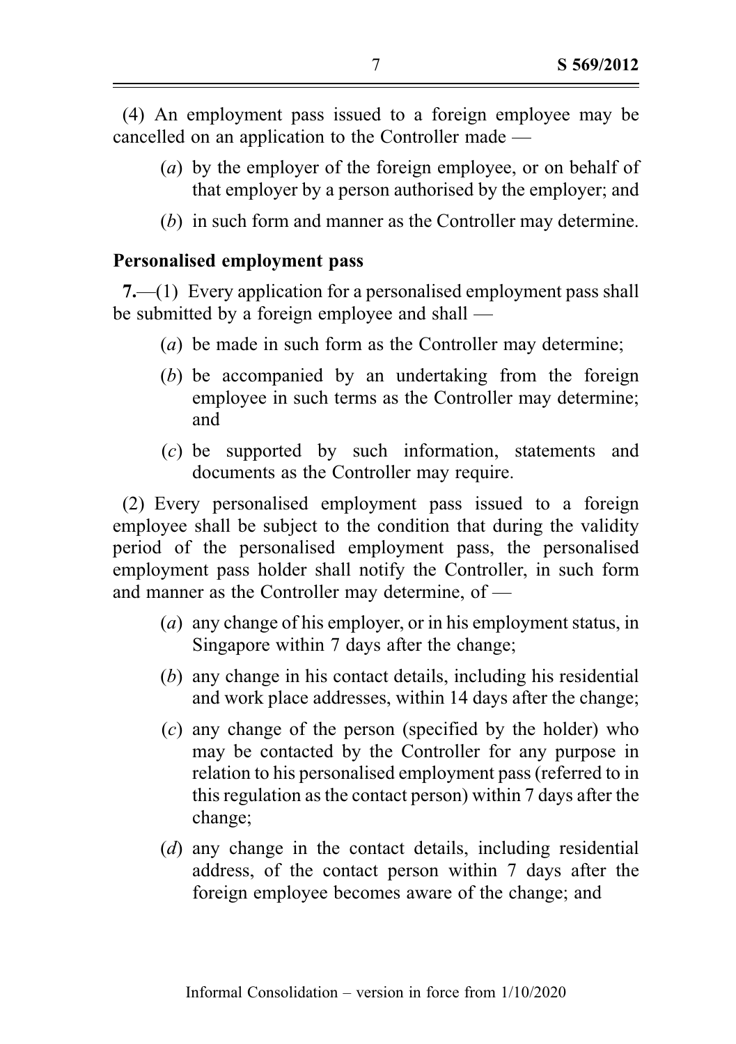(4) An employment pass issued to a foreign employee may be cancelled on an application to the Controller made —

(*a*) by the employer of the foreign employee, or on behalf of that employer by a person authorised by the employer; and

(*b*) in such form and manner as the Controller may determine.

### Personalised employment pass

**7.**—(1) Every application for a personalised employment pass shall be submitted by a foreign employee and shall —

(*a*) be made in such form as the Controller may determine;

(*b*) be accompanied by an undertaking from the foreign employee in such terms as the Controller may determine; and

(*c*) be supported by such information, statements and documents as the Controller may require.

(2) Every personalised employment pass issued to a foreign employee shall be subject to the condition that during the validity period of the personalised employment pass, the personalised employment pass holder shall notify the Controller, in such form and manner as the Controller may determine, of —

(*a*) any change of his employer, or in his employment status, in Singapore within 7 days after the change;

(*b*) any change in his contact details, including his residential and work place addresses, within 14 days after the change;

(*c*) any change of the person (specified by the holder) who may be contacted by the Controller for any purpose in relation to his personalised employment pass (referred to in this regulation as the contact person) within 7 days after the change;

(*d*) any change in the contact details, including residential address, of the contact person within 7 days after the foreign employee becomes aware of the change; and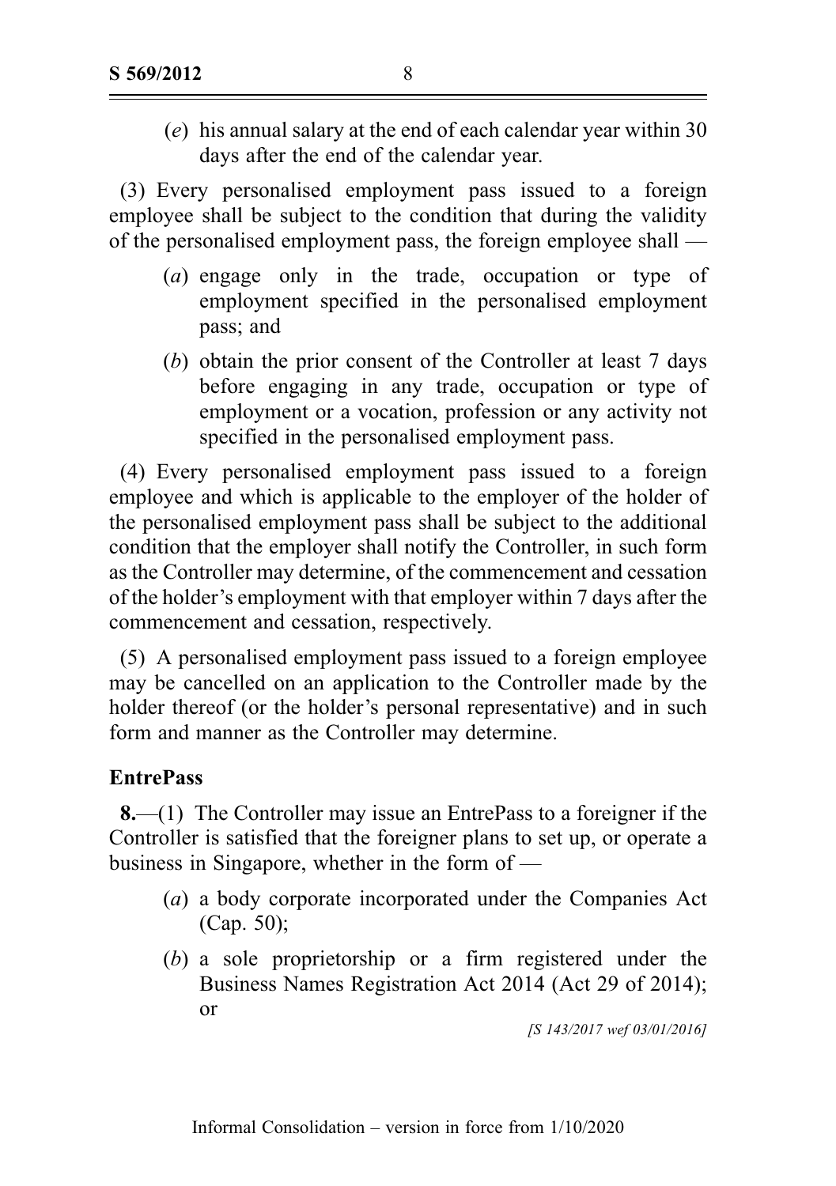(e) his annual salary at the end of each calendar year within 30 days after the end of the calendar year.

(3) Every personalised employment pass issued to a foreign employee shall be subject to the condition that during the validity of the personalised employment pass, the foreign employee shall —

(a) engage only in the trade, occupation or type of employment specified in the personalised employment pass; and

(b) obtain the prior consent of the Controller at least 7 days before engaging in any trade, occupation or type of employment or a vocation, profession or any activity not specified in the personalised employment pass.

(4) Every personalised employment pass issued to a foreign employee and which is applicable to the employer of the holder of the personalised employment pass shall be subject to the additional condition that the employer shall notify the Controller, in such form as the Controller may determine, of the commencement and cessation of the holder's employment with that employer within 7 days after the commencement and cessation, respectively.

(5) A personalised employment pass issued to a foreign employee may be cancelled on an application to the Controller made by the holder thereof (or the holder's personal representative) and in such form and manner as the Controller may determine.

**EntrePass**

**8.**—(1) The Controller may issue an EntrePass to a foreigner if the Controller is satisfied that the foreigner plans to set up, or operate a business in Singapore, whether in the form of —

(a) a body corporate incorporated under the Companies Act (Cap. 50);

(b) a sole proprietorship or a firm registered under the Business Names Registration Act 2014 (Act 29 of 2014); or

*[S 143/2017 wef 03/01/2016]*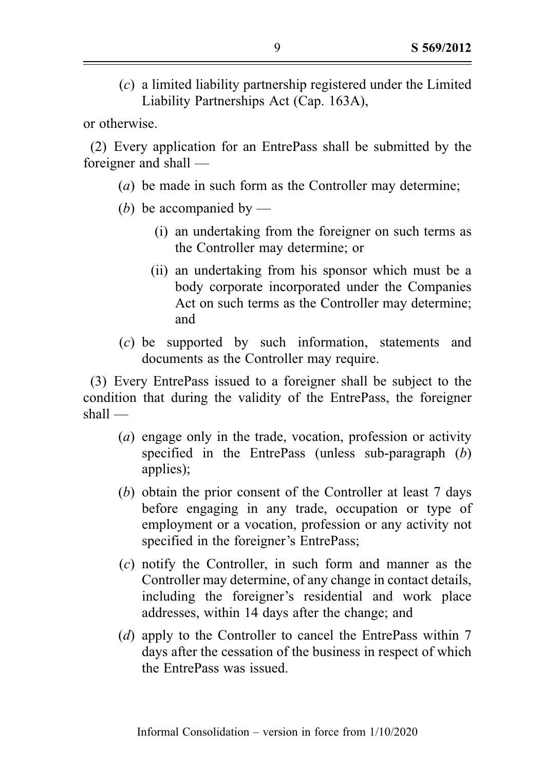(*c*) a limited liability partnership registered under the Limited Liability Partnerships Act (Cap. 163A),

or otherwise.

(2) Every application for an EntrePass shall be submitted by the foreigner and shall —

(*a*) be made in such form as the Controller may determine;

(*b*) be accompanied by —

(i) an undertaking from the foreigner on such terms as the Controller may determine; or

(ii) an undertaking from his sponsor which must be a body corporate incorporated under the Companies Act on such terms as the Controller may determine; and

(*c*) be supported by such information, statements and documents as the Controller may require.

(3) Every EntrePass issued to a foreigner shall be subject to the condition that during the validity of the EntrePass, the foreigner shall —

(*a*) engage only in the trade, vocation, profession or activity specified in the EntrePass (unless sub-paragraph (*b*) applies);

(*b*) obtain the prior consent of the Controller at least 7 days before engaging in any trade, occupation or type of employment or a vocation, profession or any activity not specified in the foreigner's EntrePass;

(*c*) notify the Controller, in such form and manner as the Controller may determine, of any change in contact details, including the foreigner's residential and work place addresses, within 14 days after the change; and

(*d*) apply to the Controller to cancel the EntrePass within 7 days after the cessation of the business in respect of which the EntrePass was issued.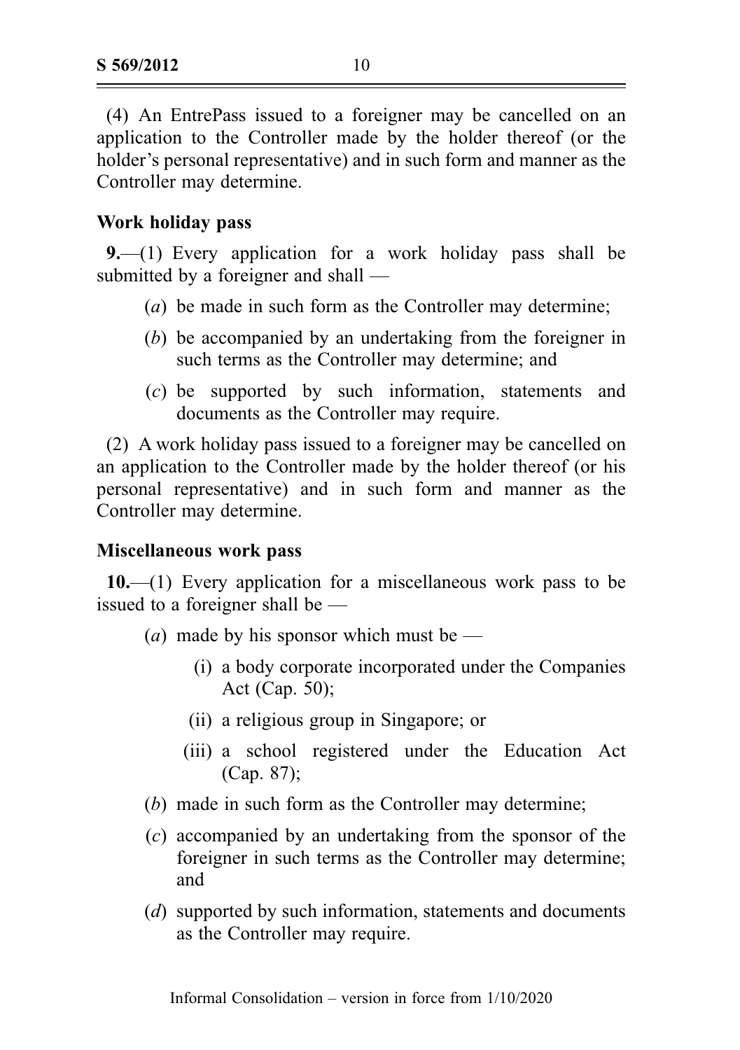(4) An EntrePass issued to a foreigner may be cancelled on an application to the Controller made by the holder thereof (or the holder's personal representative) and in such form and manner as the Controller may determine.

**Work holiday pass**

**9.**—(1) Every application for a work holiday pass shall be submitted by a foreigner and shall —

- (*a*) be made in such form as the Controller may determine;
- (*b*) be accompanied by an undertaking from the foreigner in such terms as the Controller may determine; and
- (*c*) be supported by such information, statements and documents as the Controller may require.

(2) A work holiday pass issued to a foreigner may be cancelled on an application to the Controller made by the holder thereof (or his personal representative) and in such form and manner as the Controller may determine.

**Miscellaneous work pass**

**10.**—(1) Every application for a miscellaneous work pass to be issued to a foreigner shall be —

- (*a*) made by his sponsor which must be —
  - (i) a body corporate incorporated under the Companies Act (Cap. 50);
  - (ii) a religious group in Singapore; or
  - (iii) a school registered under the Education Act (Cap. 87);
- (*b*) made in such form as the Controller may determine;
- (*c*) accompanied by an undertaking from the sponsor of the foreigner in such terms as the Controller may determine; and
- (*d*) supported by such information, statements and documents as the Controller may require.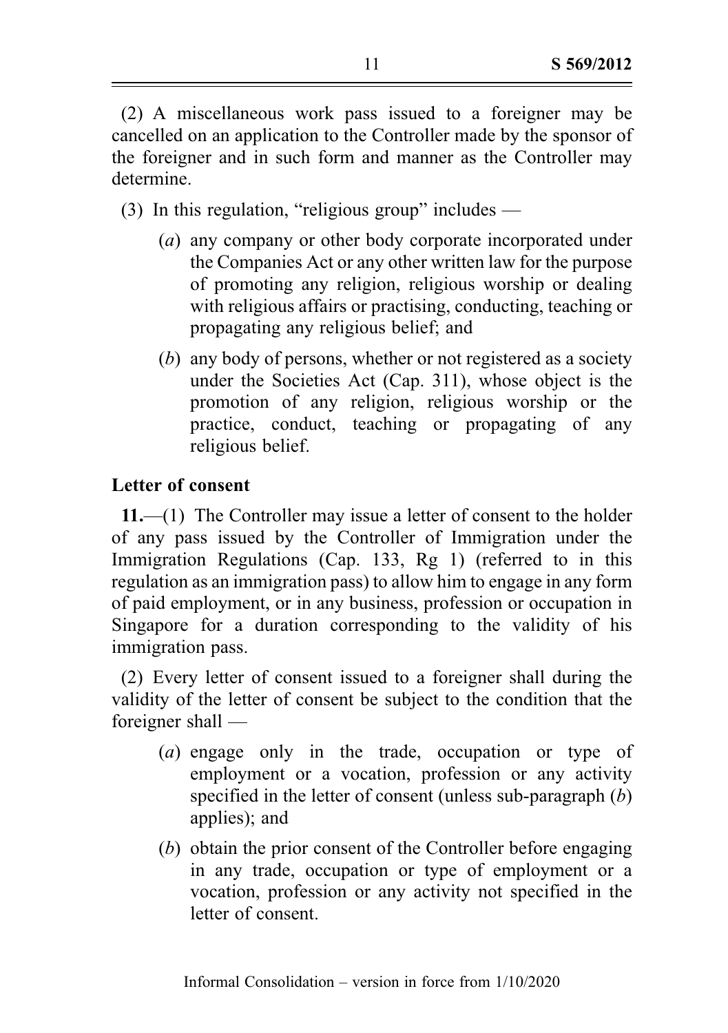(2) A miscellaneous work pass issued to a foreigner may be cancelled on an application to the Controller made by the sponsor of the foreigner and in such form and manner as the Controller may determine.

(3) In this regulation, "religious group" includes —

(*a*) any company or other body corporate incorporated under the Companies Act or any other written law for the purpose of promoting any religion, religious worship or dealing with religious affairs or practising, conducting, teaching or propagating any religious belief; and

(*b*) any body of persons, whether or not registered as a society under the Societies Act (Cap. 311), whose object is the promotion of any religion, religious worship or the practice, conduct, teaching or propagating of any religious belief.

**Letter of consent**

**11.**—(1) The Controller may issue a letter of consent to the holder of any pass issued by the Controller of Immigration under the Immigration Regulations (Cap. 133, Rg 1) (referred to in this regulation as an immigration pass) to allow him to engage in any form of paid employment, or in any business, profession or occupation in Singapore for a duration corresponding to the validity of his immigration pass.

(2) Every letter of consent issued to a foreigner shall during the validity of the letter of consent be subject to the condition that the foreigner shall —

(*a*) engage only in the trade, occupation or type of employment or a vocation, profession or any activity specified in the letter of consent (unless sub-paragraph (*b*) applies); and

(*b*) obtain the prior consent of the Controller before engaging in any trade, occupation or type of employment or a vocation, profession or any activity not specified in the letter of consent.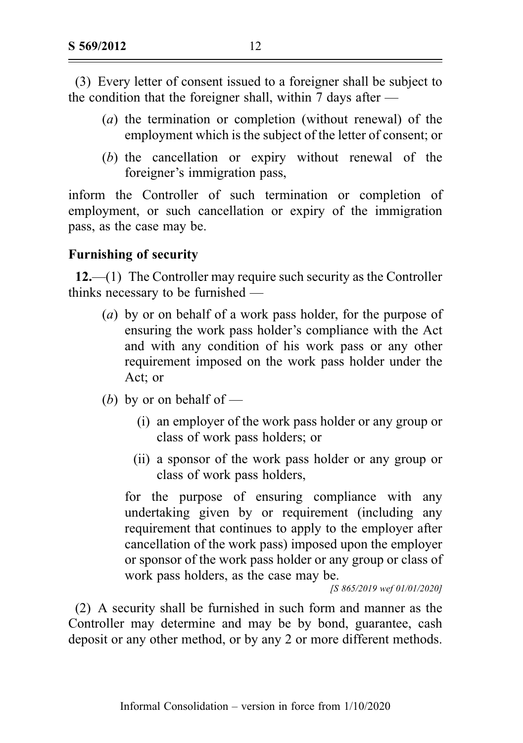(3) Every letter of consent issued to a foreigner shall be subject to the condition that the foreigner shall, within 7 days after —

(*a*) the termination or completion (without renewal) of the employment which is the subject of the letter of consent; or

(*b*) the cancellation or expiry without renewal of the foreigner's immigration pass,

inform the Controller of such termination or completion of employment, or such cancellation or expiry of the immigration pass, as the case may be.

**Furnishing of security**

**12.**—(1) The Controller may require such security as the Controller thinks necessary to be furnished —

(*a*) by or on behalf of a work pass holder, for the purpose of ensuring the work pass holder's compliance with the Act and with any condition of his work pass or any other requirement imposed on the work pass holder under the Act; or

(*b*) by or on behalf of —

(i) an employer of the work pass holder or any group or class of work pass holders; or

(ii) a sponsor of the work pass holder or any group or class of work pass holders,

for the purpose of ensuring compliance with any undertaking given by or requirement (including any requirement that continues to apply to the employer after cancellation of the work pass) imposed upon the employer or sponsor of the work pass holder or any group or class of work pass holders, as the case may be.

*[S 865/2019 wef 01/01/2020]*

(2) A security shall be furnished in such form and manner as the Controller may determine and may be by bond, guarantee, cash deposit or any other method, or by any 2 or more different methods.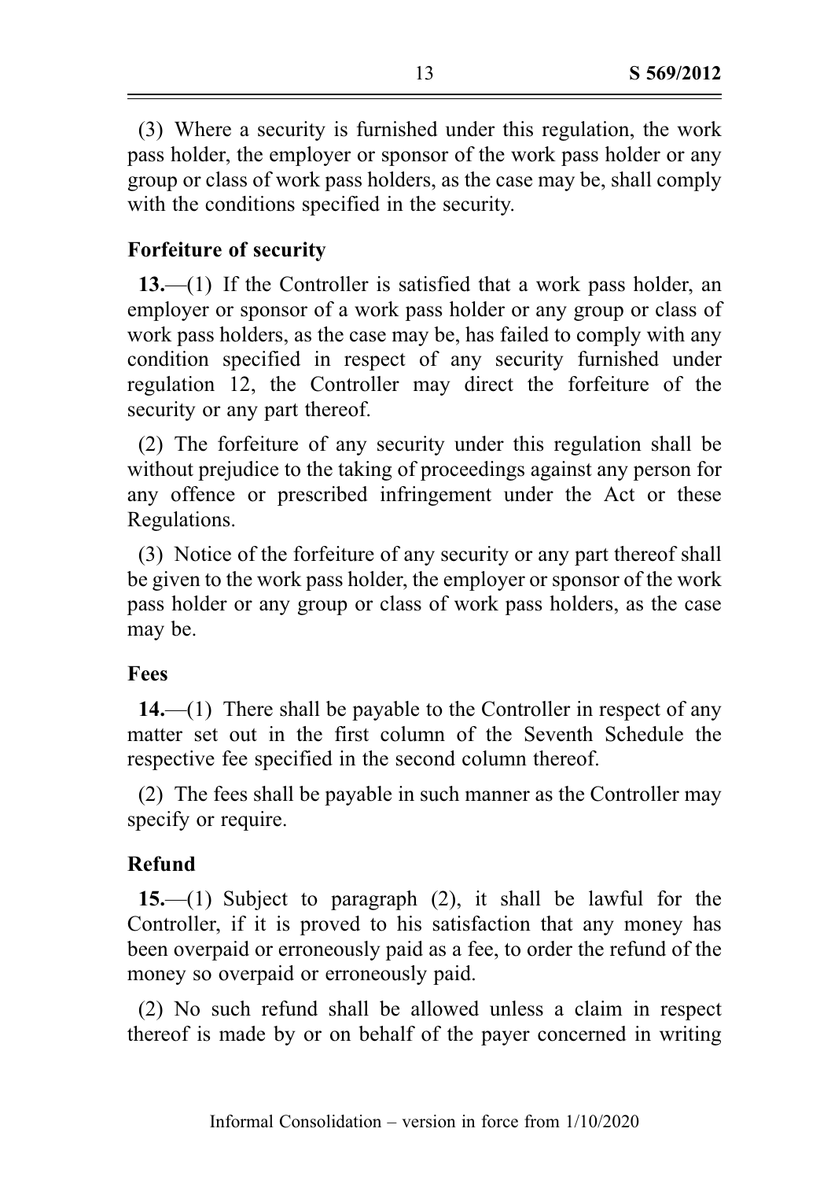(3) Where a security is furnished under this regulation, the work pass holder, the employer or sponsor of the work pass holder or any group or class of work pass holders, as the case may be, shall comply with the conditions specified in the security.

**Forfeiture of security**

**13.**—(1) If the Controller is satisfied that a work pass holder, an employer or sponsor of a work pass holder or any group or class of work pass holders, as the case may be, has failed to comply with any condition specified in respect of any security furnished under regulation 12, the Controller may direct the forfeiture of the security or any part thereof.

(2) The forfeiture of any security under this regulation shall be without prejudice to the taking of proceedings against any person for any offence or prescribed infringement under the Act or these Regulations.

(3) Notice of the forfeiture of any security or any part thereof shall be given to the work pass holder, the employer or sponsor of the work pass holder or any group or class of work pass holders, as the case may be.

**Fees**

**14.**—(1) There shall be payable to the Controller in respect of any matter set out in the first column of the Seventh Schedule the respective fee specified in the second column thereof.

(2) The fees shall be payable in such manner as the Controller may specify or require.

**Refund**

**15.**—(1) Subject to paragraph (2), it shall be lawful for the Controller, if it is proved to his satisfaction that any money has been overpaid or erroneously paid as a fee, to order the refund of the money so overpaid or erroneously paid.

(2) No such refund shall be allowed unless a claim in respect thereof is made by or on behalf of the payer concerned in writing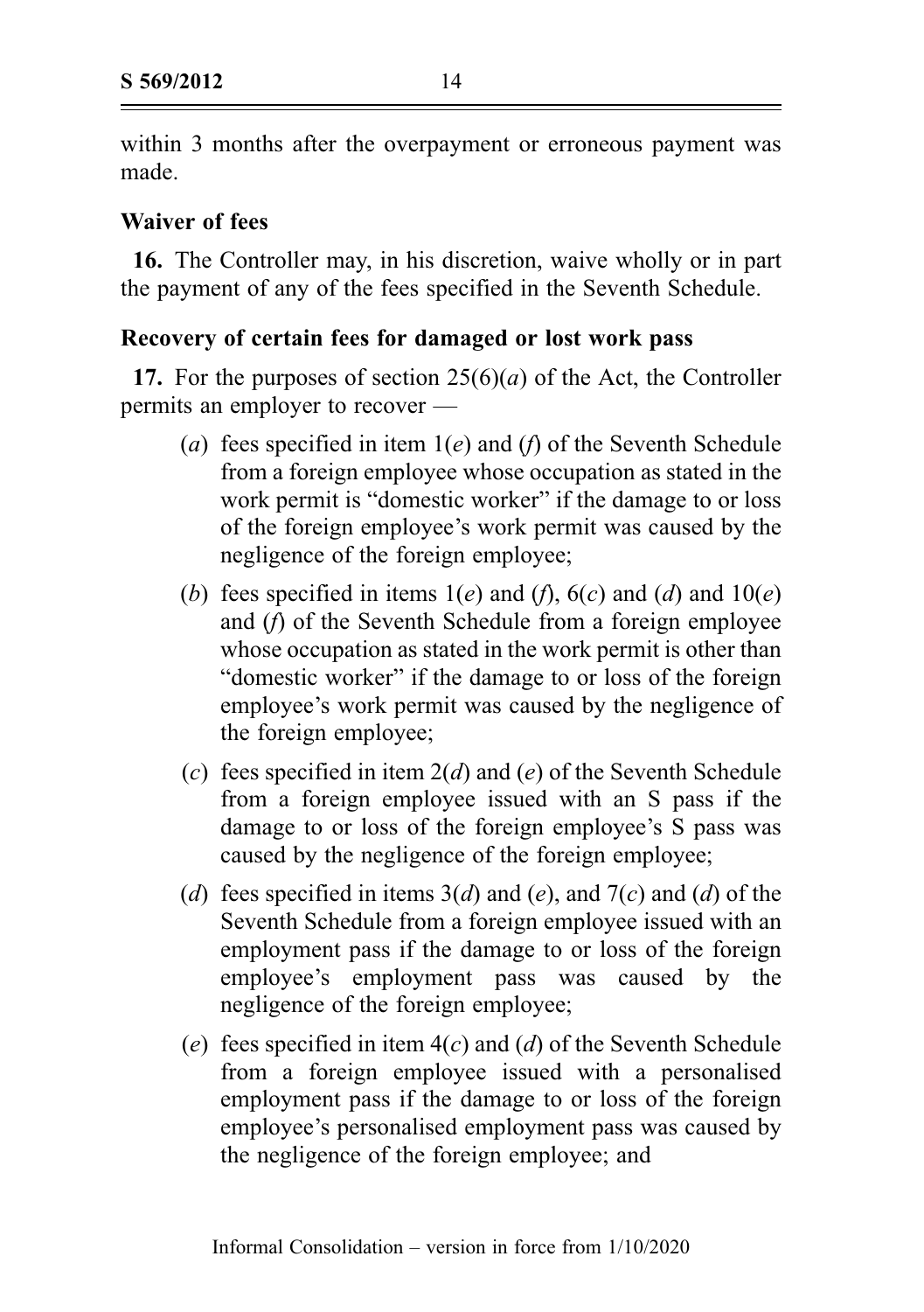within 3 months after the overpayment or erroneous payment was made.

**Waiver of fees**

**16.** The Controller may, in his discretion, waive wholly or in part the payment of any of the fees specified in the Seventh Schedule.

**Recovery of certain fees for damaged or lost work pass**

**17.** For the purposes of section 25(6)(*a*) of the Act, the Controller permits an employer to recover —

- (*a*) fees specified in item 1(*e*) and (*f*) of the Seventh Schedule from a foreign employee whose occupation as stated in the work permit is "domestic worker" if the damage to or loss of the foreign employee's work permit was caused by the negligence of the foreign employee;
- (*b*) fees specified in items 1(*e*) and (*f*), 6(*c*) and (*d*) and 10(*e*) and (*f*) of the Seventh Schedule from a foreign employee whose occupation as stated in the work permit is other than "domestic worker" if the damage to or loss of the foreign employee's work permit was caused by the negligence of the foreign employee;
- (*c*) fees specified in item 2(*d*) and (*e*) of the Seventh Schedule from a foreign employee issued with an S pass if the damage to or loss of the foreign employee's S pass was caused by the negligence of the foreign employee;
- (*d*) fees specified in items 3(*d*) and (*e*), and 7(*c*) and (*d*) of the Seventh Schedule from a foreign employee issued with an employment pass if the damage to or loss of the foreign employee's employment pass was caused by the negligence of the foreign employee;
- (*e*) fees specified in item 4(*c*) and (*d*) of the Seventh Schedule from a foreign employee issued with a personalised employment pass if the damage to or loss of the foreign employee's personalised employment pass was caused by the negligence of the foreign employee; and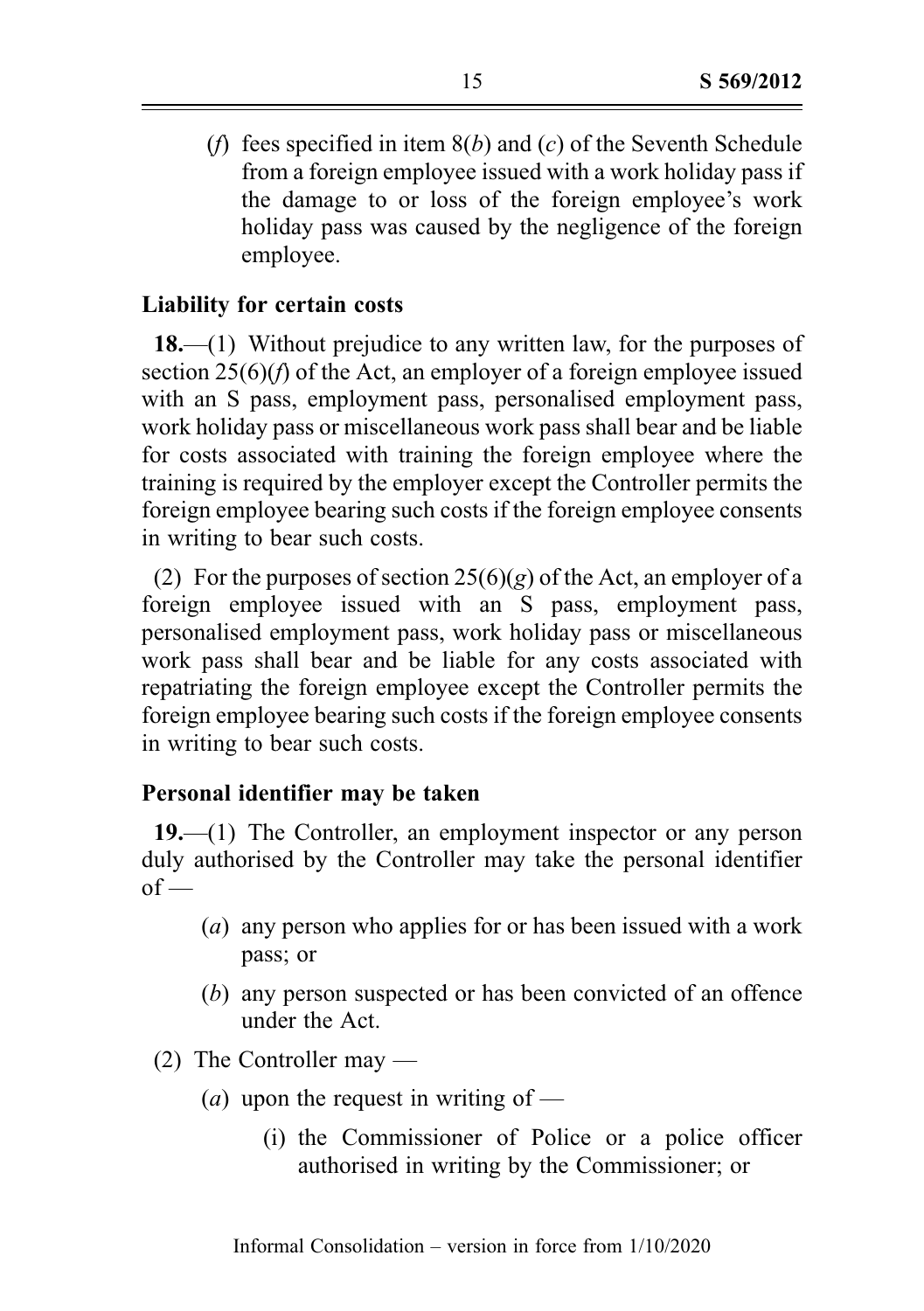(*f*) fees specified in item 8(*b*) and (*c*) of the Seventh Schedule from a foreign employee issued with a work holiday pass if the damage to or loss of the foreign employee's work holiday pass was caused by the negligence of the foreign employee.

**Liability for certain costs**

**18.**—(1) Without prejudice to any written law, for the purposes of section 25(6)(*f*) of the Act, an employer of a foreign employee issued with an S pass, employment pass, personalised employment pass, work holiday pass or miscellaneous work pass shall bear and be liable for costs associated with training the foreign employee where the training is required by the employer except the Controller permits the foreign employee bearing such costs if the foreign employee consents in writing to bear such costs.

(2) For the purposes of section 25(6)(*g*) of the Act, an employer of a foreign employee issued with an S pass, employment pass, personalised employment pass, work holiday pass or miscellaneous work pass shall bear and be liable for any costs associated with repatriating the foreign employee except the Controller permits the foreign employee bearing such costs if the foreign employee consents in writing to bear such costs.

**Personal identifier may be taken**

**19.**—(1) The Controller, an employment inspector or any person duly authorised by the Controller may take the personal identifier of —

(*a*) any person who applies for or has been issued with a work pass; or

(*b*) any person suspected or has been convicted of an offence under the Act.

(2) The Controller may —

(*a*) upon the request in writing of —

(i) the Commissioner of Police or a police officer authorised in writing by the Commissioner; or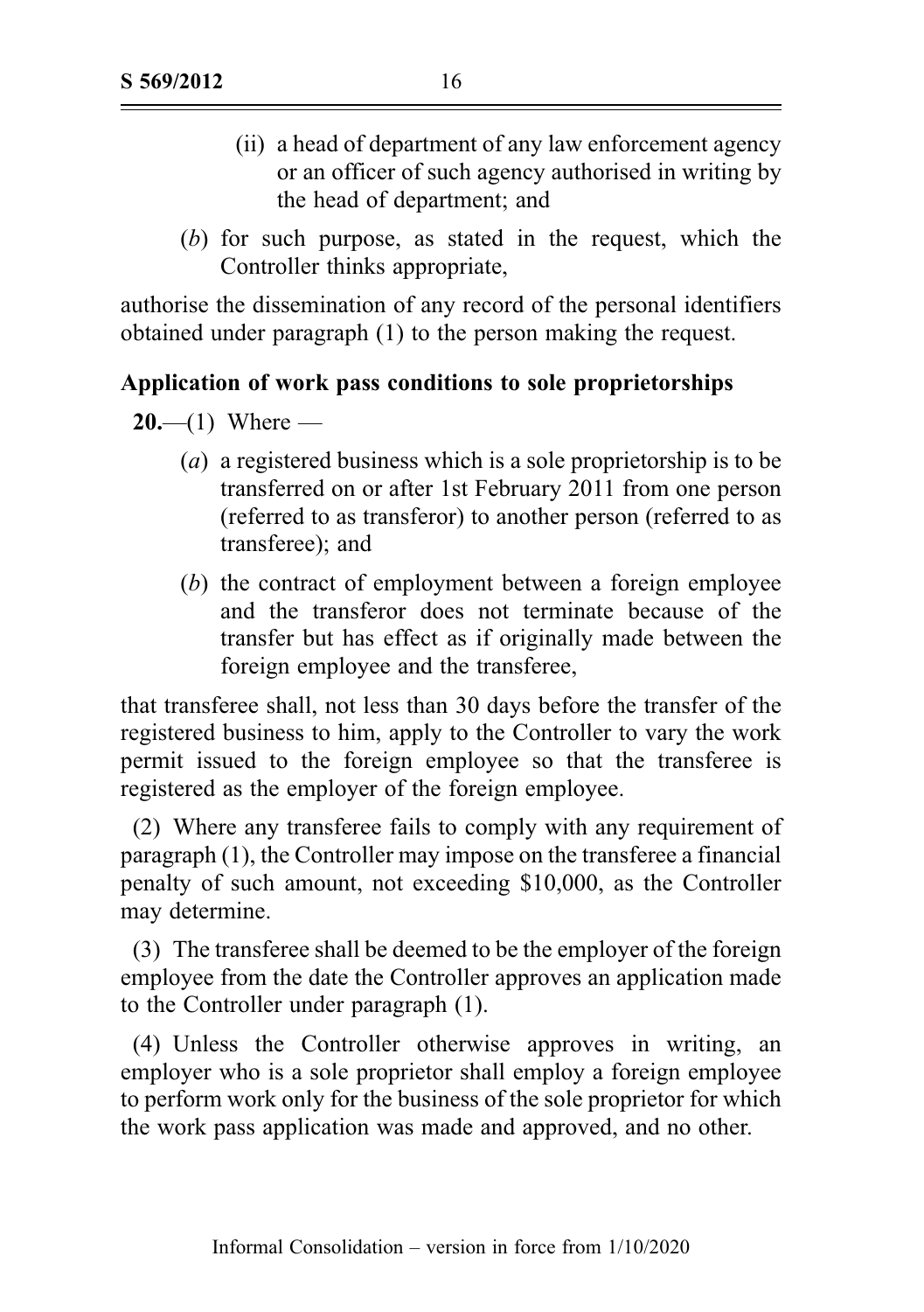(ii) a head of department of any law enforcement agency or an officer of such agency authorised in writing by the head of department; and

(*b*) for such purpose, as stated in the request, which the Controller thinks appropriate,

authorise the dissemination of any record of the personal identifiers obtained under paragraph (1) to the person making the request.

**Application of work pass conditions to sole proprietorships**

**20.**—(1) Where —

(*a*) a registered business which is a sole proprietorship is to be transferred on or after 1st February 2011 from one person (referred to as transferor) to another person (referred to as transferee); and

(*b*) the contract of employment between a foreign employee and the transferor does not terminate because of the transfer but has effect as if originally made between the foreign employee and the transferee,

that transferee shall, not less than 30 days before the transfer of the registered business to him, apply to the Controller to vary the work permit issued to the foreign employee so that the transferee is registered as the employer of the foreign employee.

(2) Where any transferee fails to comply with any requirement of paragraph (1), the Controller may impose on the transferee a financial penalty of such amount, not exceeding $10,000, as the Controller may determine.

(3) The transferee shall be deemed to be the employer of the foreign employee from the date the Controller approves an application made to the Controller under paragraph (1).

(4) Unless the Controller otherwise approves in writing, an employer who is a sole proprietor shall employ a foreign employee to perform work only for the business of the sole proprietor for which the work pass application was made and approved, and no other.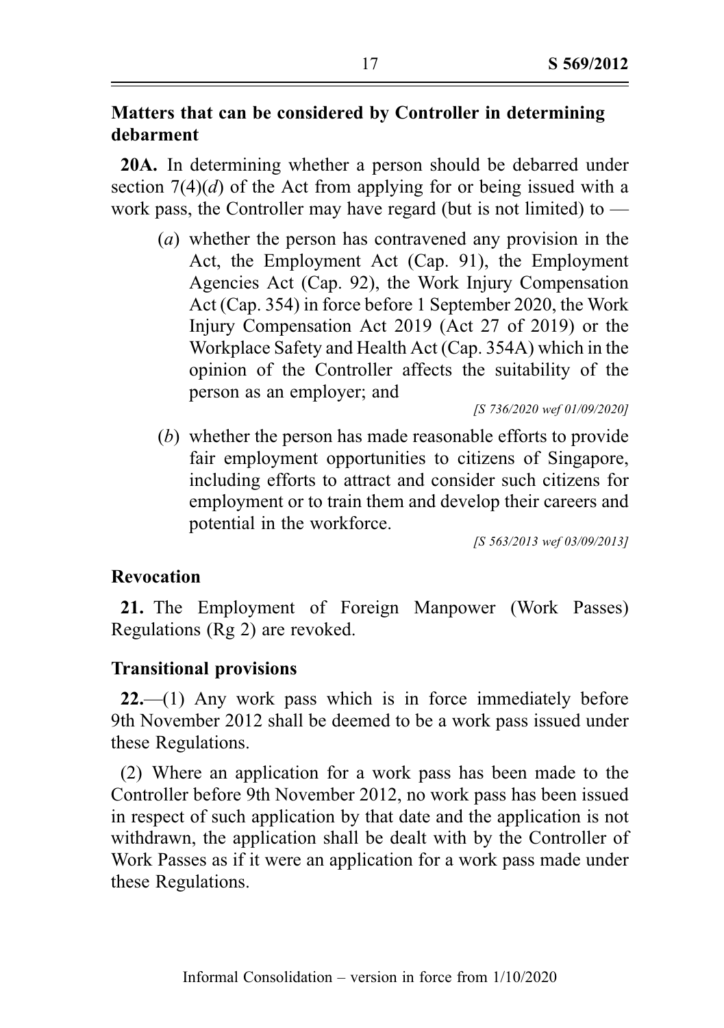**Matters that can be considered by Controller in determining debarment**

**20A.** In determining whether a person should be debarred under section 7(4)(*d*) of the Act from applying for or being issued with a work pass, the Controller may have regard (but is not limited) to —

(*a*) whether the person has contravened any provision in the Act, the Employment Act (Cap. 91), the Employment Agencies Act (Cap. 92), the Work Injury Compensation Act (Cap. 354) in force before 1 September 2020, the Work Injury Compensation Act 2019 (Act 27 of 2019) or the Workplace Safety and Health Act (Cap. 354A) which in the opinion of the Controller affects the suitability of the person as an employer; and

*[S 736/2020 wef 01/09/2020]*

(*b*) whether the person has made reasonable efforts to provide fair employment opportunities to citizens of Singapore, including efforts to attract and consider such citizens for employment or to train them and develop their careers and potential in the workforce.

*[S 563/2013 wef 03/09/2013]*

**Revocation**

**21.** The Employment of Foreign Manpower (Work Passes) Regulations (Rg 2) are revoked.

**Transitional provisions**

**22.**—(1) Any work pass which is in force immediately before 9th November 2012 shall be deemed to be a work pass issued under these Regulations.

(2) Where an application for a work pass has been made to the Controller before 9th November 2012, no work pass has been issued in respect of such application by that date and the application is not withdrawn, the application shall be dealt with by the Controller of Work Passes as if it were an application for a work pass made under these Regulations.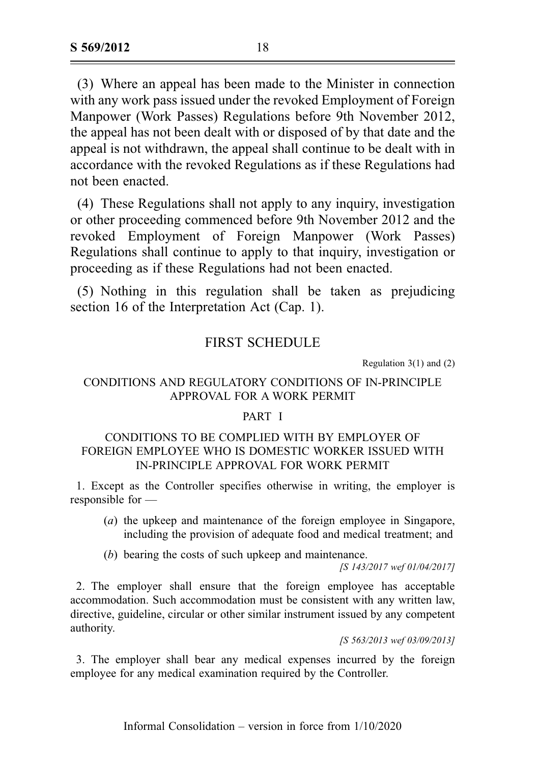(3) Where an appeal has been made to the Minister in connection with any work pass issued under the revoked Employment of Foreign Manpower (Work Passes) Regulations before 9th November 2012, the appeal has not been dealt with or disposed of by that date and the appeal is not withdrawn, the appeal shall continue to be dealt with in accordance with the revoked Regulations as if these Regulations had not been enacted.

(4) These Regulations shall not apply to any inquiry, investigation or other proceeding commenced before 9th November 2012 and the revoked Employment of Foreign Manpower (Work Passes) Regulations shall continue to apply to that inquiry, investigation or proceeding as if these Regulations had not been enacted.

(5) Nothing in this regulation shall be taken as prejudicing section 16 of the Interpretation Act (Cap. 1).

## FIRST SCHEDULE

Regulation 3(1) and (2)

### CONDITIONS AND REGULATORY CONDITIONS OF IN-PRINCIPLE APPROVAL FOR A WORK PERMIT

#### PART I

#### CONDITIONS TO BE COMPLIED WITH BY EMPLOYER OF FOREIGN EMPLOYEE WHO IS DOMESTIC WORKER ISSUED WITH IN-PRINCIPLE APPROVAL FOR WORK PERMIT

1. Except as the Controller specifies otherwise in writing, the employer is responsible for —

   (*a*) the upkeep and maintenance of the foreign employee in Singapore, including the provision of adequate food and medical treatment; and

   (*b*) bearing the costs of such upkeep and maintenance.

*[S 143/2017 wef 01/04/2017]*

2. The employer shall ensure that the foreign employee has acceptable accommodation. Such accommodation must be consistent with any written law, directive, guideline, circular or other similar instrument issued by any competent authority.

*[S 563/2013 wef 03/09/2013]*

3. The employer shall bear any medical expenses incurred by the foreign employee for any medical examination required by the Controller.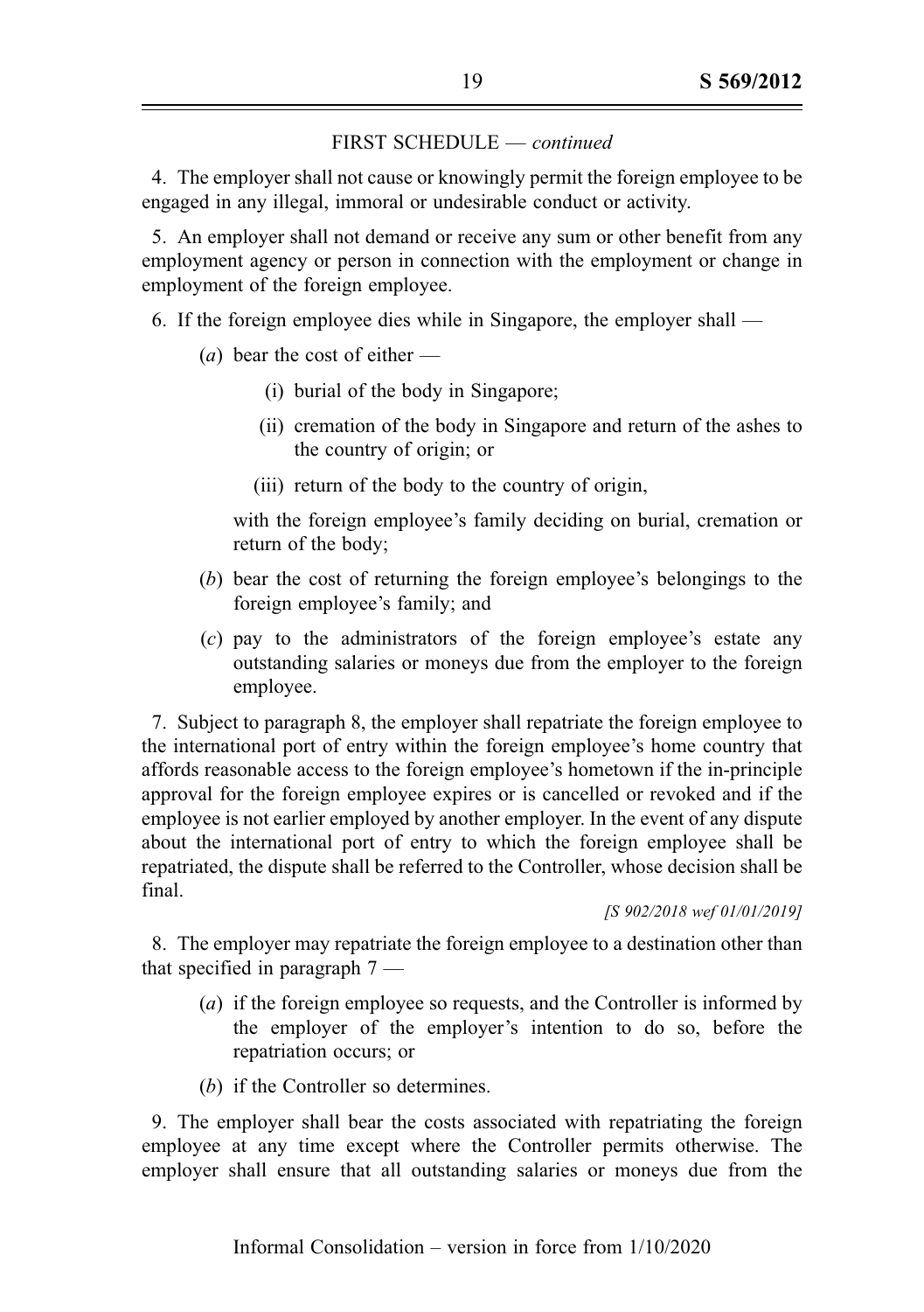FIRST SCHEDULE — *continued*

4. The employer shall not cause or knowingly permit the foreign employee to be engaged in any illegal, immoral or undesirable conduct or activity.

5. An employer shall not demand or receive any sum or other benefit from any employment agency or person in connection with the employment or change in employment of the foreign employee.

6. If the foreign employee dies while in Singapore, the employer shall —

(*a*) bear the cost of either —

(i) burial of the body in Singapore;

(ii) cremation of the body in Singapore and return of the ashes to the country of origin; or

(iii) return of the body to the country of origin,

with the foreign employee's family deciding on burial, cremation or return of the body;

(*b*) bear the cost of returning the foreign employee's belongings to the foreign employee's family; and

(*c*) pay to the administrators of the foreign employee's estate any outstanding salaries or moneys due from the employer to the foreign employee.

7. Subject to paragraph 8, the employer shall repatriate the foreign employee to the international port of entry within the foreign employee's home country that affords reasonable access to the foreign employee's hometown if the in-principle approval for the foreign employee expires or is cancelled or revoked and if the employee is not earlier employed by another employer. In the event of any dispute about the international port of entry to which the foreign employee shall be repatriated, the dispute shall be referred to the Controller, whose decision shall be final.

*[S 902/2018 wef 01/01/2019]*

8. The employer may repatriate the foreign employee to a destination other than that specified in paragraph 7 —

(*a*) if the foreign employee so requests, and the Controller is informed by the employer of the employer's intention to do so, before the repatriation occurs; or

(*b*) if the Controller so determines.

9. The employer shall bear the costs associated with repatriating the foreign employee at any time except where the Controller permits otherwise. The employer shall ensure that all outstanding salaries or moneys due from the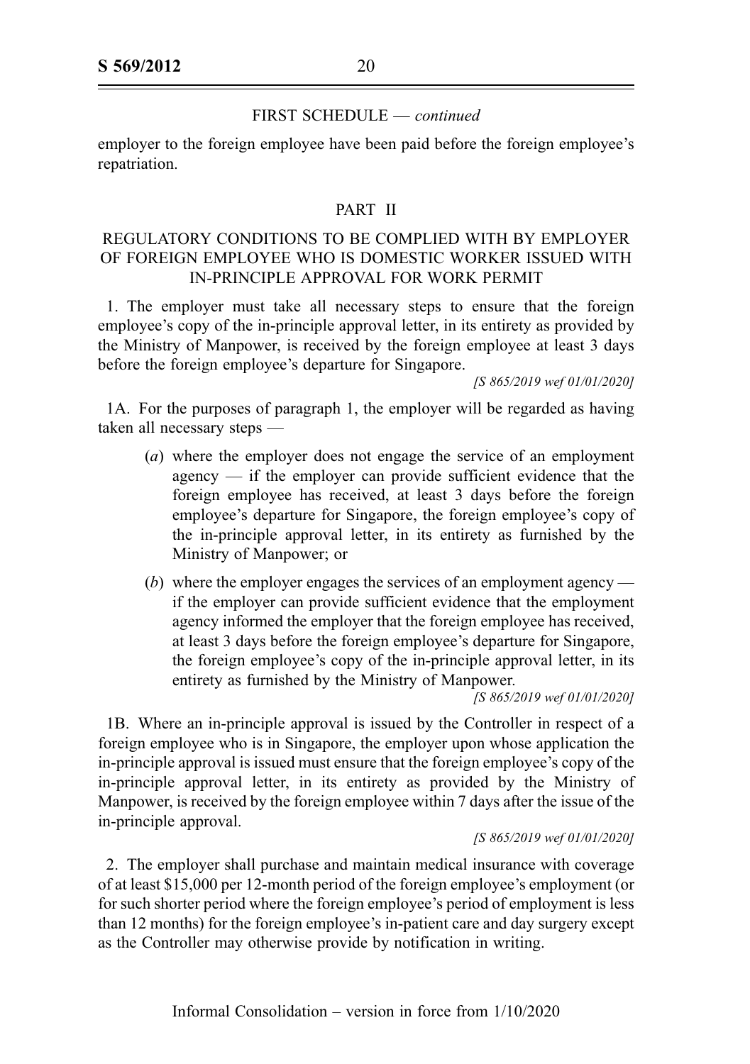FIRST SCHEDULE — *continued*

employer to the foreign employee have been paid before the foreign employee's repatriation.

## PART II

## REGULATORY CONDITIONS TO BE COMPLIED WITH BY EMPLOYER OF FOREIGN EMPLOYEE WHO IS DOMESTIC WORKER ISSUED WITH IN-PRINCIPLE APPROVAL FOR WORK PERMIT

1. The employer must take all necessary steps to ensure that the foreign employee's copy of the in-principle approval letter, in its entirety as provided by the Ministry of Manpower, is received by the foreign employee at least 3 days before the foreign employee's departure for Singapore.

*[S 865/2019 wef 01/01/2020]*

1A. For the purposes of paragraph 1, the employer will be regarded as having taken all necessary steps —

(*a*) where the employer does not engage the service of an employment agency — if the employer can provide sufficient evidence that the foreign employee has received, at least 3 days before the foreign employee's departure for Singapore, the foreign employee's copy of the in-principle approval letter, in its entirety as furnished by the Ministry of Manpower; or

(*b*) where the employer engages the services of an employment agency — if the employer can provide sufficient evidence that the employment agency informed the employer that the foreign employee has received, at least 3 days before the foreign employee's departure for Singapore, the foreign employee's copy of the in-principle approval letter, in its entirety as furnished by the Ministry of Manpower.

*[S 865/2019 wef 01/01/2020]*

1B. Where an in-principle approval is issued by the Controller in respect of a foreign employee who is in Singapore, the employer upon whose application the in-principle approval is issued must ensure that the foreign employee's copy of the in-principle approval letter, in its entirety as provided by the Ministry of Manpower, is received by the foreign employee within 7 days after the issue of the in-principle approval.

*[S 865/2019 wef 01/01/2020]*

2. The employer shall purchase and maintain medical insurance with coverage of at least $15,000 per 12-month period of the foreign employee's employment (or for such shorter period where the foreign employee's period of employment is less than 12 months) for the foreign employee's in-patient care and day surgery except as the Controller may otherwise provide by notification in writing.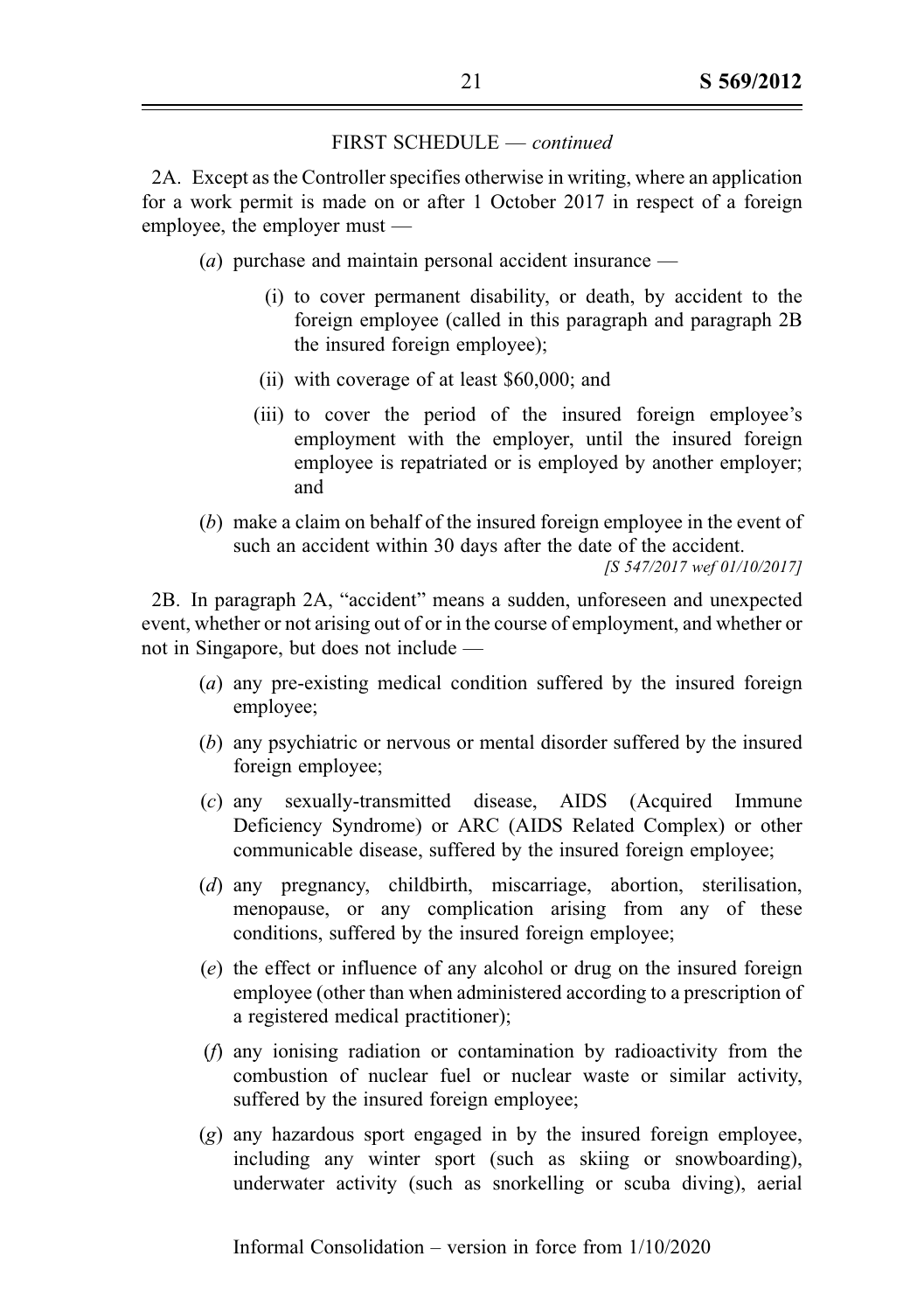FIRST SCHEDULE — *continued*

2A. Except as the Controller specifies otherwise in writing, where an application for a work permit is made on or after 1 October 2017 in respect of a foreign employee, the employer must —

- (*a*) purchase and maintain personal accident insurance —
  - (i) to cover permanent disability, or death, by accident to the foreign employee (called in this paragraph and paragraph 2B the insured foreign employee);
  - (ii) with coverage of at least $60,000; and
  - (iii) to cover the period of the insured foreign employee's employment with the employer, until the insured foreign employee is repatriated or is employed by another employer; and
- (*b*) make a claim on behalf of the insured foreign employee in the event of such an accident within 30 days after the date of the accident.

*[S 547/2017 wef 01/10/2017]*

2B. In paragraph 2A, "accident" means a sudden, unforeseen and unexpected event, whether or not arising out of or in the course of employment, and whether or not in Singapore, but does not include —

- (*a*) any pre-existing medical condition suffered by the insured foreign employee;
- (*b*) any psychiatric or nervous or mental disorder suffered by the insured foreign employee;
- (*c*) any sexually-transmitted disease, AIDS (Acquired Immune Deficiency Syndrome) or ARC (AIDS Related Complex) or other communicable disease, suffered by the insured foreign employee;
- (*d*) any pregnancy, childbirth, miscarriage, abortion, sterilisation, menopause, or any complication arising from any of these conditions, suffered by the insured foreign employee;
- (*e*) the effect or influence of any alcohol or drug on the insured foreign employee (other than when administered according to a prescription of a registered medical practitioner);
- (*f*) any ionising radiation or contamination by radioactivity from the combustion of nuclear fuel or nuclear waste or similar activity, suffered by the insured foreign employee;
- (*g*) any hazardous sport engaged in by the insured foreign employee, including any winter sport (such as skiing or snowboarding), underwater activity (such as snorkelling or scuba diving), aerial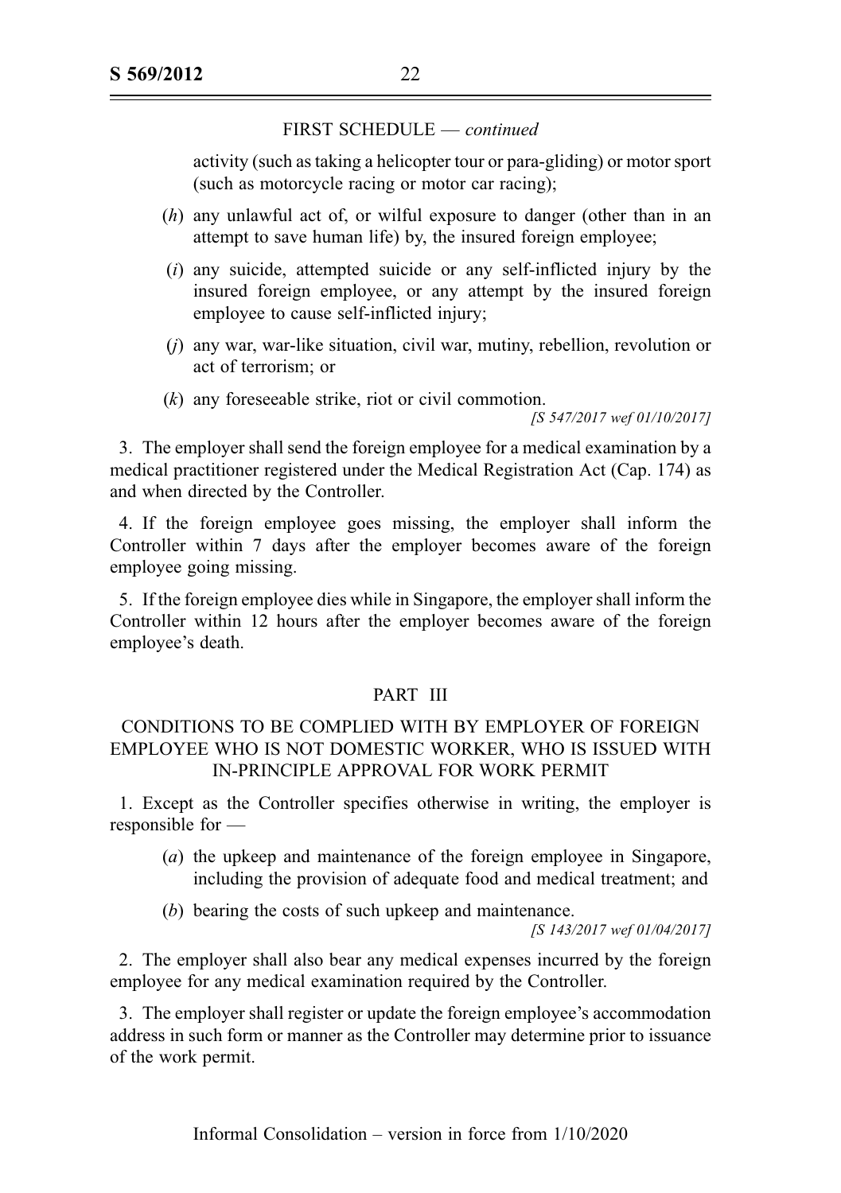FIRST SCHEDULE — *continued*

activity (such as taking a helicopter tour or para-gliding) or motor sport (such as motorcycle racing or motor car racing);

(*h*) any unlawful act of, or wilful exposure to danger (other than in an attempt to save human life) by, the insured foreign employee;

(*i*) any suicide, attempted suicide or any self-inflicted injury by the insured foreign employee, or any attempt by the insured foreign employee to cause self-inflicted injury;

(*j*) any war, war-like situation, civil war, mutiny, rebellion, revolution or act of terrorism; or

(*k*) any foreseeable strike, riot or civil commotion.

*[S 547/2017 wef 01/10/2017]*

3. The employer shall send the foreign employee for a medical examination by a medical practitioner registered under the Medical Registration Act (Cap. 174) as and when directed by the Controller.

4. If the foreign employee goes missing, the employer shall inform the Controller within 7 days after the employer becomes aware of the foreign employee going missing.

5. If the foreign employee dies while in Singapore, the employer shall inform the Controller within 12 hours after the employer becomes aware of the foreign employee's death.

## PART III

## CONDITIONS TO BE COMPLIED WITH BY EMPLOYER OF FOREIGN EMPLOYEE WHO IS NOT DOMESTIC WORKER, WHO IS ISSUED WITH IN-PRINCIPLE APPROVAL FOR WORK PERMIT

1. Except as the Controller specifies otherwise in writing, the employer is responsible for —

(*a*) the upkeep and maintenance of the foreign employee in Singapore, including the provision of adequate food and medical treatment; and

(*b*) bearing the costs of such upkeep and maintenance.

*[S 143/2017 wef 01/04/2017]*

2. The employer shall also bear any medical expenses incurred by the foreign employee for any medical examination required by the Controller.

3. The employer shall register or update the foreign employee's accommodation address in such form or manner as the Controller may determine prior to issuance of the work permit.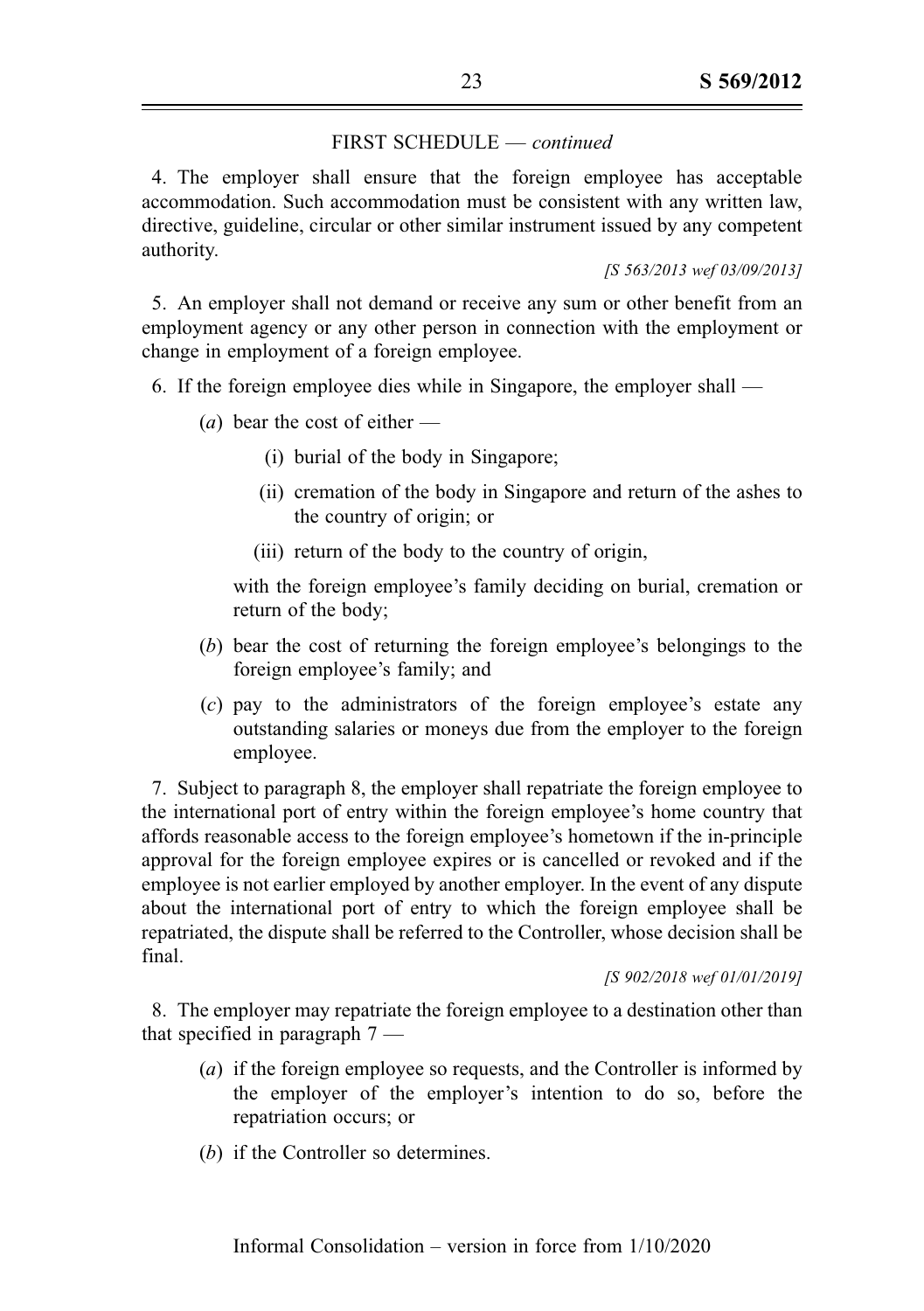FIRST SCHEDULE — *continued*

4. The employer shall ensure that the foreign employee has acceptable accommodation. Such accommodation must be consistent with any written law, directive, guideline, circular or other similar instrument issued by any competent authority.

*[S 563/2013 wef 03/09/2013]*

5. An employer shall not demand or receive any sum or other benefit from an employment agency or any other person in connection with the employment or change in employment of a foreign employee.

6. If the foreign employee dies while in Singapore, the employer shall —

(*a*) bear the cost of either —

(i) burial of the body in Singapore;

(ii) cremation of the body in Singapore and return of the ashes to the country of origin; or

(iii) return of the body to the country of origin,

with the foreign employee's family deciding on burial, cremation or return of the body;

(*b*) bear the cost of returning the foreign employee's belongings to the foreign employee's family; and

(*c*) pay to the administrators of the foreign employee's estate any outstanding salaries or moneys due from the employer to the foreign employee.

7. Subject to paragraph 8, the employer shall repatriate the foreign employee to the international port of entry within the foreign employee's home country that affords reasonable access to the foreign employee's hometown if the in-principle approval for the foreign employee expires or is cancelled or revoked and if the employee is not earlier employed by another employer. In the event of any dispute about the international port of entry to which the foreign employee shall be repatriated, the dispute shall be referred to the Controller, whose decision shall be final.

*[S 902/2018 wef 01/01/2019]*

8. The employer may repatriate the foreign employee to a destination other than that specified in paragraph 7 —

(*a*) if the foreign employee so requests, and the Controller is informed by the employer of the employer's intention to do so, before the repatriation occurs; or

(*b*) if the Controller so determines.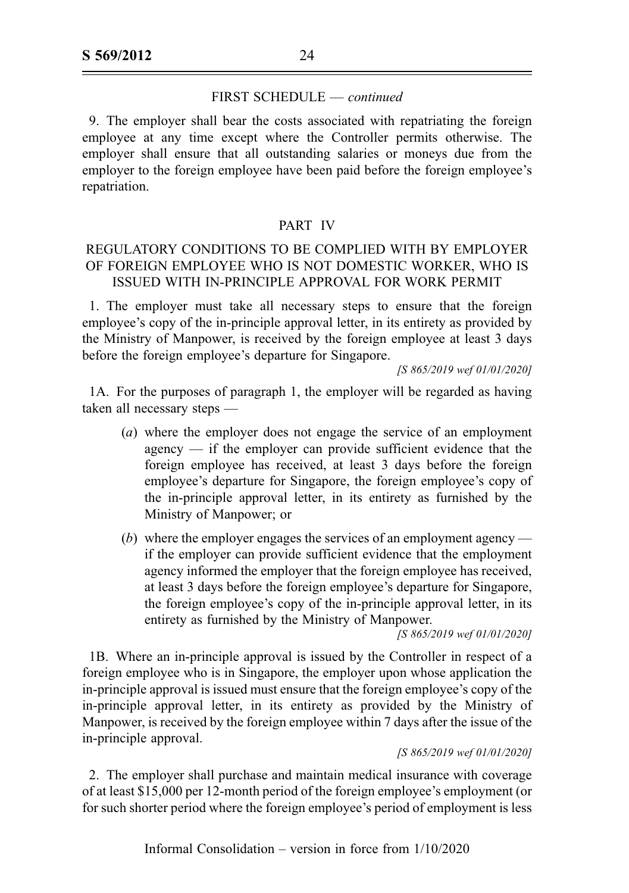FIRST SCHEDULE — *continued*

9. The employer shall bear the costs associated with repatriating the foreign employee at any time except where the Controller permits otherwise. The employer shall ensure that all outstanding salaries or moneys due from the employer to the foreign employee have been paid before the foreign employee's repatriation.

## PART IV

## REGULATORY CONDITIONS TO BE COMPLIED WITH BY EMPLOYER OF FOREIGN EMPLOYEE WHO IS NOT DOMESTIC WORKER, WHO IS ISSUED WITH IN-PRINCIPLE APPROVAL FOR WORK PERMIT

1. The employer must take all necessary steps to ensure that the foreign employee's copy of the in-principle approval letter, in its entirety as provided by the Ministry of Manpower, is received by the foreign employee at least 3 days before the foreign employee's departure for Singapore.

*[S 865/2019 wef 01/01/2020]*

1A. For the purposes of paragraph 1, the employer will be regarded as having taken all necessary steps —

(*a*) where the employer does not engage the service of an employment agency — if the employer can provide sufficient evidence that the foreign employee has received, at least 3 days before the foreign employee's departure for Singapore, the foreign employee's copy of the in-principle approval letter, in its entirety as furnished by the Ministry of Manpower; or

(*b*) where the employer engages the services of an employment agency — if the employer can provide sufficient evidence that the employment agency informed the employer that the foreign employee has received, at least 3 days before the foreign employee's departure for Singapore, the foreign employee's copy of the in-principle approval letter, in its entirety as furnished by the Ministry of Manpower.

*[S 865/2019 wef 01/01/2020]*

1B. Where an in-principle approval is issued by the Controller in respect of a foreign employee who is in Singapore, the employer upon whose application the in-principle approval is issued must ensure that the foreign employee's copy of the in-principle approval letter, in its entirety as provided by the Ministry of Manpower, is received by the foreign employee within 7 days after the issue of the in-principle approval.

*[S 865/2019 wef 01/01/2020]*

2. The employer shall purchase and maintain medical insurance with coverage of at least $15,000 per 12-month period of the foreign employee's employment (or for such shorter period where the foreign employee's period of employment is less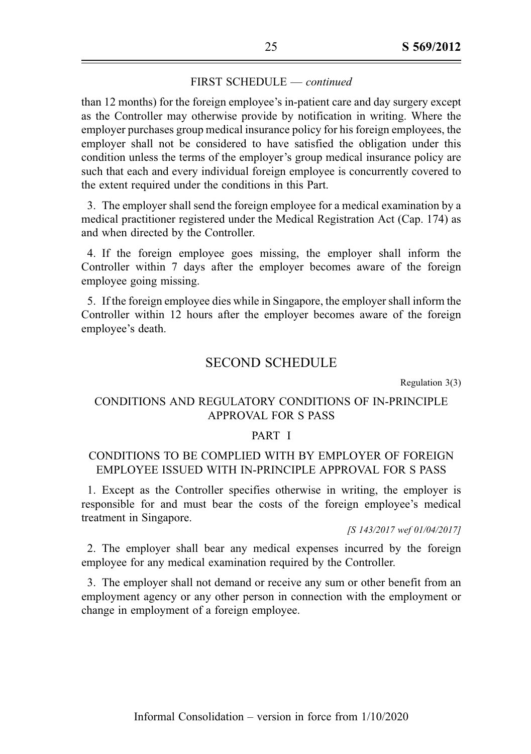FIRST SCHEDULE — *continued*

than 12 months) for the foreign employee's in-patient care and day surgery except as the Controller may otherwise provide by notification in writing. Where the employer purchases group medical insurance policy for his foreign employees, the employer shall not be considered to have satisfied the obligation under this condition unless the terms of the employer's group medical insurance policy are such that each and every individual foreign employee is concurrently covered to the extent required under the conditions in this Part.

3. The employer shall send the foreign employee for a medical examination by a medical practitioner registered under the Medical Registration Act (Cap. 174) as and when directed by the Controller.

4. If the foreign employee goes missing, the employer shall inform the Controller within 7 days after the employer becomes aware of the foreign employee going missing.

5. If the foreign employee dies while in Singapore, the employer shall inform the Controller within 12 hours after the employer becomes aware of the foreign employee's death.

## SECOND SCHEDULE

Regulation 3(3)

### CONDITIONS AND REGULATORY CONDITIONS OF IN-PRINCIPLE APPROVAL FOR S PASS

#### PART I

#### CONDITIONS TO BE COMPLIED WITH BY EMPLOYER OF FOREIGN EMPLOYEE ISSUED WITH IN-PRINCIPLE APPROVAL FOR S PASS

1. Except as the Controller specifies otherwise in writing, the employer is responsible for and must bear the costs of the foreign employee's medical treatment in Singapore.

*[S 143/2017 wef 01/04/2017]*

2. The employer shall bear any medical expenses incurred by the foreign employee for any medical examination required by the Controller.

3. The employer shall not demand or receive any sum or other benefit from an employment agency or any other person in connection with the employment or change in employment of a foreign employee.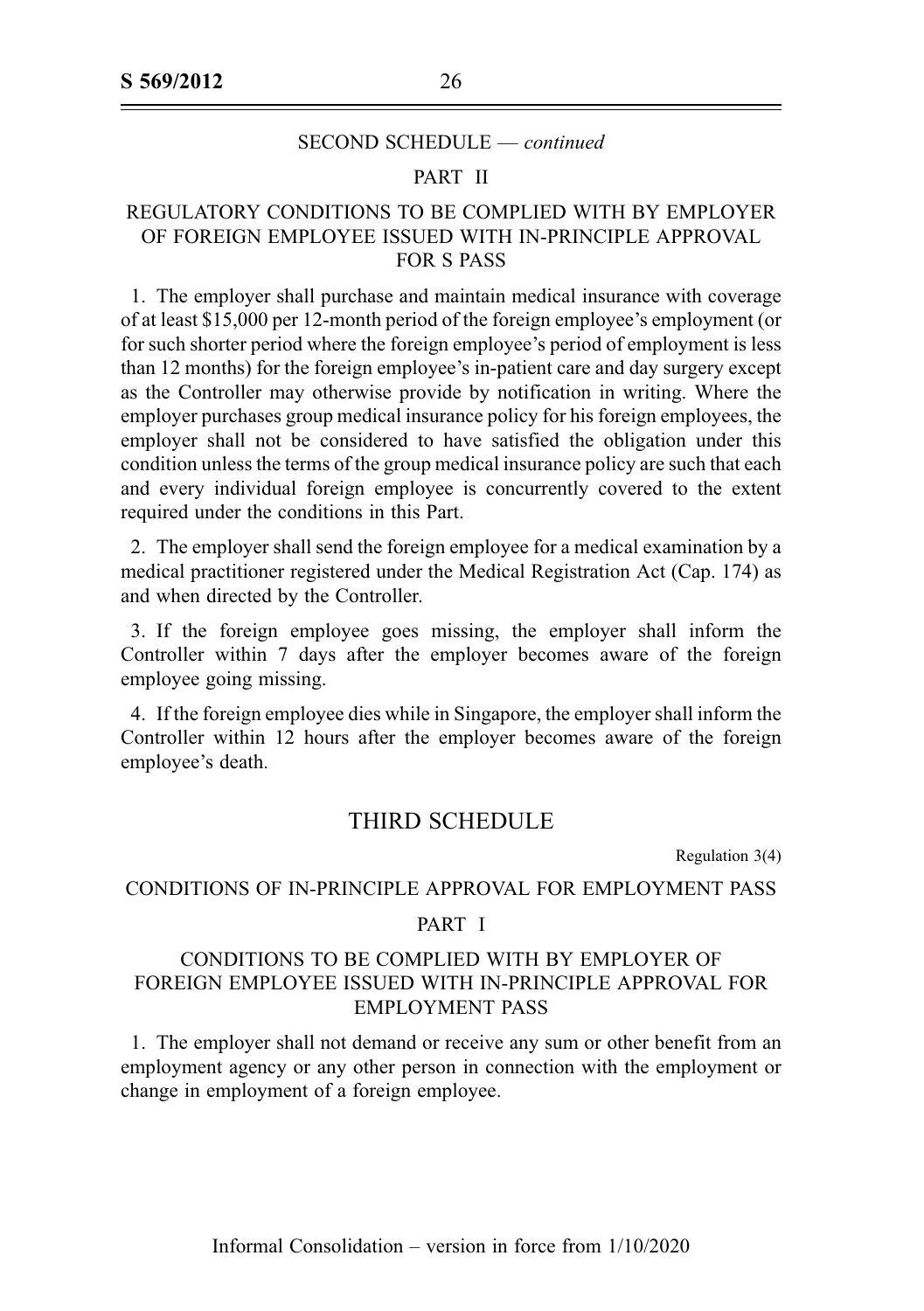SECOND SCHEDULE — *continued*

PART II

REGULATORY CONDITIONS TO BE COMPLIED WITH BY EMPLOYER OF FOREIGN EMPLOYEE ISSUED WITH IN-PRINCIPLE APPROVAL FOR S PASS

1. The employer shall purchase and maintain medical insurance with coverage of at least $15,000 per 12-month period of the foreign employee's employment (or for such shorter period where the foreign employee's period of employment is less than 12 months) for the foreign employee's in-patient care and day surgery except as the Controller may otherwise provide by notification in writing. Where the employer purchases group medical insurance policy for his foreign employees, the employer shall not be considered to have satisfied the obligation under this condition unless the terms of the group medical insurance policy are such that each and every individual foreign employee is concurrently covered to the extent required under the conditions in this Part.

2. The employer shall send the foreign employee for a medical examination by a medical practitioner registered under the Medical Registration Act (Cap. 174) as and when directed by the Controller.

3. If the foreign employee goes missing, the employer shall inform the Controller within 7 days after the employer becomes aware of the foreign employee going missing.

4. If the foreign employee dies while in Singapore, the employer shall inform the Controller within 12 hours after the employer becomes aware of the foreign employee's death.

## THIRD SCHEDULE

Regulation 3(4)

CONDITIONS OF IN-PRINCIPLE APPROVAL FOR EMPLOYMENT PASS

PART I

CONDITIONS TO BE COMPLIED WITH BY EMPLOYER OF FOREIGN EMPLOYEE ISSUED WITH IN-PRINCIPLE APPROVAL FOR EMPLOYMENT PASS

1. The employer shall not demand or receive any sum or other benefit from an employment agency or any other person in connection with the employment or change in employment of a foreign employee.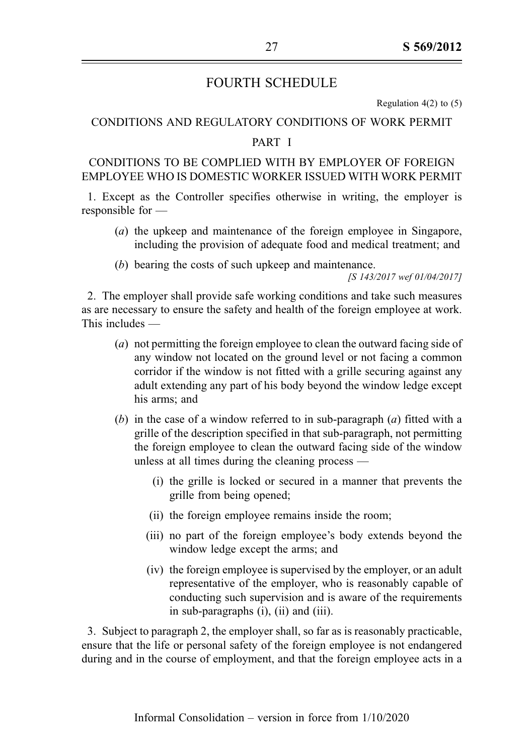# FOURTH SCHEDULE

Regulation 4(2) to (5)

## CONDITIONS AND REGULATORY CONDITIONS OF WORK PERMIT

### PART I

### CONDITIONS TO BE COMPLIED WITH BY EMPLOYER OF FOREIGN EMPLOYEE WHO IS DOMESTIC WORKER ISSUED WITH WORK PERMIT

1. Except as the Controller specifies otherwise in writing, the employer is responsible for —

   (*a*) the upkeep and maintenance of the foreign employee in Singapore, including the provision of adequate food and medical treatment; and

   (*b*) bearing the costs of such upkeep and maintenance.

*[S 143/2017 wef 01/04/2017]*

2. The employer shall provide safe working conditions and take such measures as are necessary to ensure the safety and health of the foreign employee at work. This includes —

   (*a*) not permitting the foreign employee to clean the outward facing side of any window not located on the ground level or not facing a common corridor if the window is not fitted with a grille securing against any adult extending any part of his body beyond the window ledge except his arms; and

   (*b*) in the case of a window referred to in sub-paragraph (*a*) fitted with a grille of the description specified in that sub-paragraph, not permitting the foreign employee to clean the outward facing side of the window unless at all times during the cleaning process —

      (i) the grille is locked or secured in a manner that prevents the grille from being opened;

      (ii) the foreign employee remains inside the room;

      (iii) no part of the foreign employee's body extends beyond the window ledge except the arms; and

      (iv) the foreign employee is supervised by the employer, or an adult representative of the employer, who is reasonably capable of conducting such supervision and is aware of the requirements in sub-paragraphs (i), (ii) and (iii).

3. Subject to paragraph 2, the employer shall, so far as is reasonably practicable, ensure that the life or personal safety of the foreign employee is not endangered during and in the course of employment, and that the foreign employee acts in a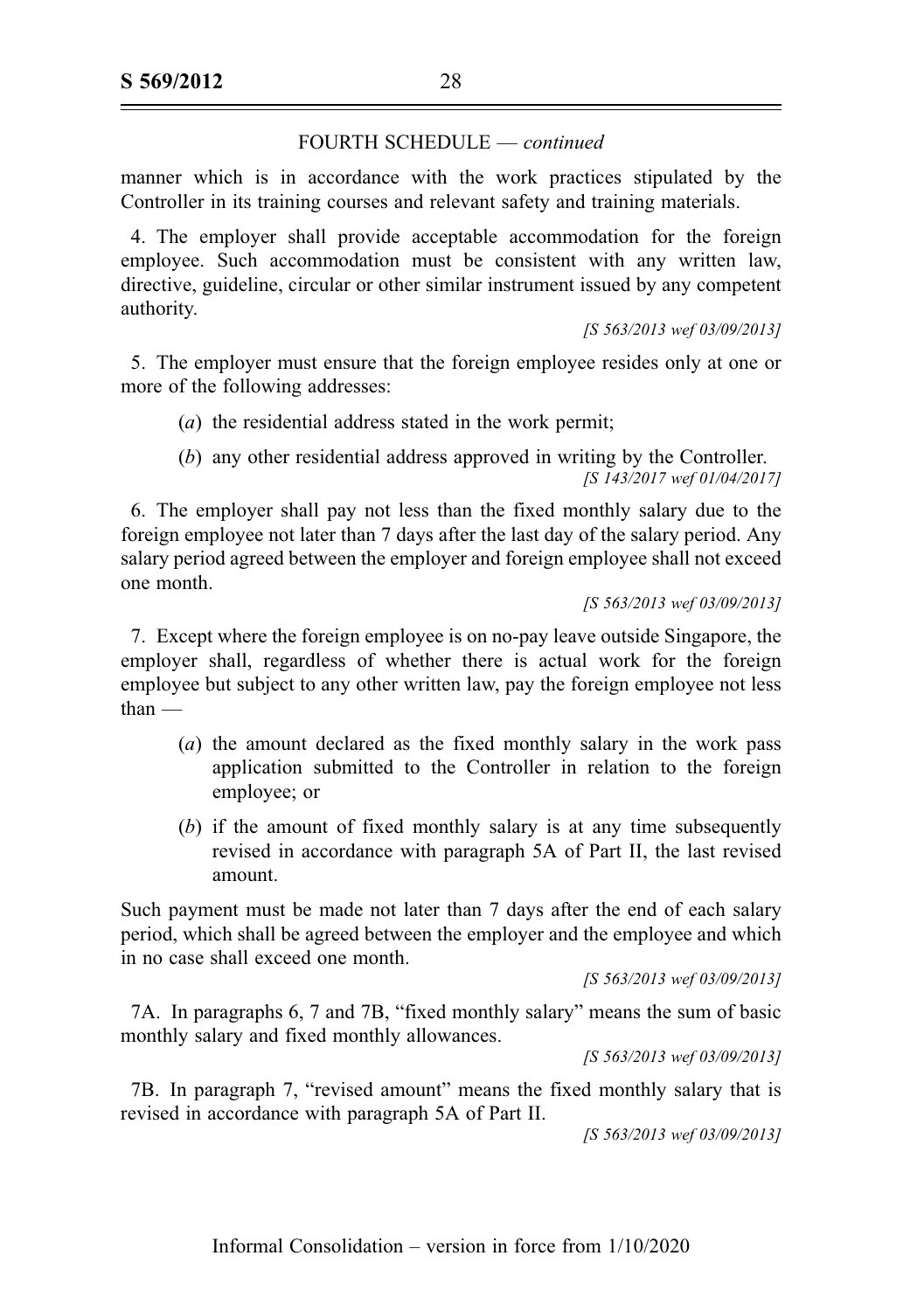FOURTH SCHEDULE — *continued*

manner which is in accordance with the work practices stipulated by the Controller in its training courses and relevant safety and training materials.

4. The employer shall provide acceptable accommodation for the foreign employee. Such accommodation must be consistent with any written law, directive, guideline, circular or other similar instrument issued by any competent authority.

*[S 563/2013 wef 03/09/2013]*

5. The employer must ensure that the foreign employee resides only at one or more of the following addresses:

(*a*) the residential address stated in the work permit;

(*b*) any other residential address approved in writing by the Controller.

*[S 143/2017 wef 01/04/2017]*

6. The employer shall pay not less than the fixed monthly salary due to the foreign employee not later than 7 days after the last day of the salary period. Any salary period agreed between the employer and foreign employee shall not exceed one month.

*[S 563/2013 wef 03/09/2013]*

7. Except where the foreign employee is on no-pay leave outside Singapore, the employer shall, regardless of whether there is actual work for the foreign employee but subject to any other written law, pay the foreign employee not less than —

(*a*) the amount declared as the fixed monthly salary in the work pass application submitted to the Controller in relation to the foreign employee; or

(*b*) if the amount of fixed monthly salary is at any time subsequently revised in accordance with paragraph 5A of Part II, the last revised amount.

Such payment must be made not later than 7 days after the end of each salary period, which shall be agreed between the employer and the employee and which in no case shall exceed one month.

*[S 563/2013 wef 03/09/2013]*

7A. In paragraphs 6, 7 and 7B, "fixed monthly salary" means the sum of basic monthly salary and fixed monthly allowances.

*[S 563/2013 wef 03/09/2013]*

7B. In paragraph 7, "revised amount" means the fixed monthly salary that is revised in accordance with paragraph 5A of Part II.

*[S 563/2013 wef 03/09/2013]*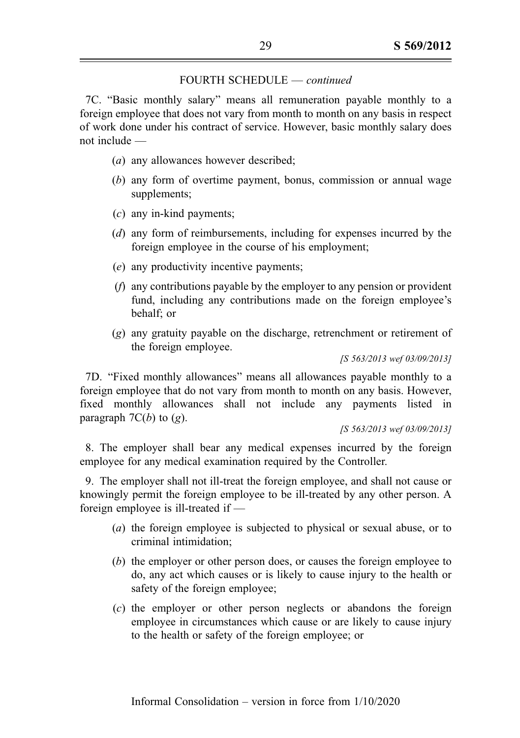FOURTH SCHEDULE — *continued*

7C. "Basic monthly salary" means all remuneration payable monthly to a foreign employee that does not vary from month to month on any basis in respect of work done under his contract of service. However, basic monthly salary does not include —

(*a*) any allowances however described;

(*b*) any form of overtime payment, bonus, commission or annual wage supplements;

(*c*) any in-kind payments;

(*d*) any form of reimbursements, including for expenses incurred by the foreign employee in the course of his employment;

(*e*) any productivity incentive payments;

(*f*) any contributions payable by the employer to any pension or provident fund, including any contributions made on the foreign employee's behalf; or

(*g*) any gratuity payable on the discharge, retrenchment or retirement of the foreign employee.

*[S 563/2013 wef 03/09/2013]*

7D. "Fixed monthly allowances" means all allowances payable monthly to a foreign employee that do not vary from month to month on any basis. However, fixed monthly allowances shall not include any payments listed in paragraph 7C(*b*) to (*g*).

*[S 563/2013 wef 03/09/2013]*

8. The employer shall bear any medical expenses incurred by the foreign employee for any medical examination required by the Controller.

9. The employer shall not ill-treat the foreign employee, and shall not cause or knowingly permit the foreign employee to be ill-treated by any other person. A foreign employee is ill-treated if —

(*a*) the foreign employee is subjected to physical or sexual abuse, or to criminal intimidation;

(*b*) the employer or other person does, or causes the foreign employee to do, any act which causes or is likely to cause injury to the health or safety of the foreign employee;

(*c*) the employer or other person neglects or abandons the foreign employee in circumstances which cause or are likely to cause injury to the health or safety of the foreign employee; or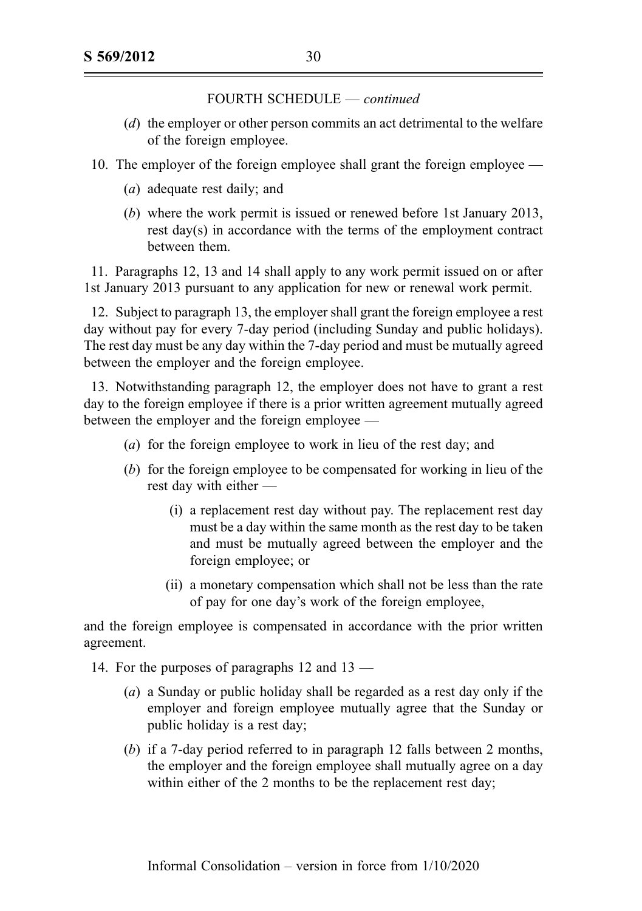FOURTH SCHEDULE — *continued*

(*d*) the employer or other person commits an act detrimental to the welfare of the foreign employee.

10. The employer of the foreign employee shall grant the foreign employee —

(*a*) adequate rest daily; and

(*b*) where the work permit is issued or renewed before 1st January 2013, rest day(s) in accordance with the terms of the employment contract between them.

11. Paragraphs 12, 13 and 14 shall apply to any work permit issued on or after 1st January 2013 pursuant to any application for new or renewal work permit.

12. Subject to paragraph 13, the employer shall grant the foreign employee a rest day without pay for every 7-day period (including Sunday and public holidays). The rest day must be any day within the 7-day period and must be mutually agreed between the employer and the foreign employee.

13. Notwithstanding paragraph 12, the employer does not have to grant a rest day to the foreign employee if there is a prior written agreement mutually agreed between the employer and the foreign employee —

(*a*) for the foreign employee to work in lieu of the rest day; and

(*b*) for the foreign employee to be compensated for working in lieu of the rest day with either —

(i) a replacement rest day without pay. The replacement rest day must be a day within the same month as the rest day to be taken and must be mutually agreed between the employer and the foreign employee; or

(ii) a monetary compensation which shall not be less than the rate of pay for one day's work of the foreign employee,

and the foreign employee is compensated in accordance with the prior written agreement.

14. For the purposes of paragraphs 12 and 13 —

(*a*) a Sunday or public holiday shall be regarded as a rest day only if the employer and foreign employee mutually agree that the Sunday or public holiday is a rest day;

(*b*) if a 7-day period referred to in paragraph 12 falls between 2 months, the employer and the foreign employee shall mutually agree on a day within either of the 2 months to be the replacement rest day;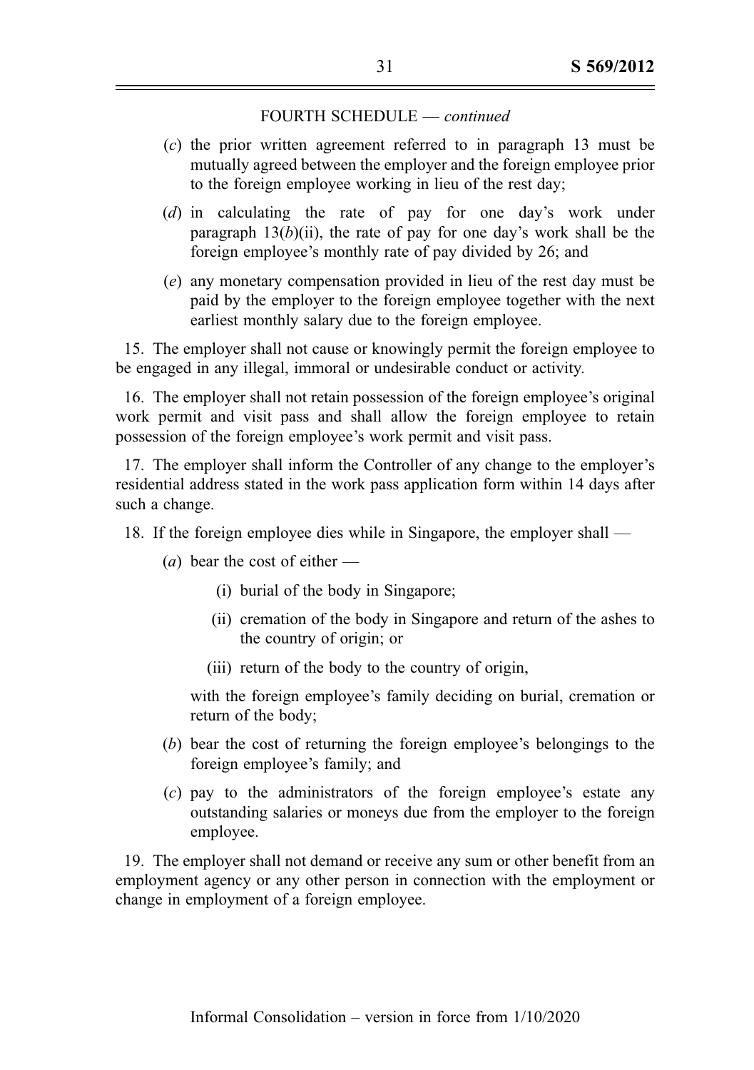FOURTH SCHEDULE — *continued*

(*c*) the prior written agreement referred to in paragraph 13 must be mutually agreed between the employer and the foreign employee prior to the foreign employee working in lieu of the rest day;

(*d*) in calculating the rate of pay for one day's work under paragraph 13(*b*)(ii), the rate of pay for one day's work shall be the foreign employee's monthly rate of pay divided by 26; and

(*e*) any monetary compensation provided in lieu of the rest day must be paid by the employer to the foreign employee together with the next earliest monthly salary due to the foreign employee.

15. The employer shall not cause or knowingly permit the foreign employee to be engaged in any illegal, immoral or undesirable conduct or activity.

16. The employer shall not retain possession of the foreign employee's original work permit and visit pass and shall allow the foreign employee to retain possession of the foreign employee's work permit and visit pass.

17. The employer shall inform the Controller of any change to the employer's residential address stated in the work pass application form within 14 days after such a change.

18. If the foreign employee dies while in Singapore, the employer shall —

(*a*) bear the cost of either —

(i) burial of the body in Singapore;

(ii) cremation of the body in Singapore and return of the ashes to the country of origin; or

(iii) return of the body to the country of origin,

with the foreign employee's family deciding on burial, cremation or return of the body;

(*b*) bear the cost of returning the foreign employee's belongings to the foreign employee's family; and

(*c*) pay to the administrators of the foreign employee's estate any outstanding salaries or moneys due from the employer to the foreign employee.

19. The employer shall not demand or receive any sum or other benefit from an employment agency or any other person in connection with the employment or change in employment of a foreign employee.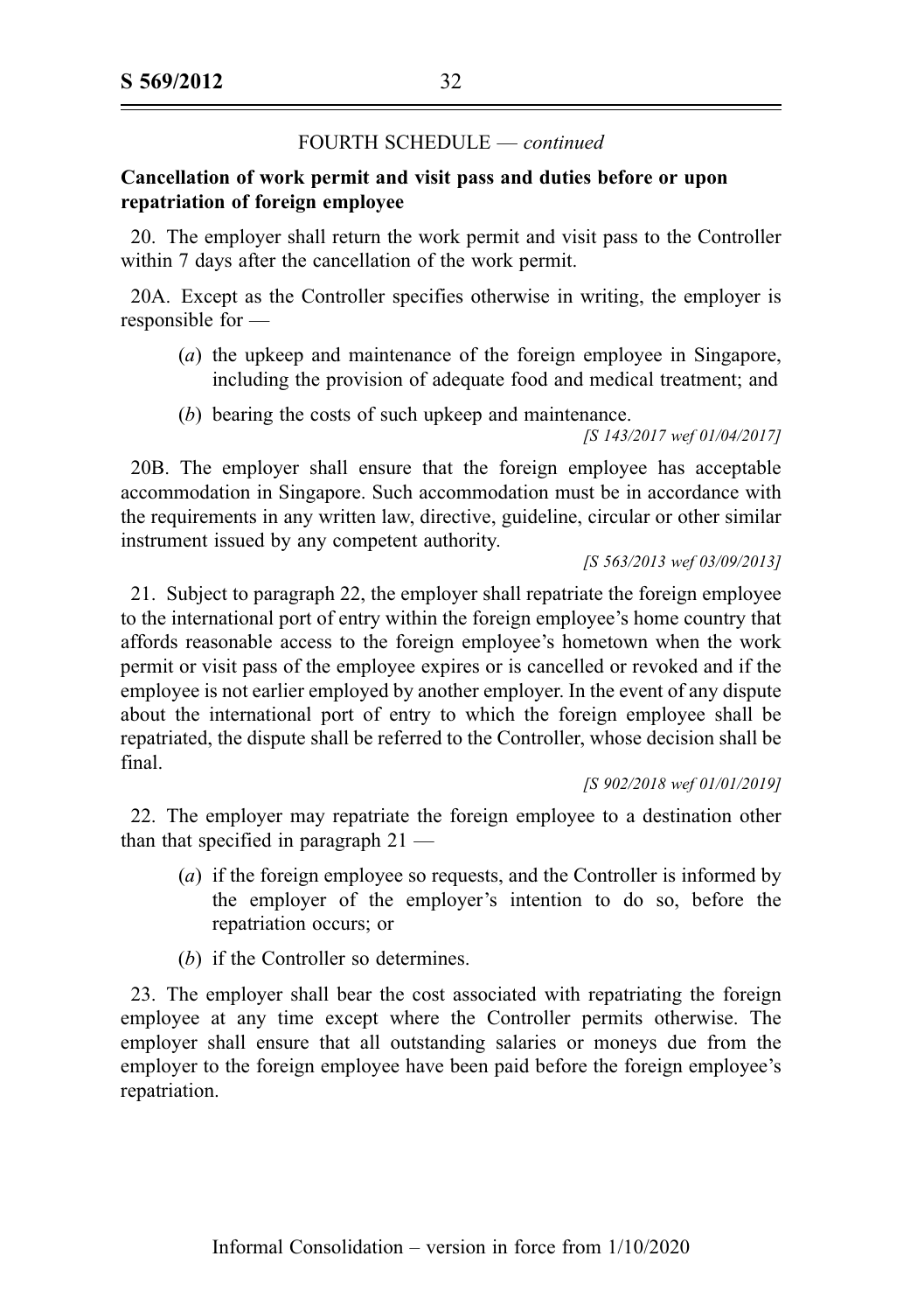FOURTH SCHEDULE — *continued*

**Cancellation of work permit and visit pass and duties before or upon repatriation of foreign employee**

20. The employer shall return the work permit and visit pass to the Controller within 7 days after the cancellation of the work permit.

20A. Except as the Controller specifies otherwise in writing, the employer is responsible for —

(*a*) the upkeep and maintenance of the foreign employee in Singapore, including the provision of adequate food and medical treatment; and

(*b*) bearing the costs of such upkeep and maintenance.

*[S 143/2017 wef 01/04/2017]*

20B. The employer shall ensure that the foreign employee has acceptable accommodation in Singapore. Such accommodation must be in accordance with the requirements in any written law, directive, guideline, circular or other similar instrument issued by any competent authority.

*[S 563/2013 wef 03/09/2013]*

21. Subject to paragraph 22, the employer shall repatriate the foreign employee to the international port of entry within the foreign employee's home country that affords reasonable access to the foreign employee's hometown when the work permit or visit pass of the employee expires or is cancelled or revoked and if the employee is not earlier employed by another employer. In the event of any dispute about the international port of entry to which the foreign employee shall be repatriated, the dispute shall be referred to the Controller, whose decision shall be final.

*[S 902/2018 wef 01/01/2019]*

22. The employer may repatriate the foreign employee to a destination other than that specified in paragraph 21 —

(*a*) if the foreign employee so requests, and the Controller is informed by the employer of the employer's intention to do so, before the repatriation occurs; or

(*b*) if the Controller so determines.

23. The employer shall bear the cost associated with repatriating the foreign employee at any time except where the Controller permits otherwise. The employer shall ensure that all outstanding salaries or moneys due from the employer to the foreign employee have been paid before the foreign employee's repatriation.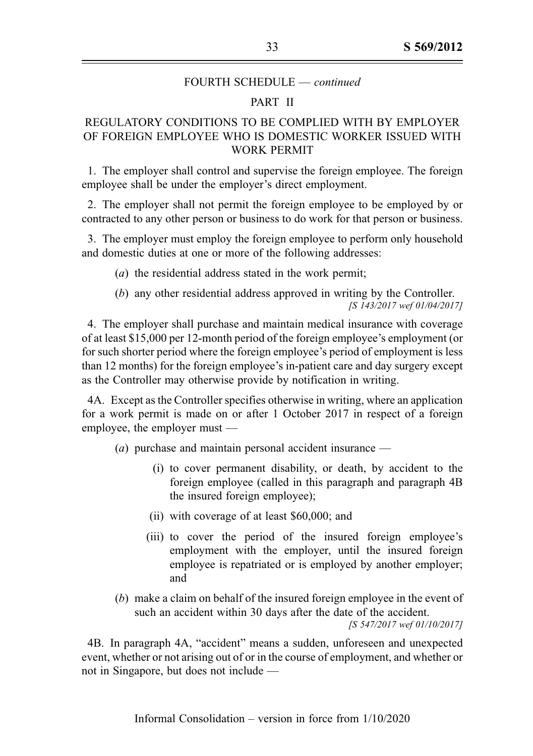FOURTH SCHEDULE — *continued*

PART II

REGULATORY CONDITIONS TO BE COMPLIED WITH BY EMPLOYER OF FOREIGN EMPLOYEE WHO IS DOMESTIC WORKER ISSUED WITH WORK PERMIT

1. The employer shall control and supervise the foreign employee. The foreign employee shall be under the employer's direct employment.

2. The employer shall not permit the foreign employee to be employed by or contracted to any other person or business to do work for that person or business.

3. The employer must employ the foreign employee to perform only household and domestic duties at one or more of the following addresses:

(*a*) the residential address stated in the work permit;

(*b*) any other residential address approved in writing by the Controller.
*[S 143/2017 wef 01/04/2017]*

4. The employer shall purchase and maintain medical insurance with coverage of at least $15,000 per 12-month period of the foreign employee's employment (or for such shorter period where the foreign employee's period of employment is less than 12 months) for the foreign employee's in-patient care and day surgery except as the Controller may otherwise provide by notification in writing.

4A. Except as the Controller specifies otherwise in writing, where an application for a work permit is made on or after 1 October 2017 in respect of a foreign employee, the employer must —

(*a*) purchase and maintain personal accident insurance —

(i) to cover permanent disability, or death, by accident to the foreign employee (called in this paragraph and paragraph 4B the insured foreign employee);

(ii) with coverage of at least $60,000; and

(iii) to cover the period of the insured foreign employee's employment with the employer, until the insured foreign employee is repatriated or is employed by another employer; and

(*b*) make a claim on behalf of the insured foreign employee in the event of such an accident within 30 days after the date of the accident.
*[S 547/2017 wef 01/10/2017]*

4B. In paragraph 4A, "accident" means a sudden, unforeseen and unexpected event, whether or not arising out of or in the course of employment, and whether or not in Singapore, but does not include —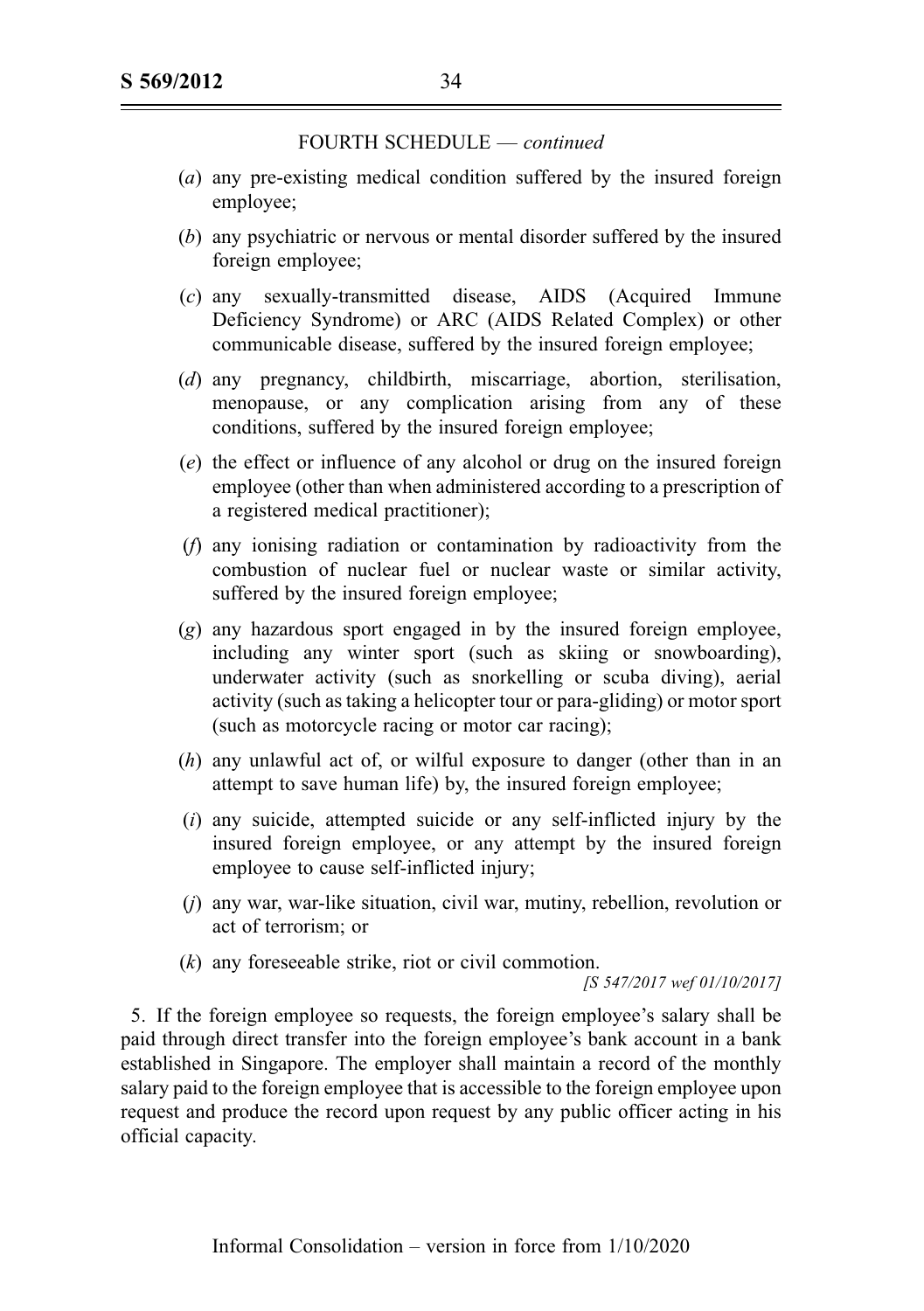FOURTH SCHEDULE — *continued*

(*a*) any pre-existing medical condition suffered by the insured foreign employee;

(*b*) any psychiatric or nervous or mental disorder suffered by the insured foreign employee;

(*c*) any sexually-transmitted disease, AIDS (Acquired Immune Deficiency Syndrome) or ARC (AIDS Related Complex) or other communicable disease, suffered by the insured foreign employee;

(*d*) any pregnancy, childbirth, miscarriage, abortion, sterilisation, menopause, or any complication arising from any of these conditions, suffered by the insured foreign employee;

(*e*) the effect or influence of any alcohol or drug on the insured foreign employee (other than when administered according to a prescription of a registered medical practitioner);

(*f*) any ionising radiation or contamination by radioactivity from the combustion of nuclear fuel or nuclear waste or similar activity, suffered by the insured foreign employee;

(*g*) any hazardous sport engaged in by the insured foreign employee, including any winter sport (such as skiing or snowboarding), underwater activity (such as snorkelling or scuba diving), aerial activity (such as taking a helicopter tour or para-gliding) or motor sport (such as motorcycle racing or motor car racing);

(*h*) any unlawful act of, or wilful exposure to danger (other than in an attempt to save human life) by, the insured foreign employee;

(*i*) any suicide, attempted suicide or any self-inflicted injury by the insured foreign employee, or any attempt by the insured foreign employee to cause self-inflicted injury;

(*j*) any war, war-like situation, civil war, mutiny, rebellion, revolution or act of terrorism; or

(*k*) any foreseeable strike, riot or civil commotion.

*[S 547/2017 wef 01/10/2017]*

5. If the foreign employee so requests, the foreign employee's salary shall be paid through direct transfer into the foreign employee's bank account in a bank established in Singapore. The employer shall maintain a record of the monthly salary paid to the foreign employee that is accessible to the foreign employee upon request and produce the record upon request by any public officer acting in his official capacity.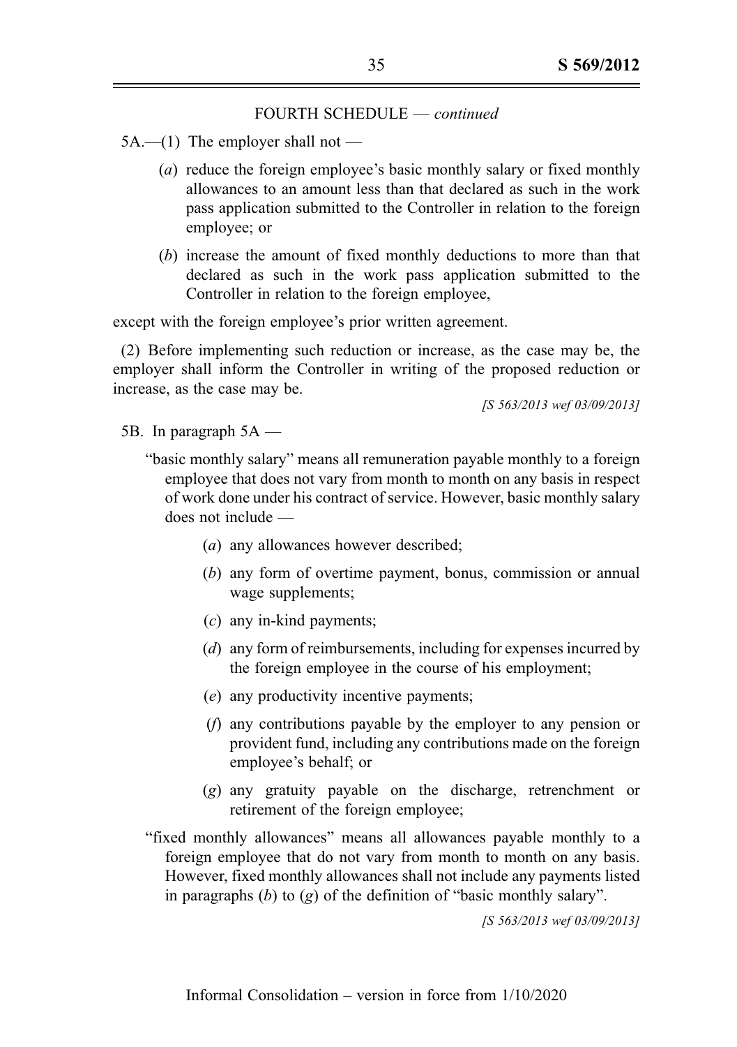FOURTH SCHEDULE — *continued*

5A.—(1) The employer shall not —

(*a*) reduce the foreign employee's basic monthly salary or fixed monthly allowances to an amount less than that declared as such in the work pass application submitted to the Controller in relation to the foreign employee; or

(*b*) increase the amount of fixed monthly deductions to more than that declared as such in the work pass application submitted to the Controller in relation to the foreign employee,

except with the foreign employee's prior written agreement.

(2) Before implementing such reduction or increase, as the case may be, the employer shall inform the Controller in writing of the proposed reduction or increase, as the case may be.

*[S 563/2013 wef 03/09/2013]*

5B. In paragraph 5A —

"basic monthly salary" means all remuneration payable monthly to a foreign employee that does not vary from month to month on any basis in respect of work done under his contract of service. However, basic monthly salary does not include —

(*a*) any allowances however described;

(*b*) any form of overtime payment, bonus, commission or annual wage supplements;

(*c*) any in-kind payments;

(*d*) any form of reimbursements, including for expenses incurred by the foreign employee in the course of his employment;

(*e*) any productivity incentive payments;

(*f*) any contributions payable by the employer to any pension or provident fund, including any contributions made on the foreign employee's behalf; or

(*g*) any gratuity payable on the discharge, retrenchment or retirement of the foreign employee;

"fixed monthly allowances" means all allowances payable monthly to a foreign employee that do not vary from month to month on any basis. However, fixed monthly allowances shall not include any payments listed in paragraphs (*b*) to (*g*) of the definition of "basic monthly salary".

*[S 563/2013 wef 03/09/2013]*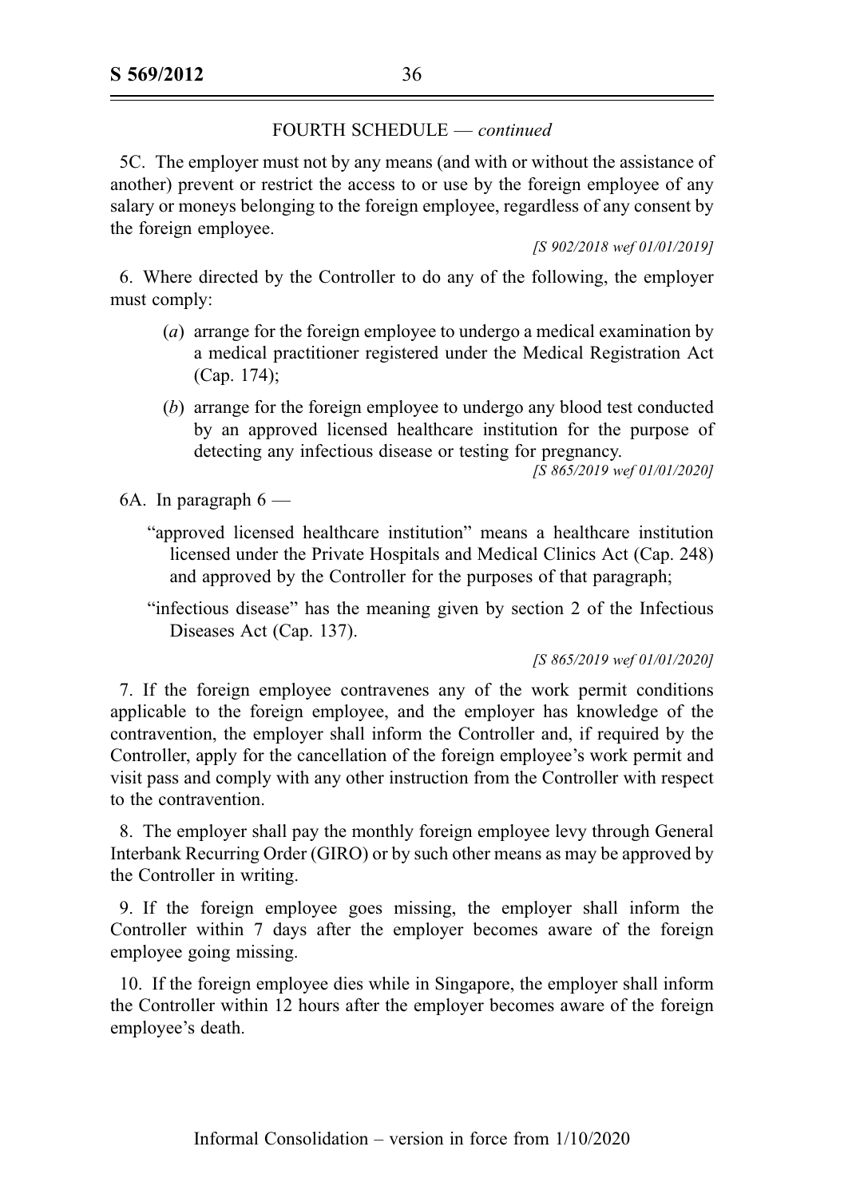FOURTH SCHEDULE — *continued*

5C. The employer must not by any means (and with or without the assistance of another) prevent or restrict the access to or use by the foreign employee of any salary or moneys belonging to the foreign employee, regardless of any consent by the foreign employee.

*[S 902/2018 wef 01/01/2019]*

6. Where directed by the Controller to do any of the following, the employer must comply:

(*a*) arrange for the foreign employee to undergo a medical examination by a medical practitioner registered under the Medical Registration Act (Cap. 174);

(*b*) arrange for the foreign employee to undergo any blood test conducted by an approved licensed healthcare institution for the purpose of detecting any infectious disease or testing for pregnancy.

*[S 865/2019 wef 01/01/2020]*

6A. In paragraph 6 —

"approved licensed healthcare institution" means a healthcare institution licensed under the Private Hospitals and Medical Clinics Act (Cap. 248) and approved by the Controller for the purposes of that paragraph;

"infectious disease" has the meaning given by section 2 of the Infectious Diseases Act (Cap. 137).

*[S 865/2019 wef 01/01/2020]*

7. If the foreign employee contravenes any of the work permit conditions applicable to the foreign employee, and the employer has knowledge of the contravention, the employer shall inform the Controller and, if required by the Controller, apply for the cancellation of the foreign employee's work permit and visit pass and comply with any other instruction from the Controller with respect to the contravention.

8. The employer shall pay the monthly foreign employee levy through General Interbank Recurring Order (GIRO) or by such other means as may be approved by the Controller in writing.

9. If the foreign employee goes missing, the employer shall inform the Controller within 7 days after the employer becomes aware of the foreign employee going missing.

10. If the foreign employee dies while in Singapore, the employer shall inform the Controller within 12 hours after the employer becomes aware of the foreign employee's death.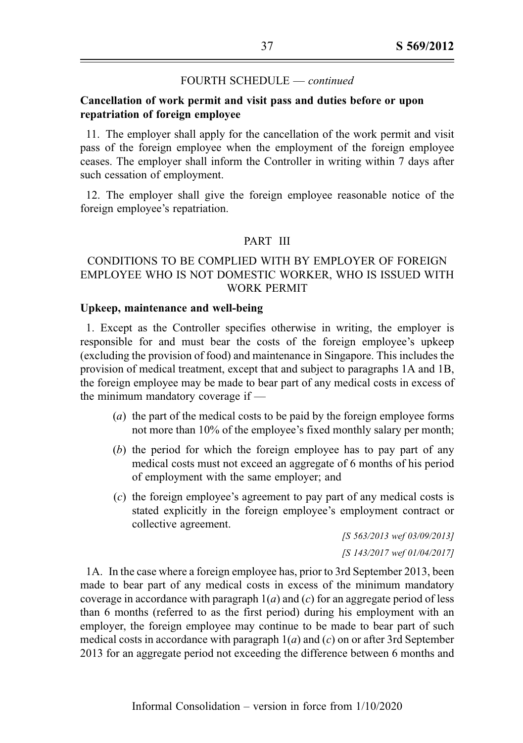FOURTH SCHEDULE — *continued*

**Cancellation of work permit and visit pass and duties before or upon repatriation of foreign employee**

11. The employer shall apply for the cancellation of the work permit and visit pass of the foreign employee when the employment of the foreign employee ceases. The employer shall inform the Controller in writing within 7 days after such cessation of employment.

12. The employer shall give the foreign employee reasonable notice of the foreign employee's repatriation.

PART III

CONDITIONS TO BE COMPLIED WITH BY EMPLOYER OF FOREIGN EMPLOYEE WHO IS NOT DOMESTIC WORKER, WHO IS ISSUED WITH WORK PERMIT

**Upkeep, maintenance and well-being**

1. Except as the Controller specifies otherwise in writing, the employer is responsible for and must bear the costs of the foreign employee's upkeep (excluding the provision of food) and maintenance in Singapore. This includes the provision of medical treatment, except that and subject to paragraphs 1A and 1B, the foreign employee may be made to bear part of any medical costs in excess of the minimum mandatory coverage if —

- (*a*) the part of the medical costs to be paid by the foreign employee forms not more than 10% of the employee's fixed monthly salary per month;
- (*b*) the period for which the foreign employee has to pay part of any medical costs must not exceed an aggregate of 6 months of his period of employment with the same employer; and
- (*c*) the foreign employee's agreement to pay part of any medical costs is stated explicitly in the foreign employee's employment contract or collective agreement.

*[S 563/2013 wef 03/09/2013]*

*[S 143/2017 wef 01/04/2017]*

1A. In the case where a foreign employee has, prior to 3rd September 2013, been made to bear part of any medical costs in excess of the minimum mandatory coverage in accordance with paragraph 1(*a*) and (*c*) for an aggregate period of less than 6 months (referred to as the first period) during his employment with an employer, the foreign employee may continue to be made to bear part of such medical costs in accordance with paragraph 1(*a*) and (*c*) on or after 3rd September 2013 for an aggregate period not exceeding the difference between 6 months and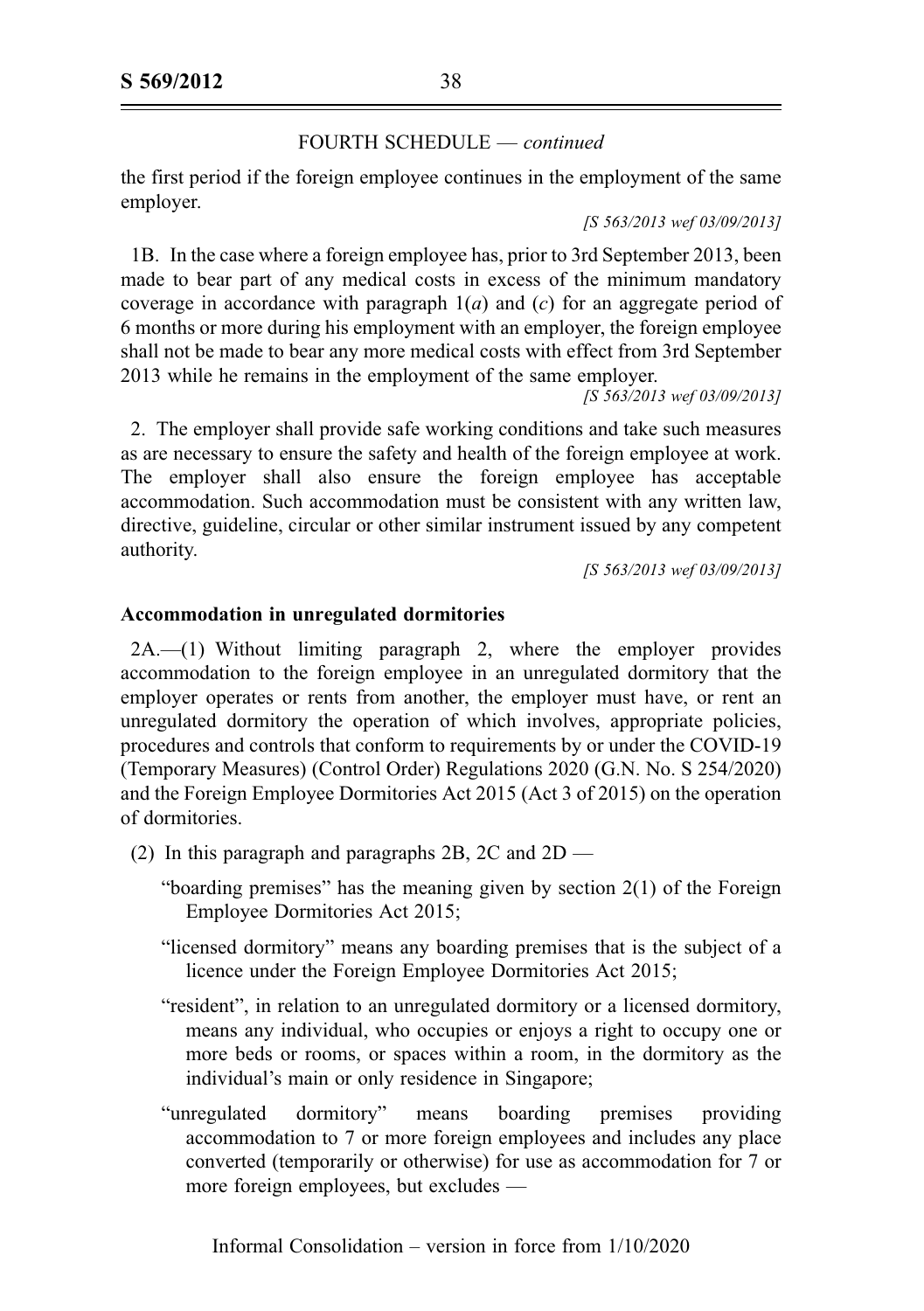FOURTH SCHEDULE — *continued*

the first period if the foreign employee continues in the employment of the same employer.

*[S 563/2013 wef 03/09/2013]*

1B. In the case where a foreign employee has, prior to 3rd September 2013, been made to bear part of any medical costs in excess of the minimum mandatory coverage in accordance with paragraph 1(*a*) and (*c*) for an aggregate period of 6 months or more during his employment with an employer, the foreign employee shall not be made to bear any more medical costs with effect from 3rd September 2013 while he remains in the employment of the same employer.

*[S 563/2013 wef 03/09/2013]*

2. The employer shall provide safe working conditions and take such measures as are necessary to ensure the safety and health of the foreign employee at work. The employer shall also ensure the foreign employee has acceptable accommodation. Such accommodation must be consistent with any written law, directive, guideline, circular or other similar instrument issued by any competent authority.

*[S 563/2013 wef 03/09/2013]*

**Accommodation in unregulated dormitories**

2A.—(1) Without limiting paragraph 2, where the employer provides accommodation to the foreign employee in an unregulated dormitory that the employer operates or rents from another, the employer must have, or rent an unregulated dormitory the operation of which involves, appropriate policies, procedures and controls that conform to requirements by or under the COVID-19 (Temporary Measures) (Control Order) Regulations 2020 (G.N. No. S 254/2020) and the Foreign Employee Dormitories Act 2015 (Act 3 of 2015) on the operation of dormitories.

(2) In this paragraph and paragraphs 2B, 2C and 2D —

"boarding premises" has the meaning given by section 2(1) of the Foreign Employee Dormitories Act 2015;

"licensed dormitory" means any boarding premises that is the subject of a licence under the Foreign Employee Dormitories Act 2015;

"resident", in relation to an unregulated dormitory or a licensed dormitory, means any individual, who occupies or enjoys a right to occupy one or more beds or rooms, or spaces within a room, in the dormitory as the individual's main or only residence in Singapore;

"unregulated dormitory" means boarding premises providing accommodation to 7 or more foreign employees and includes any place converted (temporarily or otherwise) for use as accommodation for 7 or more foreign employees, but excludes —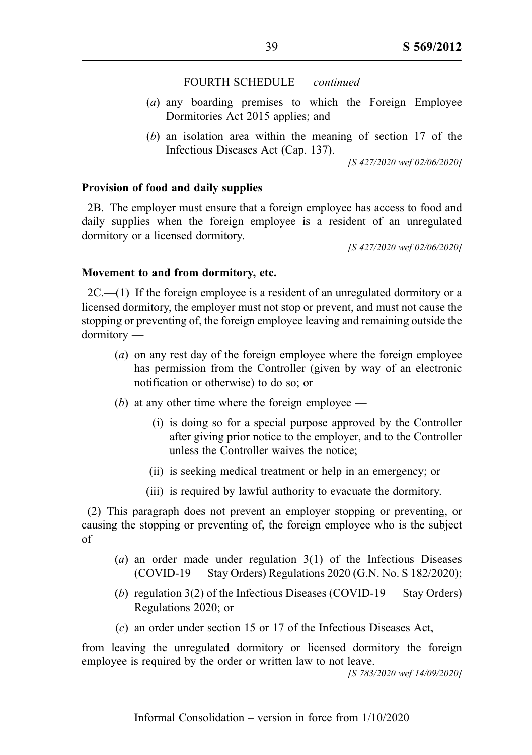FOURTH SCHEDULE — *continued*

(*a*) any boarding premises to which the Foreign Employee Dormitories Act 2015 applies; and

(*b*) an isolation area within the meaning of section 17 of the Infectious Diseases Act (Cap. 137).

*[S 427/2020 wef 02/06/2020]*

**Provision of food and daily supplies**

2B. The employer must ensure that a foreign employee has access to food and daily supplies when the foreign employee is a resident of an unregulated dormitory or a licensed dormitory.

*[S 427/2020 wef 02/06/2020]*

**Movement to and from dormitory, etc.**

2C.—(1) If the foreign employee is a resident of an unregulated dormitory or a licensed dormitory, the employer must not stop or prevent, and must not cause the stopping or preventing of, the foreign employee leaving and remaining outside the dormitory —

(*a*) on any rest day of the foreign employee where the foreign employee has permission from the Controller (given by way of an electronic notification or otherwise) to do so; or

(*b*) at any other time where the foreign employee —

(i) is doing so for a special purpose approved by the Controller after giving prior notice to the employer, and to the Controller unless the Controller waives the notice;

(ii) is seeking medical treatment or help in an emergency; or

(iii) is required by lawful authority to evacuate the dormitory.

(2) This paragraph does not prevent an employer stopping or preventing, or causing the stopping or preventing of, the foreign employee who is the subject of —

(*a*) an order made under regulation 3(1) of the Infectious Diseases (COVID-19 — Stay Orders) Regulations 2020 (G.N. No. S 182/2020);

(*b*) regulation 3(2) of the Infectious Diseases (COVID-19 — Stay Orders) Regulations 2020; or

(*c*) an order under section 15 or 17 of the Infectious Diseases Act,

from leaving the unregulated dormitory or licensed dormitory the foreign employee is required by the order or written law to not leave.

*[S 783/2020 wef 14/09/2020]*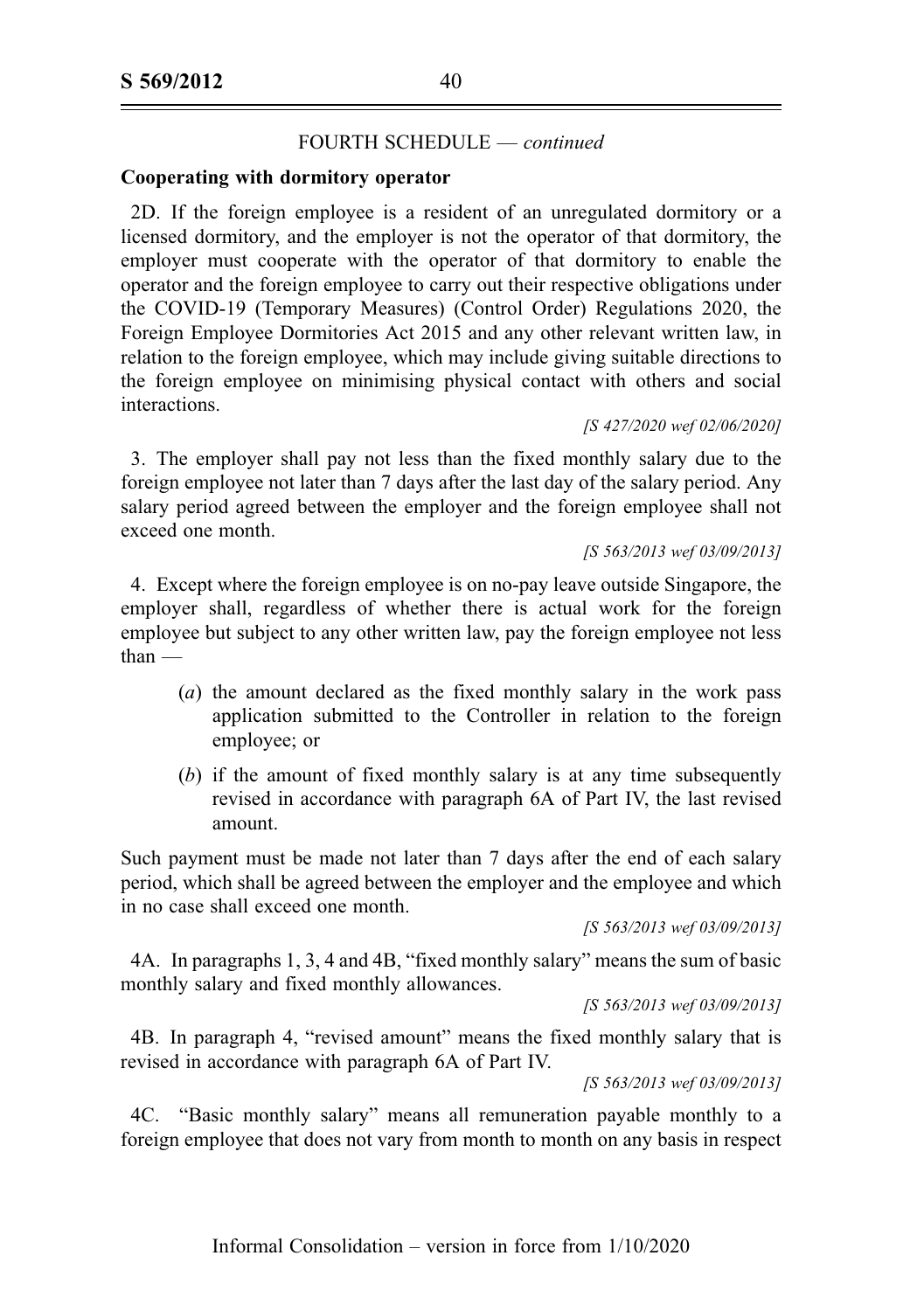FOURTH SCHEDULE — *continued*

**Cooperating with dormitory operator**

2D. If the foreign employee is a resident of an unregulated dormitory or a licensed dormitory, and the employer is not the operator of that dormitory, the employer must cooperate with the operator of that dormitory to enable the operator and the foreign employee to carry out their respective obligations under the COVID-19 (Temporary Measures) (Control Order) Regulations 2020, the Foreign Employee Dormitories Act 2015 and any other relevant written law, in relation to the foreign employee, which may include giving suitable directions to the foreign employee on minimising physical contact with others and social interactions.

*[S 427/2020 wef 02/06/2020]*

3. The employer shall pay not less than the fixed monthly salary due to the foreign employee not later than 7 days after the last day of the salary period. Any salary period agreed between the employer and the foreign employee shall not exceed one month.

*[S 563/2013 wef 03/09/2013]*

4. Except where the foreign employee is on no-pay leave outside Singapore, the employer shall, regardless of whether there is actual work for the foreign employee but subject to any other written law, pay the foreign employee not less than —

(*a*) the amount declared as the fixed monthly salary in the work pass application submitted to the Controller in relation to the foreign employee; or

(*b*) if the amount of fixed monthly salary is at any time subsequently revised in accordance with paragraph 6A of Part IV, the last revised amount.

Such payment must be made not later than 7 days after the end of each salary period, which shall be agreed between the employer and the employee and which in no case shall exceed one month.

*[S 563/2013 wef 03/09/2013]*

4A. In paragraphs 1, 3, 4 and 4B, "fixed monthly salary" means the sum of basic monthly salary and fixed monthly allowances.

*[S 563/2013 wef 03/09/2013]*

4B. In paragraph 4, "revised amount" means the fixed monthly salary that is revised in accordance with paragraph 6A of Part IV.

*[S 563/2013 wef 03/09/2013]*

4C. "Basic monthly salary" means all remuneration payable monthly to a foreign employee that does not vary from month to month on any basis in respect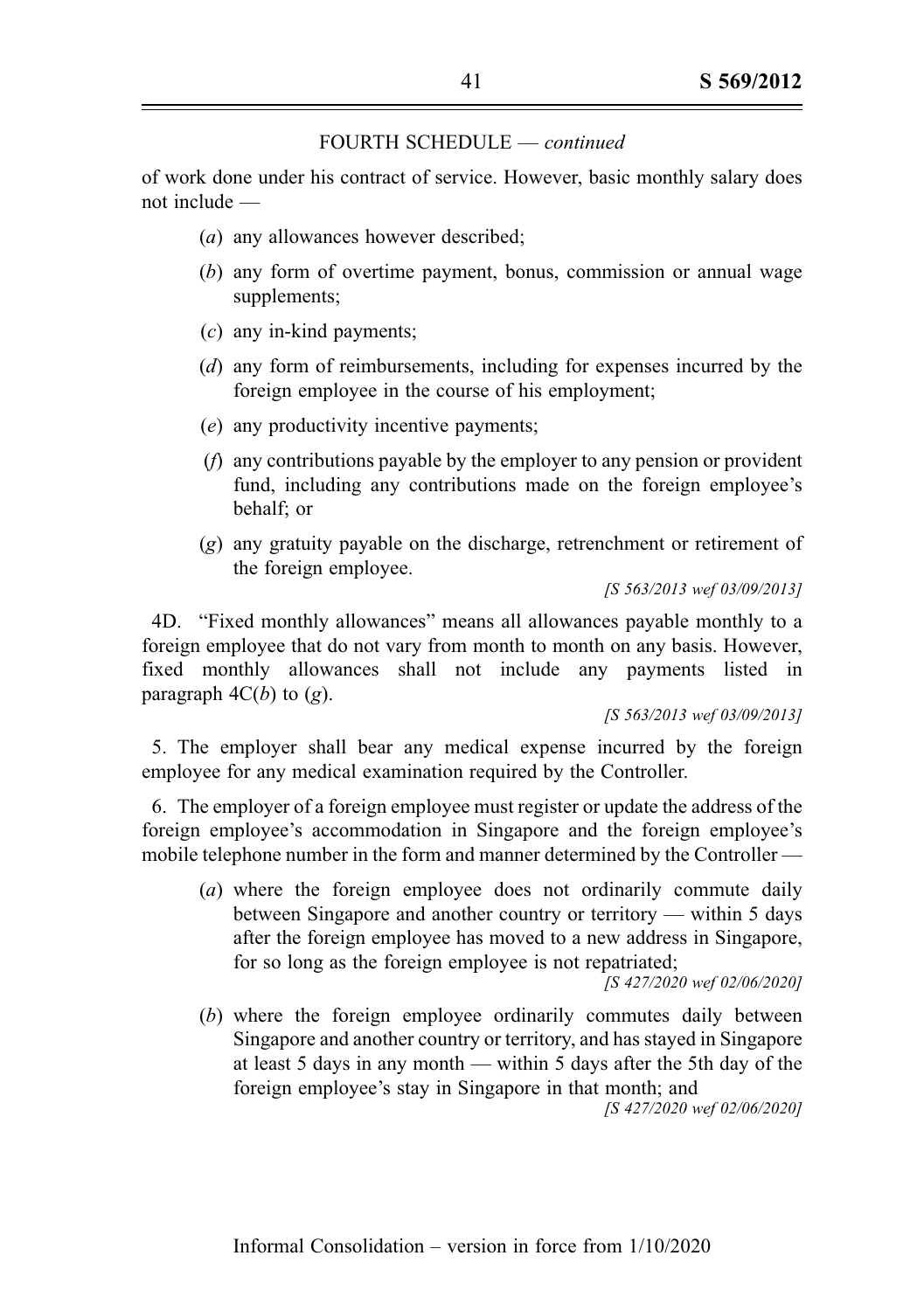FOURTH SCHEDULE — *continued*

of work done under his contract of service. However, basic monthly salary does not include —

(*a*) any allowances however described;

(*b*) any form of overtime payment, bonus, commission or annual wage supplements;

(*c*) any in-kind payments;

(*d*) any form of reimbursements, including for expenses incurred by the foreign employee in the course of his employment;

(*e*) any productivity incentive payments;

(*f*) any contributions payable by the employer to any pension or provident fund, including any contributions made on the foreign employee's behalf; or

(*g*) any gratuity payable on the discharge, retrenchment or retirement of the foreign employee.

*[S 563/2013 wef 03/09/2013]*

4D. "Fixed monthly allowances" means all allowances payable monthly to a foreign employee that do not vary from month to month on any basis. However, fixed monthly allowances shall not include any payments listed in paragraph 4C(*b*) to (*g*).

*[S 563/2013 wef 03/09/2013]*

5. The employer shall bear any medical expense incurred by the foreign employee for any medical examination required by the Controller.

6. The employer of a foreign employee must register or update the address of the foreign employee's accommodation in Singapore and the foreign employee's mobile telephone number in the form and manner determined by the Controller —

(*a*) where the foreign employee does not ordinarily commute daily between Singapore and another country or territory — within 5 days after the foreign employee has moved to a new address in Singapore, for so long as the foreign employee is not repatriated;

*[S 427/2020 wef 02/06/2020]*

(*b*) where the foreign employee ordinarily commutes daily between Singapore and another country or territory, and has stayed in Singapore at least 5 days in any month — within 5 days after the 5th day of the foreign employee's stay in Singapore in that month; and

*[S 427/2020 wef 02/06/2020]*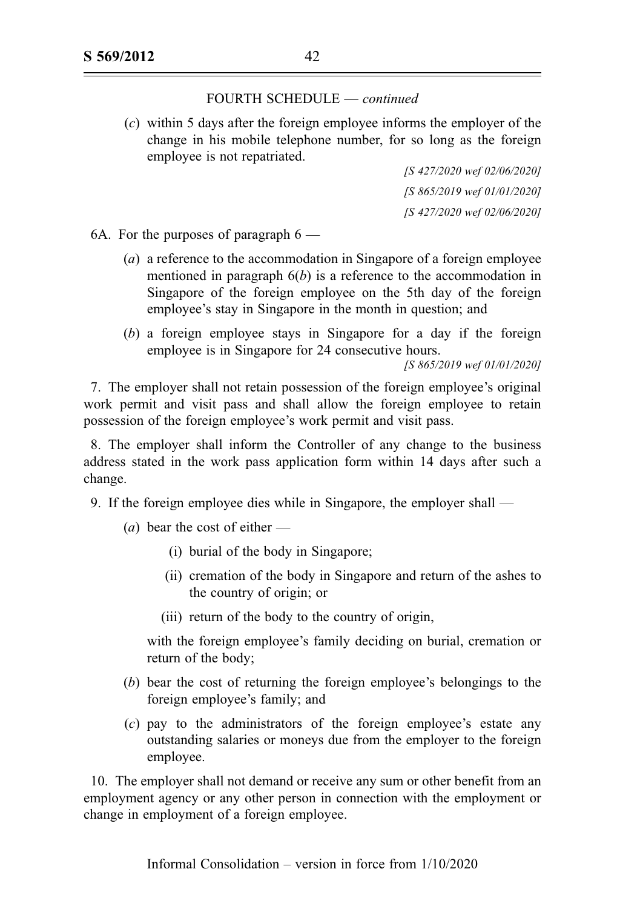FOURTH SCHEDULE — *continued*

(*c*) within 5 days after the foreign employee informs the employer of the change in his mobile telephone number, for so long as the foreign employee is not repatriated.

[S 427/2020 wef 02/06/2020]

[S 865/2019 wef 01/01/2020]

[S 427/2020 wef 02/06/2020]

6A. For the purposes of paragraph 6 —

(*a*) a reference to the accommodation in Singapore of a foreign employee mentioned in paragraph 6(*b*) is a reference to the accommodation in Singapore of the foreign employee on the 5th day of the foreign employee's stay in Singapore in the month in question; and

(*b*) a foreign employee stays in Singapore for a day if the foreign employee is in Singapore for 24 consecutive hours.

[S 865/2019 wef 01/01/2020]

7. The employer shall not retain possession of the foreign employee's original work permit and visit pass and shall allow the foreign employee to retain possession of the foreign employee's work permit and visit pass.

8. The employer shall inform the Controller of any change to the business address stated in the work pass application form within 14 days after such a change.

9. If the foreign employee dies while in Singapore, the employer shall —

(*a*) bear the cost of either —

(i) burial of the body in Singapore;

(ii) cremation of the body in Singapore and return of the ashes to the country of origin; or

(iii) return of the body to the country of origin,

with the foreign employee's family deciding on burial, cremation or return of the body;

(*b*) bear the cost of returning the foreign employee's belongings to the foreign employee's family; and

(*c*) pay to the administrators of the foreign employee's estate any outstanding salaries or moneys due from the employer to the foreign employee.

10. The employer shall not demand or receive any sum or other benefit from an employment agency or any other person in connection with the employment or change in employment of a foreign employee.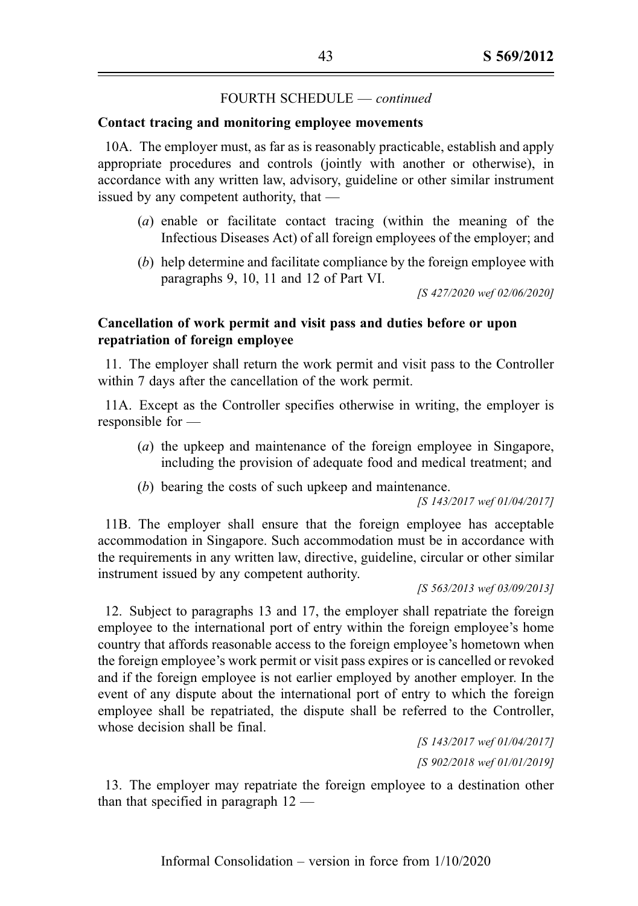FOURTH SCHEDULE — *continued*

**Contact tracing and monitoring employee movements**

10A. The employer must, as far as is reasonably practicable, establish and apply appropriate procedures and controls (jointly with another or otherwise), in accordance with any written law, advisory, guideline or other similar instrument issued by any competent authority, that —

(*a*) enable or facilitate contact tracing (within the meaning of the Infectious Diseases Act) of all foreign employees of the employer; and

(*b*) help determine and facilitate compliance by the foreign employee with paragraphs 9, 10, 11 and 12 of Part VI.

*[S 427/2020 wef 02/06/2020]*

**Cancellation of work permit and visit pass and duties before or upon repatriation of foreign employee**

11. The employer shall return the work permit and visit pass to the Controller within 7 days after the cancellation of the work permit.

11A. Except as the Controller specifies otherwise in writing, the employer is responsible for —

(*a*) the upkeep and maintenance of the foreign employee in Singapore, including the provision of adequate food and medical treatment; and

(*b*) bearing the costs of such upkeep and maintenance.

*[S 143/2017 wef 01/04/2017]*

11B. The employer shall ensure that the foreign employee has acceptable accommodation in Singapore. Such accommodation must be in accordance with the requirements in any written law, directive, guideline, circular or other similar instrument issued by any competent authority.

*[S 563/2013 wef 03/09/2013]*

12. Subject to paragraphs 13 and 17, the employer shall repatriate the foreign employee to the international port of entry within the foreign employee's home country that affords reasonable access to the foreign employee's hometown when the foreign employee's work permit or visit pass expires or is cancelled or revoked and if the foreign employee is not earlier employed by another employer. In the event of any dispute about the international port of entry to which the foreign employee shall be repatriated, the dispute shall be referred to the Controller, whose decision shall be final.

*[S 143/2017 wef 01/04/2017]*

*[S 902/2018 wef 01/01/2019]*

13. The employer may repatriate the foreign employee to a destination other than that specified in paragraph 12 —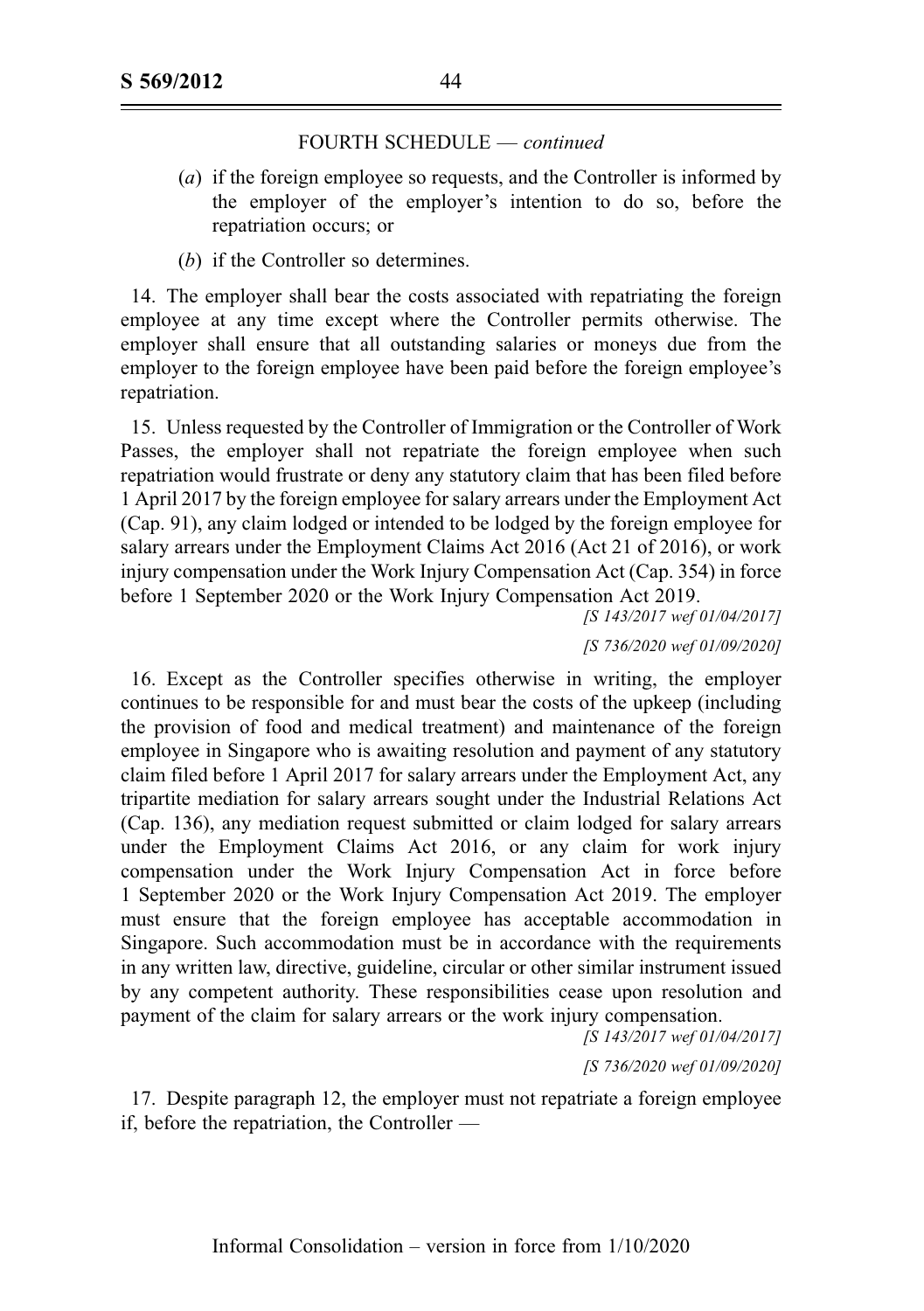FOURTH SCHEDULE — *continued*

(*a*) if the foreign employee so requests, and the Controller is informed by the employer of the employer's intention to do so, before the repatriation occurs; or

(*b*) if the Controller so determines.

14. The employer shall bear the costs associated with repatriating the foreign employee at any time except where the Controller permits otherwise. The employer shall ensure that all outstanding salaries or moneys due from the employer to the foreign employee have been paid before the foreign employee's repatriation.

15. Unless requested by the Controller of Immigration or the Controller of Work Passes, the employer shall not repatriate the foreign employee when such repatriation would frustrate or deny any statutory claim that has been filed before 1 April 2017 by the foreign employee for salary arrears under the Employment Act (Cap. 91), any claim lodged or intended to be lodged by the foreign employee for salary arrears under the Employment Claims Act 2016 (Act 21 of 2016), or work injury compensation under the Work Injury Compensation Act (Cap. 354) in force before 1 September 2020 or the Work Injury Compensation Act 2019.

*[S 143/2017 wef 01/04/2017]*

*[S 736/2020 wef 01/09/2020]*

16. Except as the Controller specifies otherwise in writing, the employer continues to be responsible for and must bear the costs of the upkeep (including the provision of food and medical treatment) and maintenance of the foreign employee in Singapore who is awaiting resolution and payment of any statutory claim filed before 1 April 2017 for salary arrears under the Employment Act, any tripartite mediation for salary arrears sought under the Industrial Relations Act (Cap. 136), any mediation request submitted or claim lodged for salary arrears under the Employment Claims Act 2016, or any claim for work injury compensation under the Work Injury Compensation Act in force before 1 September 2020 or the Work Injury Compensation Act 2019. The employer must ensure that the foreign employee has acceptable accommodation in Singapore. Such accommodation must be in accordance with the requirements in any written law, directive, guideline, circular or other similar instrument issued by any competent authority. These responsibilities cease upon resolution and payment of the claim for salary arrears or the work injury compensation.

*[S 143/2017 wef 01/04/2017]*

*[S 736/2020 wef 01/09/2020]*

17. Despite paragraph 12, the employer must not repatriate a foreign employee if, before the repatriation, the Controller —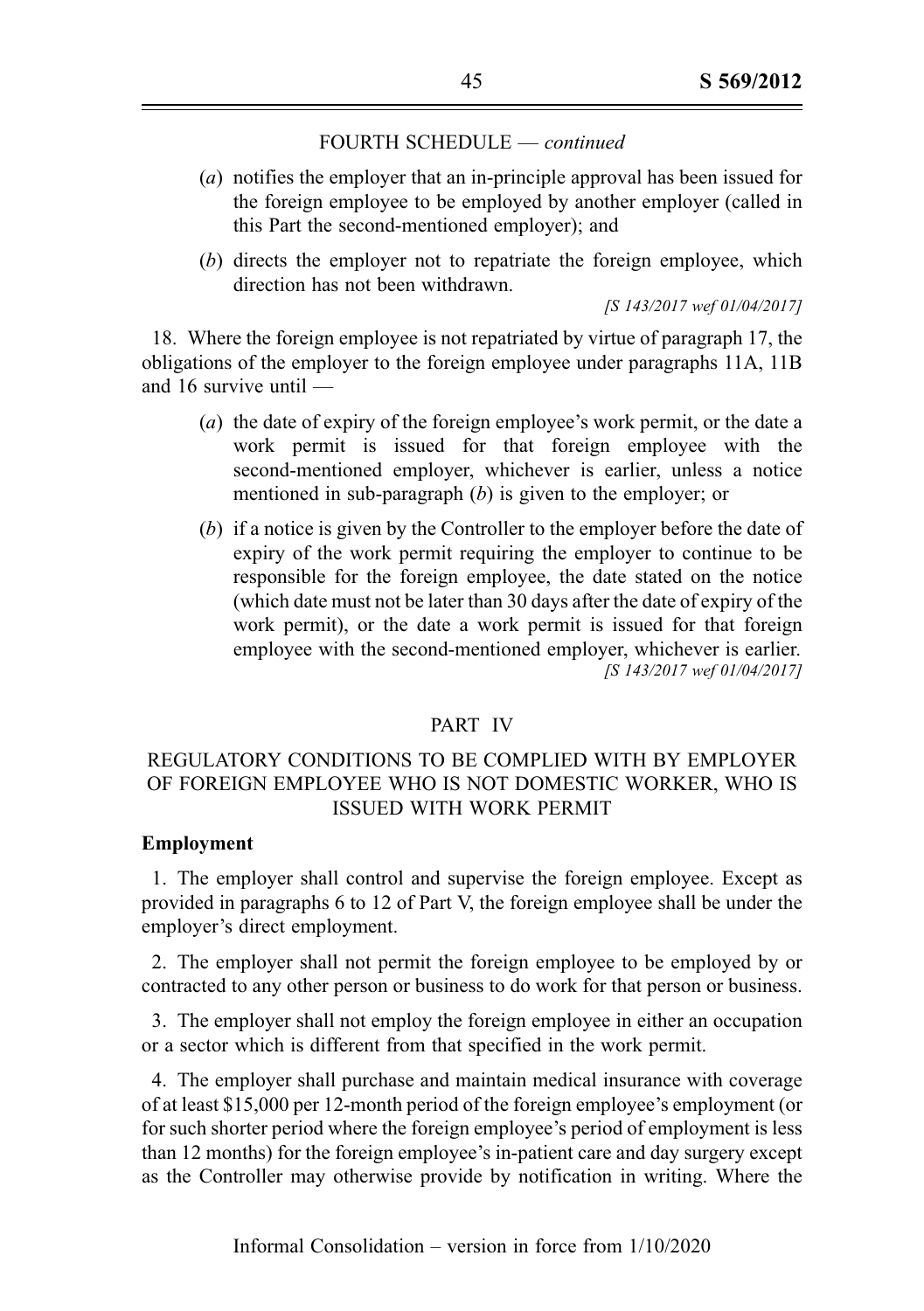FOURTH SCHEDULE — *continued*

(*a*) notifies the employer that an in-principle approval has been issued for the foreign employee to be employed by another employer (called in this Part the second-mentioned employer); and

(*b*) directs the employer not to repatriate the foreign employee, which direction has not been withdrawn.

*[S 143/2017 wef 01/04/2017]*

18. Where the foreign employee is not repatriated by virtue of paragraph 17, the obligations of the employer to the foreign employee under paragraphs 11A, 11B and 16 survive until —

(*a*) the date of expiry of the foreign employee's work permit, or the date a work permit is issued for that foreign employee with the second-mentioned employer, whichever is earlier, unless a notice mentioned in sub-paragraph (*b*) is given to the employer; or

(*b*) if a notice is given by the Controller to the employer before the date of expiry of the work permit requiring the employer to continue to be responsible for the foreign employee, the date stated on the notice (which date must not be later than 30 days after the date of expiry of the work permit), or the date a work permit is issued for that foreign employee with the second-mentioned employer, whichever is earlier.

*[S 143/2017 wef 01/04/2017]*

## PART IV

## REGULATORY CONDITIONS TO BE COMPLIED WITH BY EMPLOYER OF FOREIGN EMPLOYEE WHO IS NOT DOMESTIC WORKER, WHO IS ISSUED WITH WORK PERMIT

**Employment**

1. The employer shall control and supervise the foreign employee. Except as provided in paragraphs 6 to 12 of Part V, the foreign employee shall be under the employer's direct employment.

2. The employer shall not permit the foreign employee to be employed by or contracted to any other person or business to do work for that person or business.

3. The employer shall not employ the foreign employee in either an occupation or a sector which is different from that specified in the work permit.

4. The employer shall purchase and maintain medical insurance with coverage of at least $15,000 per 12-month period of the foreign employee's employment (or for such shorter period where the foreign employee's period of employment is less than 12 months) for the foreign employee's in-patient care and day surgery except as the Controller may otherwise provide by notification in writing. Where the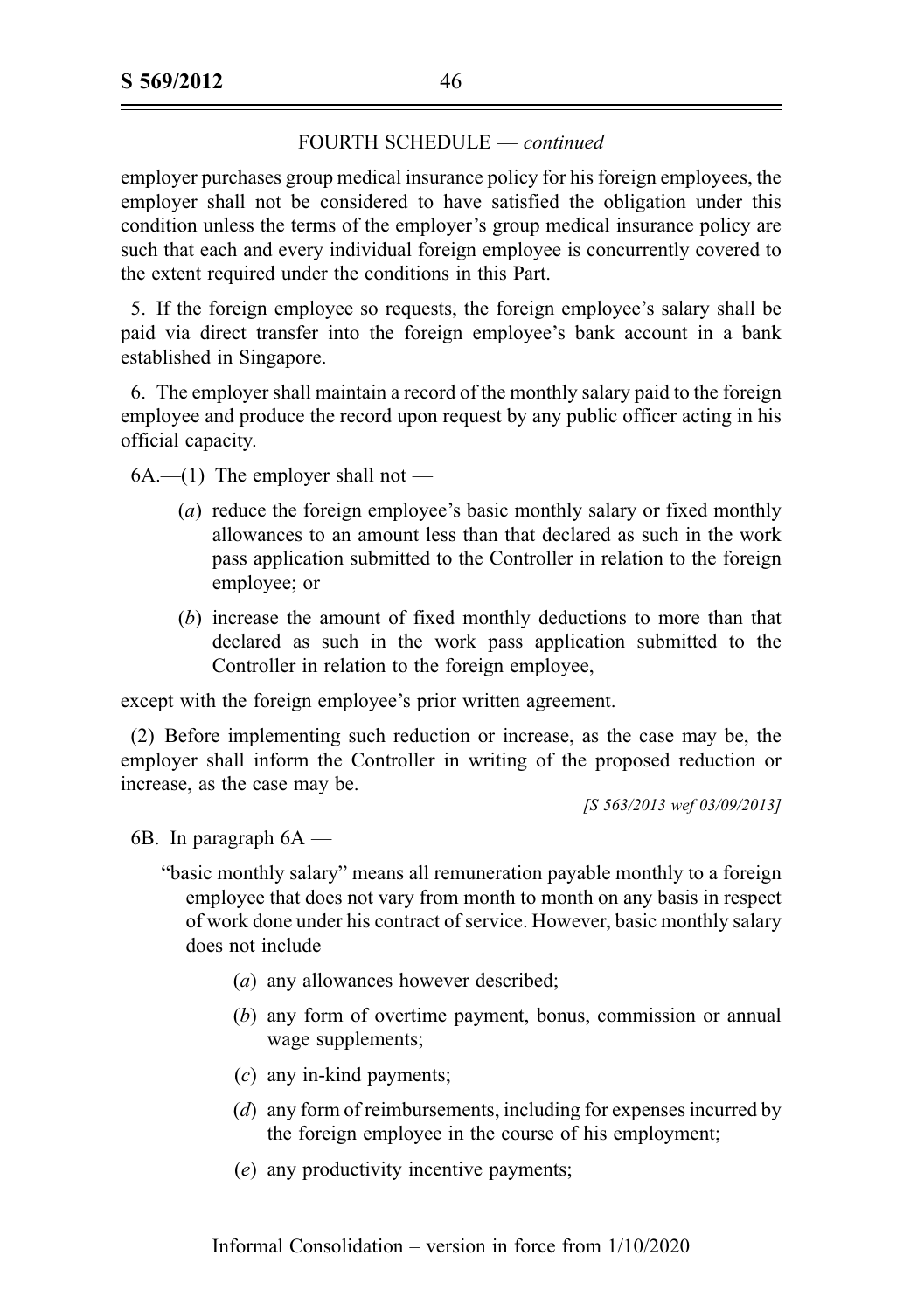FOURTH SCHEDULE — *continued*

employer purchases group medical insurance policy for his foreign employees, the employer shall not be considered to have satisfied the obligation under this condition unless the terms of the employer's group medical insurance policy are such that each and every individual foreign employee is concurrently covered to the extent required under the conditions in this Part.

5. If the foreign employee so requests, the foreign employee's salary shall be paid via direct transfer into the foreign employee's bank account in a bank established in Singapore.

6. The employer shall maintain a record of the monthly salary paid to the foreign employee and produce the record upon request by any public officer acting in his official capacity.

6A.—(1) The employer shall not —

(*a*) reduce the foreign employee's basic monthly salary or fixed monthly allowances to an amount less than that declared as such in the work pass application submitted to the Controller in relation to the foreign employee; or

(*b*) increase the amount of fixed monthly deductions to more than that declared as such in the work pass application submitted to the Controller in relation to the foreign employee,

except with the foreign employee's prior written agreement.

(2) Before implementing such reduction or increase, as the case may be, the employer shall inform the Controller in writing of the proposed reduction or increase, as the case may be.

*[S 563/2013 wef 03/09/2013]*

6B. In paragraph 6A —

"basic monthly salary" means all remuneration payable monthly to a foreign employee that does not vary from month to month on any basis in respect of work done under his contract of service. However, basic monthly salary does not include —

(*a*) any allowances however described;

(*b*) any form of overtime payment, bonus, commission or annual wage supplements;

(*c*) any in-kind payments;

(*d*) any form of reimbursements, including for expenses incurred by the foreign employee in the course of his employment;

(*e*) any productivity incentive payments;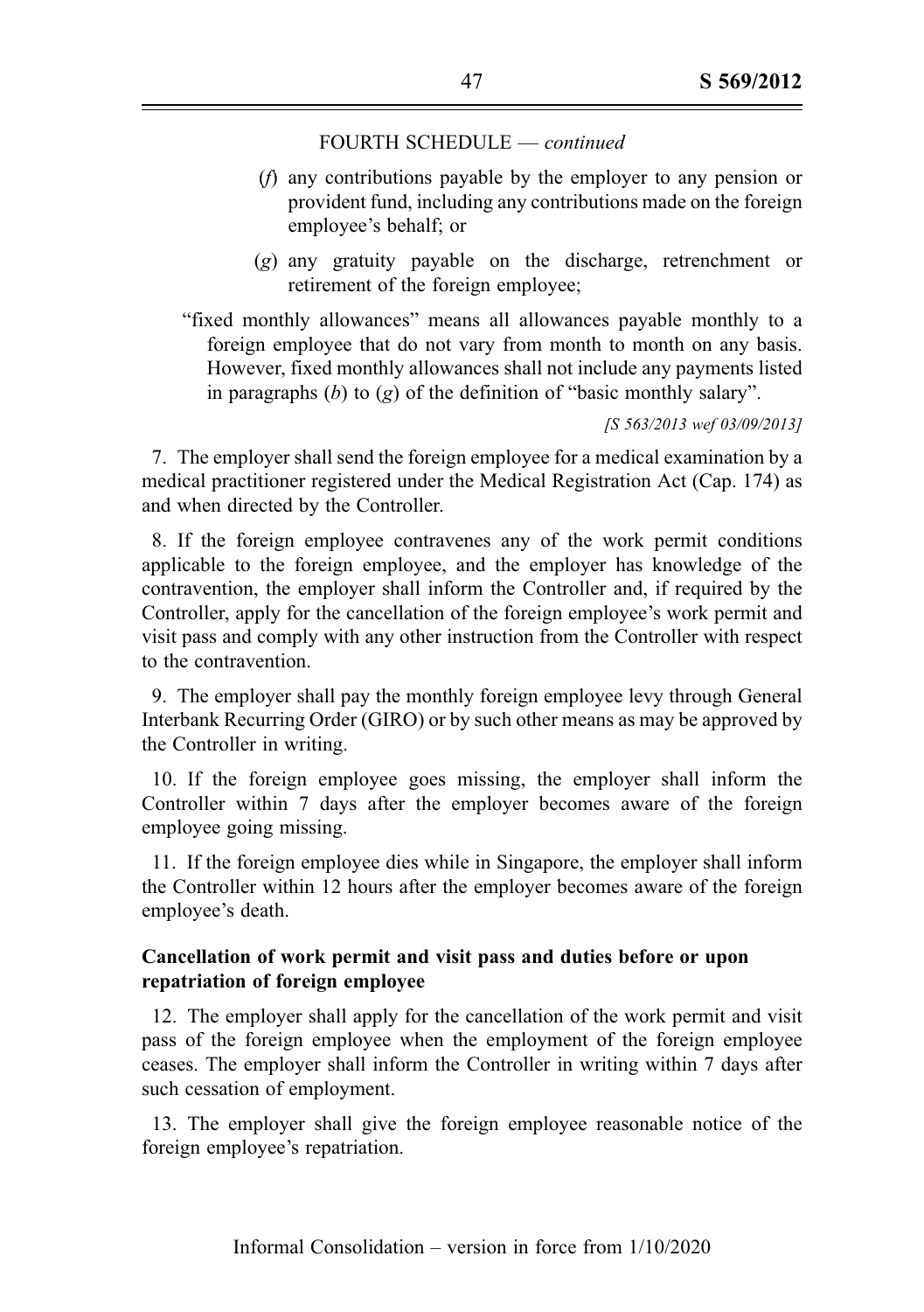FOURTH SCHEDULE — *continued*

(*f*) any contributions payable by the employer to any pension or provident fund, including any contributions made on the foreign employee's behalf; or

(*g*) any gratuity payable on the discharge, retrenchment or retirement of the foreign employee;

"fixed monthly allowances" means all allowances payable monthly to a foreign employee that do not vary from month to month on any basis. However, fixed monthly allowances shall not include any payments listed in paragraphs (*b*) to (*g*) of the definition of "basic monthly salary".

*[S 563/2013 wef 03/09/2013]*

7. The employer shall send the foreign employee for a medical examination by a medical practitioner registered under the Medical Registration Act (Cap. 174) as and when directed by the Controller.

8. If the foreign employee contravenes any of the work permit conditions applicable to the foreign employee, and the employer has knowledge of the contravention, the employer shall inform the Controller and, if required by the Controller, apply for the cancellation of the foreign employee's work permit and visit pass and comply with any other instruction from the Controller with respect to the contravention.

9. The employer shall pay the monthly foreign employee levy through General Interbank Recurring Order (GIRO) or by such other means as may be approved by the Controller in writing.

10. If the foreign employee goes missing, the employer shall inform the Controller within 7 days after the employer becomes aware of the foreign employee going missing.

11. If the foreign employee dies while in Singapore, the employer shall inform the Controller within 12 hours after the employer becomes aware of the foreign employee's death.

**Cancellation of work permit and visit pass and duties before or upon repatriation of foreign employee**

12. The employer shall apply for the cancellation of the work permit and visit pass of the foreign employee when the employment of the foreign employee ceases. The employer shall inform the Controller in writing within 7 days after such cessation of employment.

13. The employer shall give the foreign employee reasonable notice of the foreign employee's repatriation.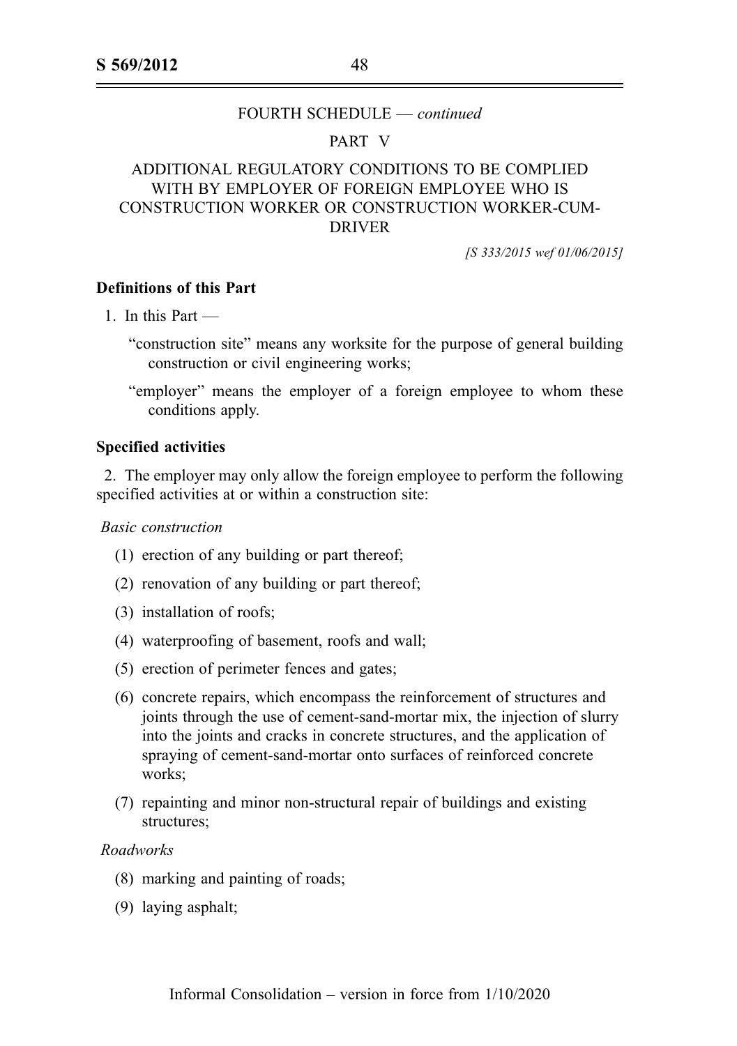FOURTH SCHEDULE — *continued*

PART V

ADDITIONAL REGULATORY CONDITIONS TO BE COMPLIED WITH BY EMPLOYER OF FOREIGN EMPLOYEE WHO IS CONSTRUCTION WORKER OR CONSTRUCTION WORKER-CUM-DRIVER

*[S 333/2015 wef 01/06/2015]*

**Definitions of this Part**

1. In this Part —

"construction site" means any worksite for the purpose of general building construction or civil engineering works;

"employer" means the employer of a foreign employee to whom these conditions apply.

**Specified activities**

2. The employer may only allow the foreign employee to perform the following specified activities at or within a construction site:

*Basic construction*

(1) erection of any building or part thereof;

(2) renovation of any building or part thereof;

(3) installation of roofs;

(4) waterproofing of basement, roofs and wall;

(5) erection of perimeter fences and gates;

(6) concrete repairs, which encompass the reinforcement of structures and joints through the use of cement-sand-mortar mix, the injection of slurry into the joints and cracks in concrete structures, and the application of spraying of cement-sand-mortar onto surfaces of reinforced concrete works;

(7) repainting and minor non-structural repair of buildings and existing structures;

*Roadworks*

(8) marking and painting of roads;

(9) laying asphalt;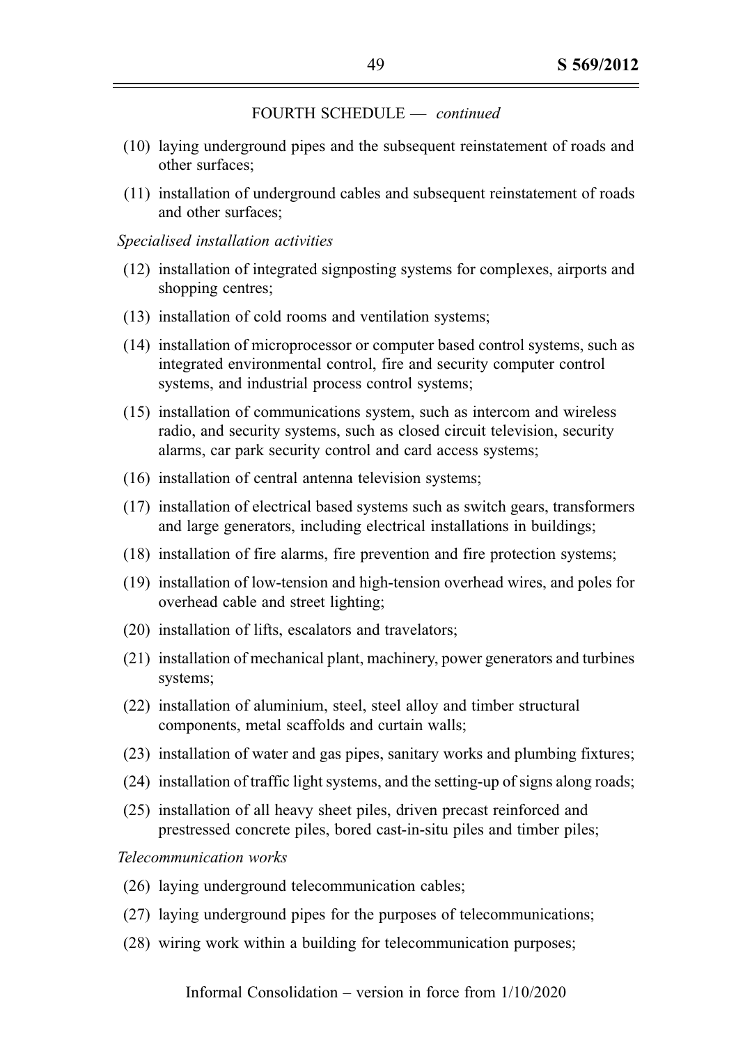FOURTH SCHEDULE — *continued*

(10) laying underground pipes and the subsequent reinstatement of roads and other surfaces;

(11) installation of underground cables and subsequent reinstatement of roads and other surfaces;

*Specialised installation activities*

(12) installation of integrated signposting systems for complexes, airports and shopping centres;

(13) installation of cold rooms and ventilation systems;

(14) installation of microprocessor or computer based control systems, such as integrated environmental control, fire and security computer control systems, and industrial process control systems;

(15) installation of communications system, such as intercom and wireless radio, and security systems, such as closed circuit television, security alarms, car park security control and card access systems;

(16) installation of central antenna television systems;

(17) installation of electrical based systems such as switch gears, transformers and large generators, including electrical installations in buildings;

(18) installation of fire alarms, fire prevention and fire protection systems;

(19) installation of low-tension and high-tension overhead wires, and poles for overhead cable and street lighting;

(20) installation of lifts, escalators and travelators;

(21) installation of mechanical plant, machinery, power generators and turbines systems;

(22) installation of aluminium, steel, steel alloy and timber structural components, metal scaffolds and curtain walls;

(23) installation of water and gas pipes, sanitary works and plumbing fixtures;

(24) installation of traffic light systems, and the setting-up of signs along roads;

(25) installation of all heavy sheet piles, driven precast reinforced and prestressed concrete piles, bored cast-in-situ piles and timber piles;

*Telecommunication works*

(26) laying underground telecommunication cables;

(27) laying underground pipes for the purposes of telecommunications;

(28) wiring work within a building for telecommunication purposes;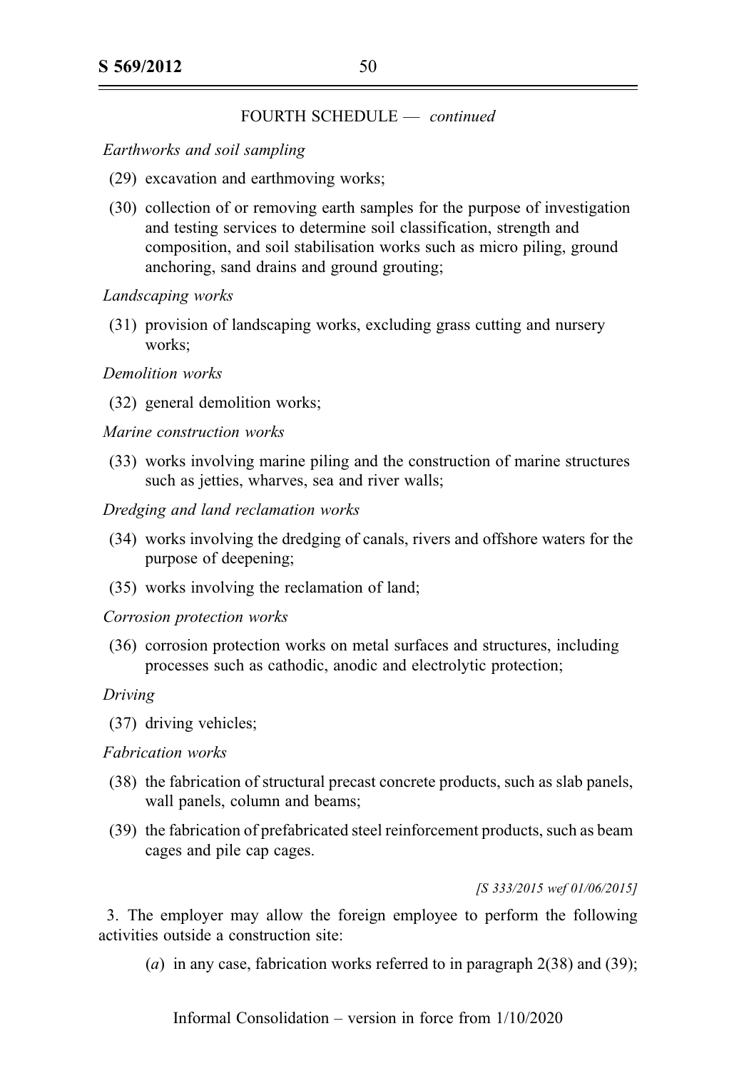FOURTH SCHEDULE — *continued*

*Earthworks and soil sampling*

(29) excavation and earthmoving works;

(30) collection of or removing earth samples for the purpose of investigation and testing services to determine soil classification, strength and composition, and soil stabilisation works such as micro piling, ground anchoring, sand drains and ground grouting;

*Landscaping works*

(31) provision of landscaping works, excluding grass cutting and nursery works;

*Demolition works*

(32) general demolition works;

*Marine construction works*

(33) works involving marine piling and the construction of marine structures such as jetties, wharves, sea and river walls;

*Dredging and land reclamation works*

(34) works involving the dredging of canals, rivers and offshore waters for the purpose of deepening;

(35) works involving the reclamation of land;

*Corrosion protection works*

(36) corrosion protection works on metal surfaces and structures, including processes such as cathodic, anodic and electrolytic protection;

*Driving*

(37) driving vehicles;

*Fabrication works*

(38) the fabrication of structural precast concrete products, such as slab panels, wall panels, column and beams;

(39) the fabrication of prefabricated steel reinforcement products, such as beam cages and pile cap cages.

*[S 333/2015 wef 01/06/2015]*

3. The employer may allow the foreign employee to perform the following activities outside a construction site:

(*a*) in any case, fabrication works referred to in paragraph 2(38) and (39);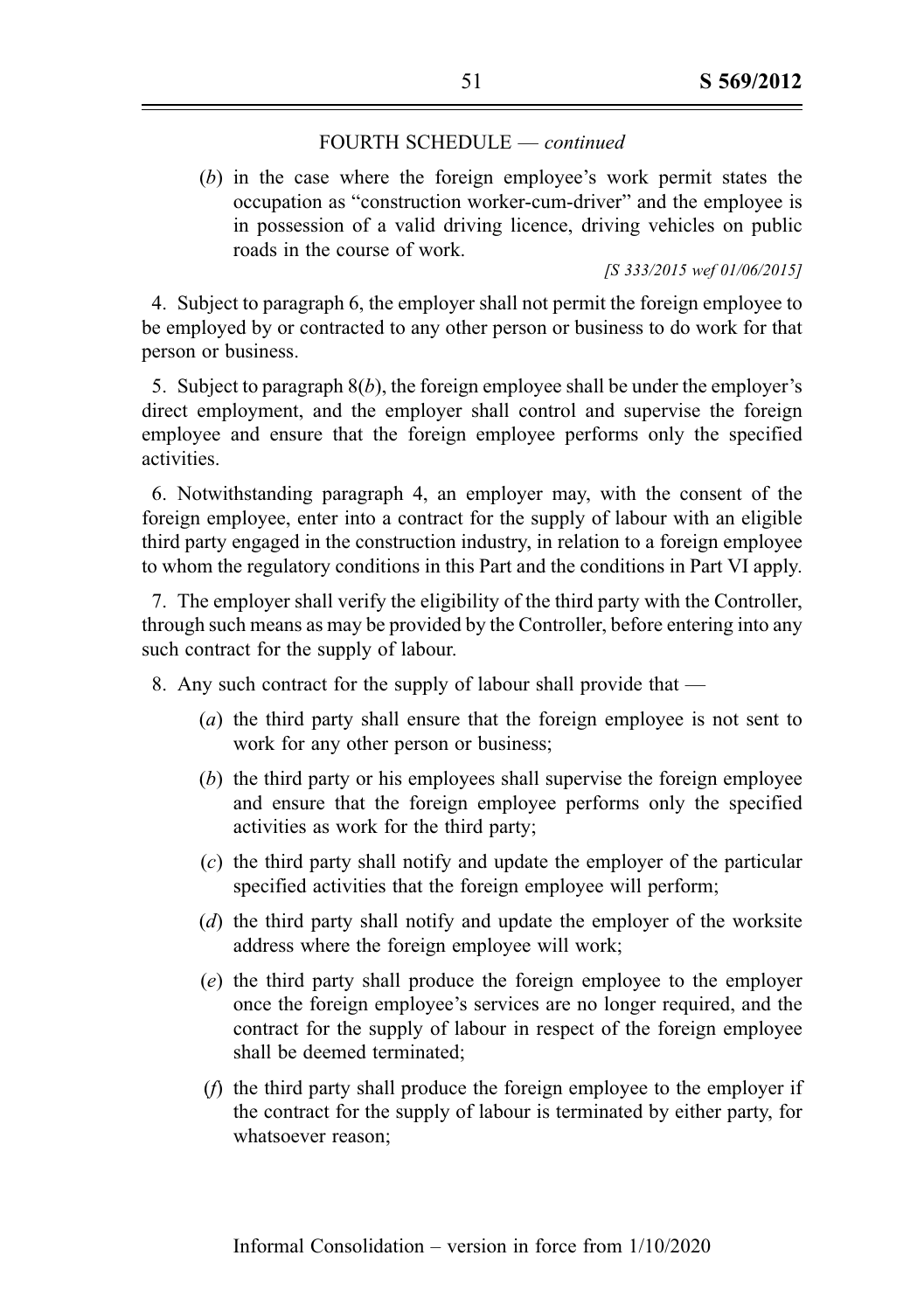FOURTH SCHEDULE — *continued*

(*b*) in the case where the foreign employee's work permit states the occupation as "construction worker-cum-driver" and the employee is in possession of a valid driving licence, driving vehicles on public roads in the course of work.

*[S 333/2015 wef 01/06/2015]*

4. Subject to paragraph 6, the employer shall not permit the foreign employee to be employed by or contracted to any other person or business to do work for that person or business.

5. Subject to paragraph 8(*b*), the foreign employee shall be under the employer's direct employment, and the employer shall control and supervise the foreign employee and ensure that the foreign employee performs only the specified activities.

6. Notwithstanding paragraph 4, an employer may, with the consent of the foreign employee, enter into a contract for the supply of labour with an eligible third party engaged in the construction industry, in relation to a foreign employee to whom the regulatory conditions in this Part and the conditions in Part VI apply.

7. The employer shall verify the eligibility of the third party with the Controller, through such means as may be provided by the Controller, before entering into any such contract for the supply of labour.

8. Any such contract for the supply of labour shall provide that —

(*a*) the third party shall ensure that the foreign employee is not sent to work for any other person or business;

(*b*) the third party or his employees shall supervise the foreign employee and ensure that the foreign employee performs only the specified activities as work for the third party;

(*c*) the third party shall notify and update the employer of the particular specified activities that the foreign employee will perform;

(*d*) the third party shall notify and update the employer of the worksite address where the foreign employee will work;

(*e*) the third party shall produce the foreign employee to the employer once the foreign employee's services are no longer required, and the contract for the supply of labour in respect of the foreign employee shall be deemed terminated;

(*f*) the third party shall produce the foreign employee to the employer if the contract for the supply of labour is terminated by either party, for whatsoever reason;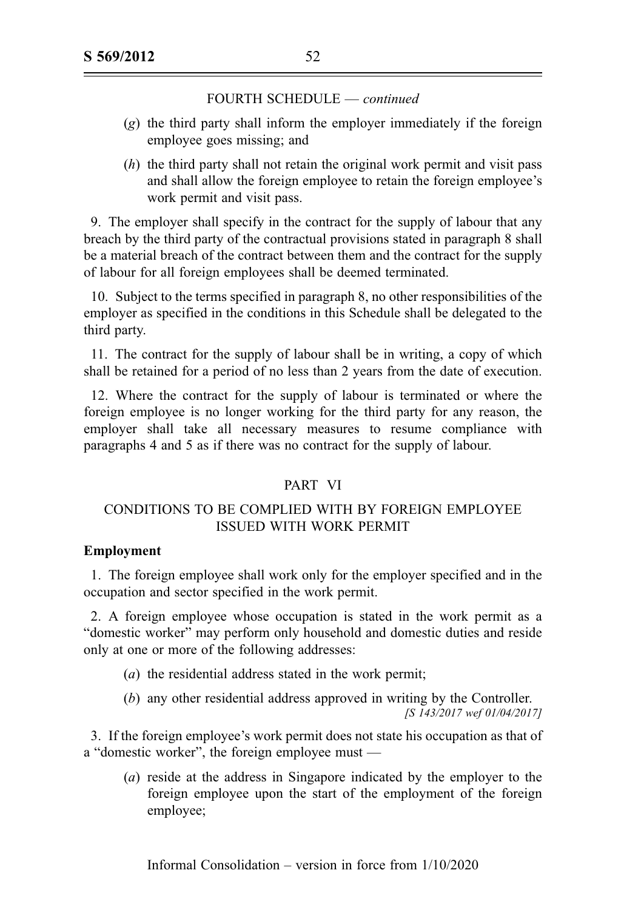FOURTH SCHEDULE — *continued*

(*g*) the third party shall inform the employer immediately if the foreign employee goes missing; and

(*h*) the third party shall not retain the original work permit and visit pass and shall allow the foreign employee to retain the foreign employee's work permit and visit pass.

9. The employer shall specify in the contract for the supply of labour that any breach by the third party of the contractual provisions stated in paragraph 8 shall be a material breach of the contract between them and the contract for the supply of labour for all foreign employees shall be deemed terminated.

10. Subject to the terms specified in paragraph 8, no other responsibilities of the employer as specified in the conditions in this Schedule shall be delegated to the third party.

11. The contract for the supply of labour shall be in writing, a copy of which shall be retained for a period of no less than 2 years from the date of execution.

12. Where the contract for the supply of labour is terminated or where the foreign employee is no longer working for the third party for any reason, the employer shall take all necessary measures to resume compliance with paragraphs 4 and 5 as if there was no contract for the supply of labour.

## PART VI

## CONDITIONS TO BE COMPLIED WITH BY FOREIGN EMPLOYEE ISSUED WITH WORK PERMIT

**Employment**

1. The foreign employee shall work only for the employer specified and in the occupation and sector specified in the work permit.

2. A foreign employee whose occupation is stated in the work permit as a "domestic worker" may perform only household and domestic duties and reside only at one or more of the following addresses:

(*a*) the residential address stated in the work permit;

(*b*) any other residential address approved in writing by the Controller.
*[S 143/2017 wef 01/04/2017]*

3. If the foreign employee's work permit does not state his occupation as that of a "domestic worker", the foreign employee must —

(*a*) reside at the address in Singapore indicated by the employer to the foreign employee upon the start of the employment of the foreign employee;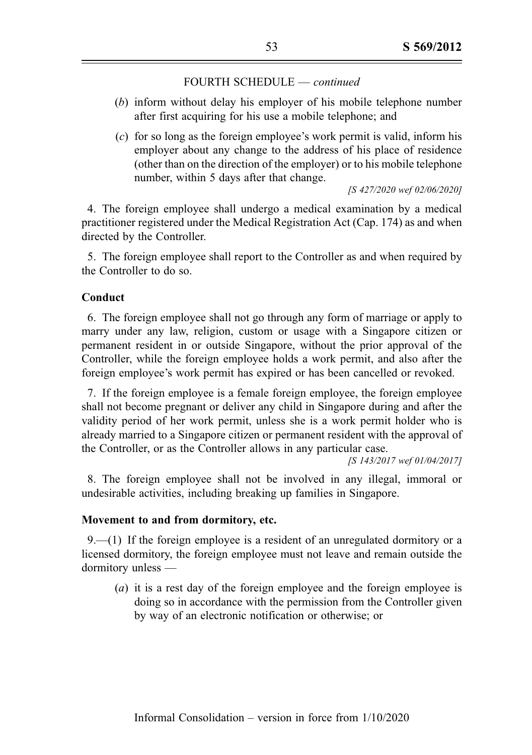FOURTH SCHEDULE — *continued*

(*b*) inform without delay his employer of his mobile telephone number after first acquiring for his use a mobile telephone; and

(*c*) for so long as the foreign employee's work permit is valid, inform his employer about any change to the address of his place of residence (other than on the direction of the employer) or to his mobile telephone number, within 5 days after that change.

*[S 427/2020 wef 02/06/2020]*

4. The foreign employee shall undergo a medical examination by a medical practitioner registered under the Medical Registration Act (Cap. 174) as and when directed by the Controller.

5. The foreign employee shall report to the Controller as and when required by the Controller to do so.

**Conduct**

6. The foreign employee shall not go through any form of marriage or apply to marry under any law, religion, custom or usage with a Singapore citizen or permanent resident in or outside Singapore, without the prior approval of the Controller, while the foreign employee holds a work permit, and also after the foreign employee's work permit has expired or has been cancelled or revoked.

7. If the foreign employee is a female foreign employee, the foreign employee shall not become pregnant or deliver any child in Singapore during and after the validity period of her work permit, unless she is a work permit holder who is already married to a Singapore citizen or permanent resident with the approval of the Controller, or as the Controller allows in any particular case.

*[S 143/2017 wef 01/04/2017]*

8. The foreign employee shall not be involved in any illegal, immoral or undesirable activities, including breaking up families in Singapore.

**Movement to and from dormitory, etc.**

9.—(1) If the foreign employee is a resident of an unregulated dormitory or a licensed dormitory, the foreign employee must not leave and remain outside the dormitory unless —

(*a*) it is a rest day of the foreign employee and the foreign employee is doing so in accordance with the permission from the Controller given by way of an electronic notification or otherwise; or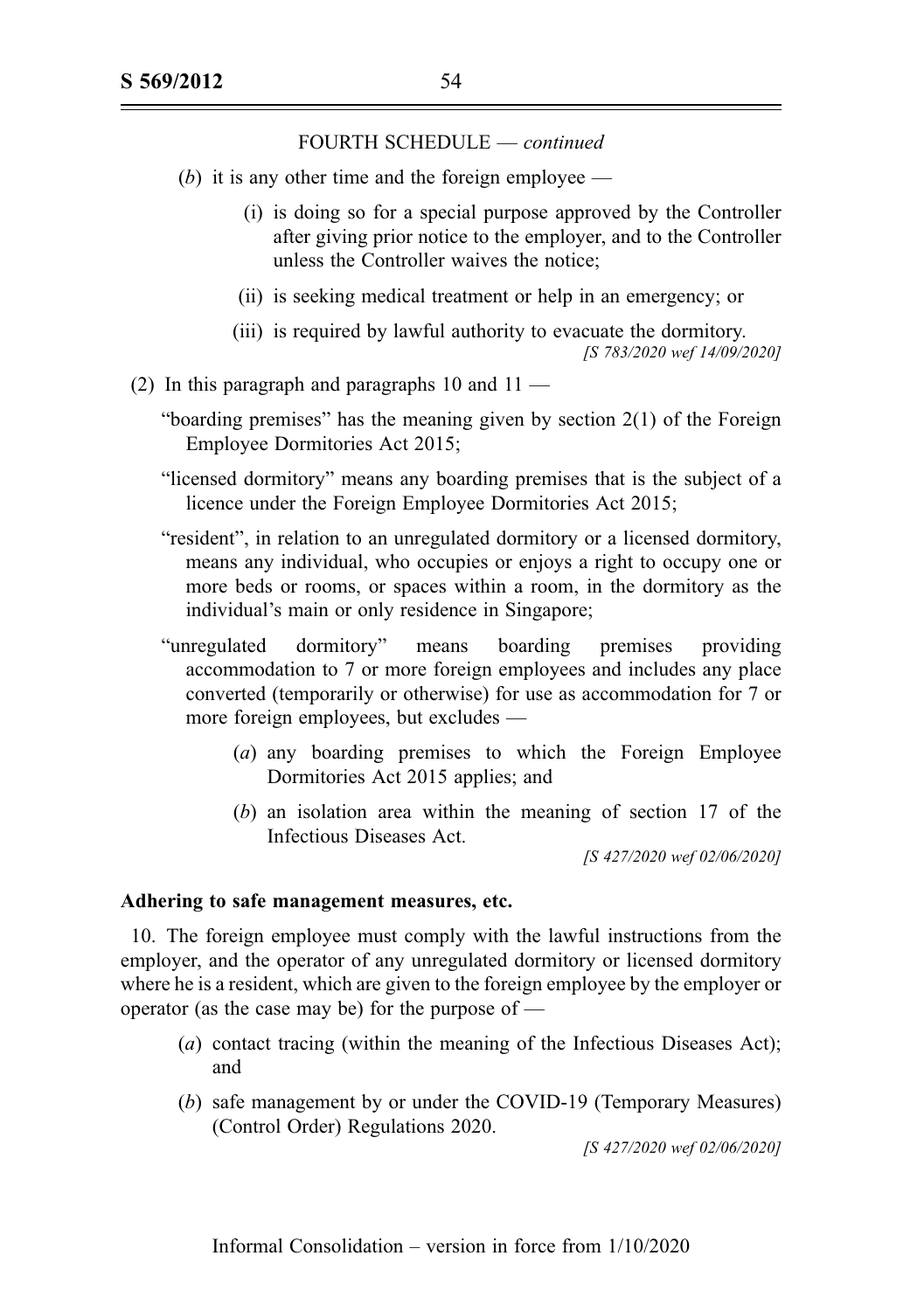FOURTH SCHEDULE — *continued*

(*b*) it is any other time and the foreign employee —

(i) is doing so for a special purpose approved by the Controller after giving prior notice to the employer, and to the Controller unless the Controller waives the notice;

(ii) is seeking medical treatment or help in an emergency; or

(iii) is required by lawful authority to evacuate the dormitory.

*[S 783/2020 wef 14/09/2020]*

(2) In this paragraph and paragraphs 10 and 11 —

"boarding premises" has the meaning given by section 2(1) of the Foreign Employee Dormitories Act 2015;

"licensed dormitory" means any boarding premises that is the subject of a licence under the Foreign Employee Dormitories Act 2015;

"resident", in relation to an unregulated dormitory or a licensed dormitory, means any individual, who occupies or enjoys a right to occupy one or more beds or rooms, or spaces within a room, in the dormitory as the individual's main or only residence in Singapore;

"unregulated dormitory" means boarding premises providing accommodation to 7 or more foreign employees and includes any place converted (temporarily or otherwise) for use as accommodation for 7 or more foreign employees, but excludes —

(*a*) any boarding premises to which the Foreign Employee Dormitories Act 2015 applies; and

(*b*) an isolation area within the meaning of section 17 of the Infectious Diseases Act.

*[S 427/2020 wef 02/06/2020]*

**Adhering to safe management measures, etc.**

10. The foreign employee must comply with the lawful instructions from the employer, and the operator of any unregulated dormitory or licensed dormitory where he is a resident, which are given to the foreign employee by the employer or operator (as the case may be) for the purpose of —

(*a*) contact tracing (within the meaning of the Infectious Diseases Act); and

(*b*) safe management by or under the COVID-19 (Temporary Measures) (Control Order) Regulations 2020.

*[S 427/2020 wef 02/06/2020]*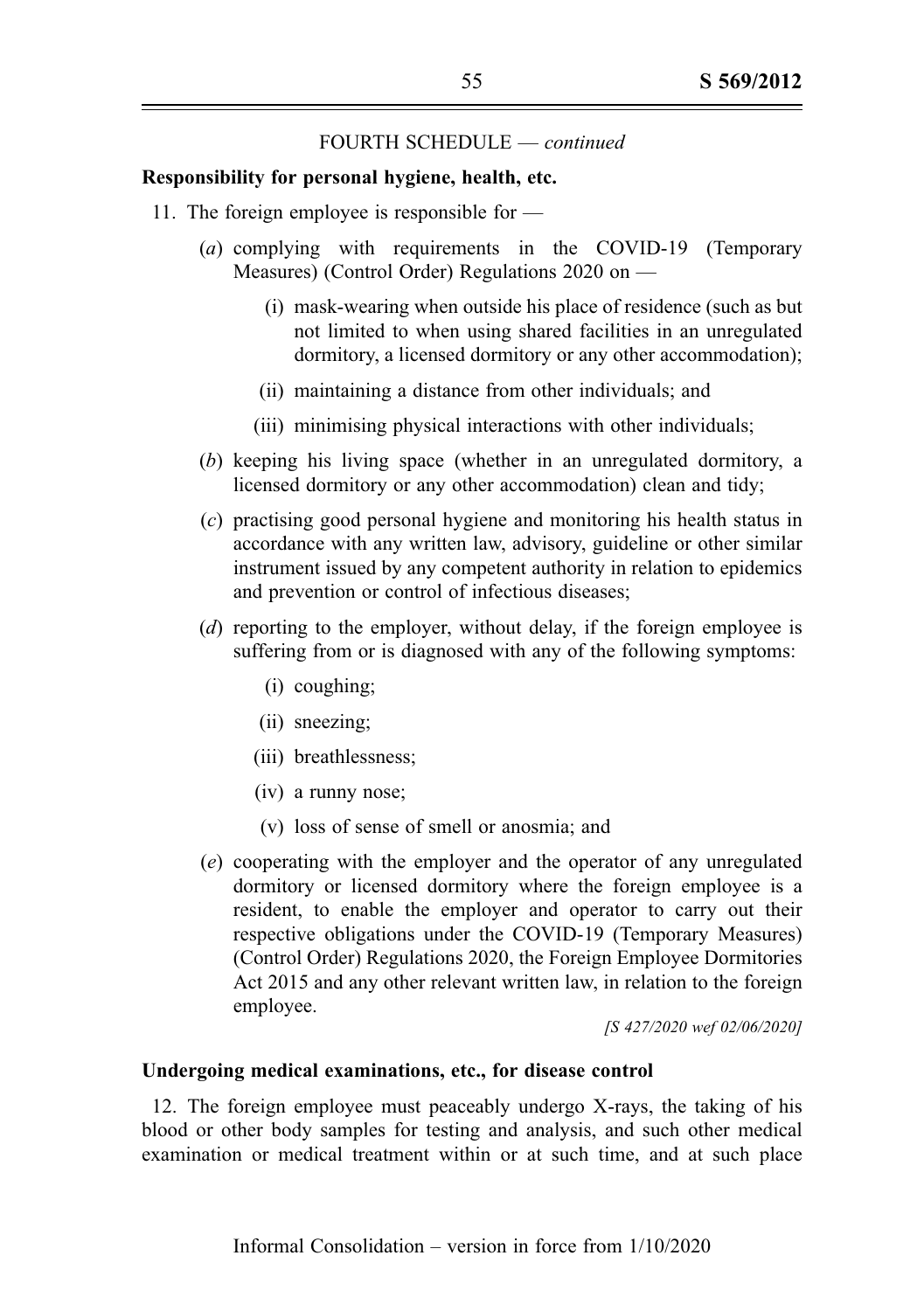FOURTH SCHEDULE — *continued*

**Responsibility for personal hygiene, health, etc.**

11. The foreign employee is responsible for —

(*a*) complying with requirements in the COVID-19 (Temporary Measures) (Control Order) Regulations 2020 on —

(i) mask-wearing when outside his place of residence (such as but not limited to when using shared facilities in an unregulated dormitory, a licensed dormitory or any other accommodation);

(ii) maintaining a distance from other individuals; and

(iii) minimising physical interactions with other individuals;

(*b*) keeping his living space (whether in an unregulated dormitory, a licensed dormitory or any other accommodation) clean and tidy;

(*c*) practising good personal hygiene and monitoring his health status in accordance with any written law, advisory, guideline or other similar instrument issued by any competent authority in relation to epidemics and prevention or control of infectious diseases;

(*d*) reporting to the employer, without delay, if the foreign employee is suffering from or is diagnosed with any of the following symptoms:

(i) coughing;

(ii) sneezing;

(iii) breathlessness;

(iv) a runny nose;

(v) loss of sense of smell or anosmia; and

(*e*) cooperating with the employer and the operator of any unregulated dormitory or licensed dormitory where the foreign employee is a resident, to enable the employer and operator to carry out their respective obligations under the COVID-19 (Temporary Measures) (Control Order) Regulations 2020, the Foreign Employee Dormitories Act 2015 and any other relevant written law, in relation to the foreign employee.

*[S 427/2020 wef 02/06/2020]*

**Undergoing medical examinations, etc., for disease control**

12. The foreign employee must peaceably undergo X-rays, the taking of his blood or other body samples for testing and analysis, and such other medical examination or medical treatment within or at such time, and at such place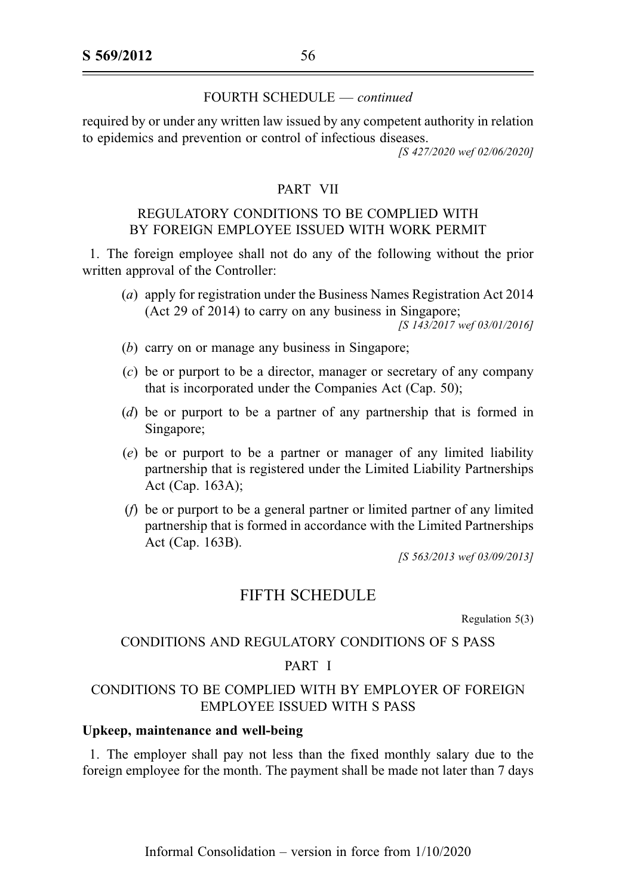FOURTH SCHEDULE — *continued*

required by or under any written law issued by any competent authority in relation to epidemics and prevention or control of infectious diseases.

*[S 427/2020 wef 02/06/2020]*

PART VII

REGULATORY CONDITIONS TO BE COMPLIED WITH BY FOREIGN EMPLOYEE ISSUED WITH WORK PERMIT

1. The foreign employee shall not do any of the following without the prior written approval of the Controller:

(*a*) apply for registration under the Business Names Registration Act 2014 (Act 29 of 2014) to carry on any business in Singapore;

*[S 143/2017 wef 03/01/2016]*

(*b*) carry on or manage any business in Singapore;

(*c*) be or purport to be a director, manager or secretary of any company that is incorporated under the Companies Act (Cap. 50);

(*d*) be or purport to be a partner of any partnership that is formed in Singapore;

(*e*) be or purport to be a partner or manager of any limited liability partnership that is registered under the Limited Liability Partnerships Act (Cap. 163A);

(*f*) be or purport to be a general partner or limited partner of any limited partnership that is formed in accordance with the Limited Partnerships Act (Cap. 163B).

*[S 563/2013 wef 03/09/2013]*

## FIFTH SCHEDULE

Regulation 5(3)

CONDITIONS AND REGULATORY CONDITIONS OF S PASS

PART I

CONDITIONS TO BE COMPLIED WITH BY EMPLOYER OF FOREIGN EMPLOYEE ISSUED WITH S PASS

**Upkeep, maintenance and well-being**

1. The employer shall pay not less than the fixed monthly salary due to the foreign employee for the month. The payment shall be made not later than 7 days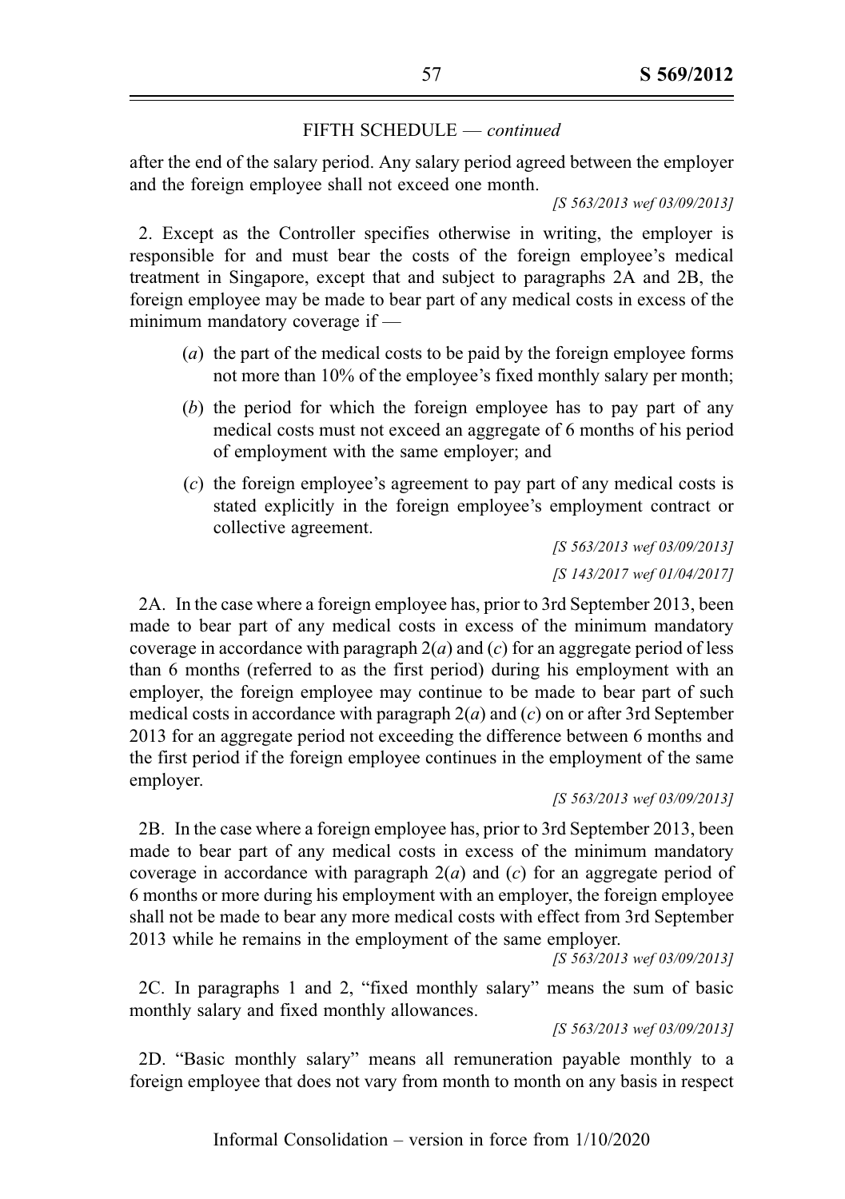FIFTH SCHEDULE — *continued*

after the end of the salary period. Any salary period agreed between the employer and the foreign employee shall not exceed one month.

*[S 563/2013 wef 03/09/2013]*

2. Except as the Controller specifies otherwise in writing, the employer is responsible for and must bear the costs of the foreign employee's medical treatment in Singapore, except that and subject to paragraphs 2A and 2B, the foreign employee may be made to bear part of any medical costs in excess of the minimum mandatory coverage if —

- (*a*) the part of the medical costs to be paid by the foreign employee forms not more than 10% of the employee's fixed monthly salary per month;
- (*b*) the period for which the foreign employee has to pay part of any medical costs must not exceed an aggregate of 6 months of his period of employment with the same employer; and
- (*c*) the foreign employee's agreement to pay part of any medical costs is stated explicitly in the foreign employee's employment contract or collective agreement.

*[S 563/2013 wef 03/09/2013]*

*[S 143/2017 wef 01/04/2017]*

2A. In the case where a foreign employee has, prior to 3rd September 2013, been made to bear part of any medical costs in excess of the minimum mandatory coverage in accordance with paragraph 2(*a*) and (*c*) for an aggregate period of less than 6 months (referred to as the first period) during his employment with an employer, the foreign employee may continue to be made to bear part of such medical costs in accordance with paragraph 2(*a*) and (*c*) on or after 3rd September 2013 for an aggregate period not exceeding the difference between 6 months and the first period if the foreign employee continues in the employment of the same employer.

*[S 563/2013 wef 03/09/2013]*

2B. In the case where a foreign employee has, prior to 3rd September 2013, been made to bear part of any medical costs in excess of the minimum mandatory coverage in accordance with paragraph 2(*a*) and (*c*) for an aggregate period of 6 months or more during his employment with an employer, the foreign employee shall not be made to bear any more medical costs with effect from 3rd September 2013 while he remains in the employment of the same employer.

*[S 563/2013 wef 03/09/2013]*

2C. In paragraphs 1 and 2, "fixed monthly salary" means the sum of basic monthly salary and fixed monthly allowances.

*[S 563/2013 wef 03/09/2013]*

2D. "Basic monthly salary" means all remuneration payable monthly to a foreign employee that does not vary from month to month on any basis in respect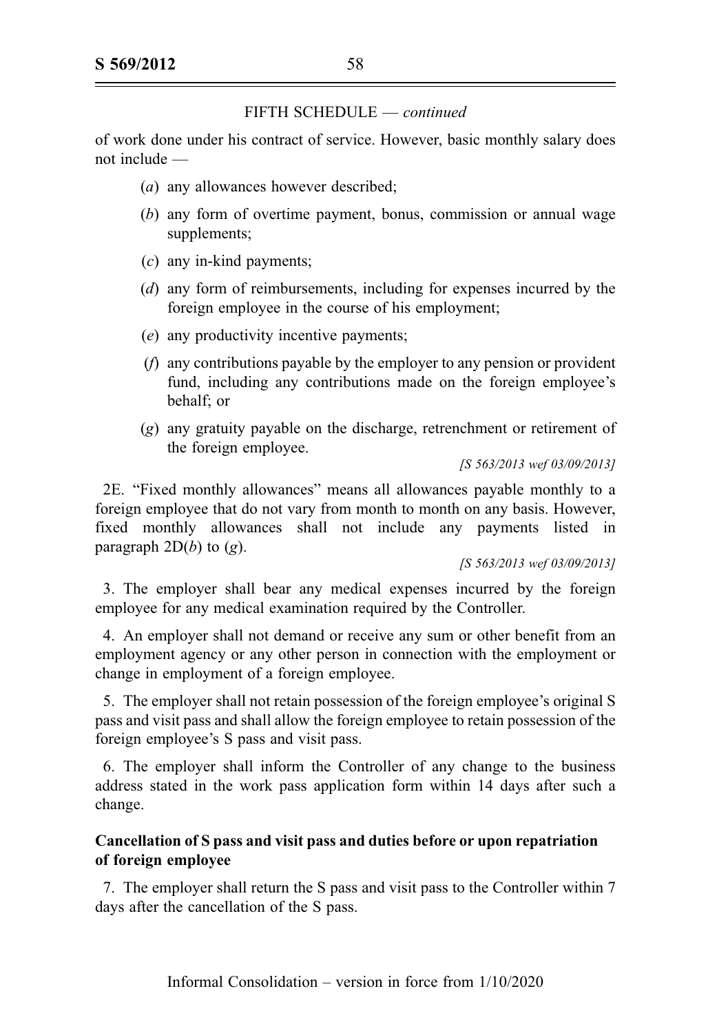FIFTH SCHEDULE — *continued*

of work done under his contract of service. However, basic monthly salary does not include —

(*a*) any allowances however described;

(*b*) any form of overtime payment, bonus, commission or annual wage supplements;

(*c*) any in-kind payments;

(*d*) any form of reimbursements, including for expenses incurred by the foreign employee in the course of his employment;

(*e*) any productivity incentive payments;

(*f*) any contributions payable by the employer to any pension or provident fund, including any contributions made on the foreign employee's behalf; or

(*g*) any gratuity payable on the discharge, retrenchment or retirement of the foreign employee.

*[S 563/2013 wef 03/09/2013]*

2E. "Fixed monthly allowances" means all allowances payable monthly to a foreign employee that do not vary from month to month on any basis. However, fixed monthly allowances shall not include any payments listed in paragraph 2D(*b*) to (*g*).

*[S 563/2013 wef 03/09/2013]*

3. The employer shall bear any medical expenses incurred by the foreign employee for any medical examination required by the Controller.

4. An employer shall not demand or receive any sum or other benefit from an employment agency or any other person in connection with the employment or change in employment of a foreign employee.

5. The employer shall not retain possession of the foreign employee's original S pass and visit pass and shall allow the foreign employee to retain possession of the foreign employee's S pass and visit pass.

6. The employer shall inform the Controller of any change to the business address stated in the work pass application form within 14 days after such a change.

**Cancellation of S pass and visit pass and duties before or upon repatriation of foreign employee**

7. The employer shall return the S pass and visit pass to the Controller within 7 days after the cancellation of the S pass.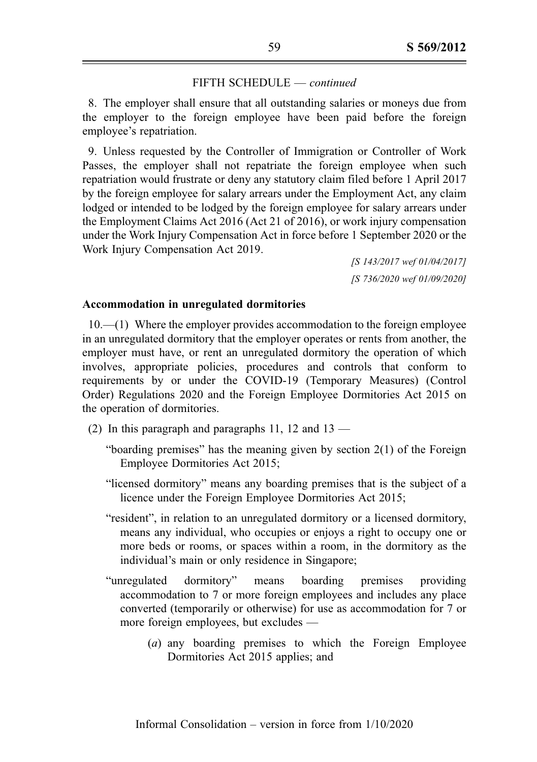FIFTH SCHEDULE — *continued*

8. The employer shall ensure that all outstanding salaries or moneys due from the employer to the foreign employee have been paid before the foreign employee's repatriation.

9. Unless requested by the Controller of Immigration or Controller of Work Passes, the employer shall not repatriate the foreign employee when such repatriation would frustrate or deny any statutory claim filed before 1 April 2017 by the foreign employee for salary arrears under the Employment Act, any claim lodged or intended to be lodged by the foreign employee for salary arrears under the Employment Claims Act 2016 (Act 21 of 2016), or work injury compensation under the Work Injury Compensation Act in force before 1 September 2020 or the Work Injury Compensation Act 2019.

*[S 143/2017 wef 01/04/2017]*

*[S 736/2020 wef 01/09/2020]*

**Accommodation in unregulated dormitories**

10.—(1) Where the employer provides accommodation to the foreign employee in an unregulated dormitory that the employer operates or rents from another, the employer must have, or rent an unregulated dormitory the operation of which involves, appropriate policies, procedures and controls that conform to requirements by or under the COVID-19 (Temporary Measures) (Control Order) Regulations 2020 and the Foreign Employee Dormitories Act 2015 on the operation of dormitories.

(2) In this paragraph and paragraphs 11, 12 and 13 —

"boarding premises" has the meaning given by section 2(1) of the Foreign Employee Dormitories Act 2015;

"licensed dormitory" means any boarding premises that is the subject of a licence under the Foreign Employee Dormitories Act 2015;

"resident", in relation to an unregulated dormitory or a licensed dormitory, means any individual, who occupies or enjoys a right to occupy one or more beds or rooms, or spaces within a room, in the dormitory as the individual's main or only residence in Singapore;

"unregulated dormitory" means boarding premises providing accommodation to 7 or more foreign employees and includes any place converted (temporarily or otherwise) for use as accommodation for 7 or more foreign employees, but excludes —

(*a*) any boarding premises to which the Foreign Employee Dormitories Act 2015 applies; and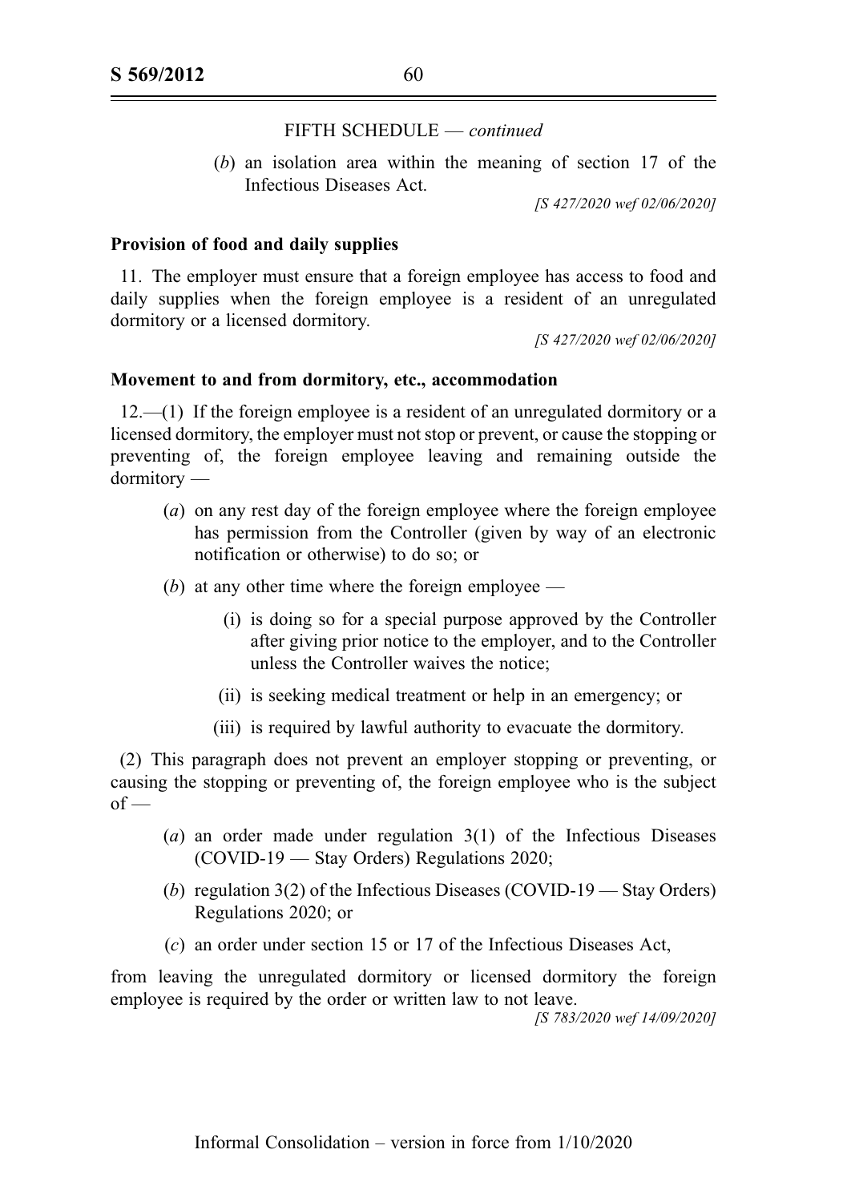FIFTH SCHEDULE — *continued*

(*b*) an isolation area within the meaning of section 17 of the Infectious Diseases Act.

*[S 427/2020 wef 02/06/2020]*

**Provision of food and daily supplies**

11. The employer must ensure that a foreign employee has access to food and daily supplies when the foreign employee is a resident of an unregulated dormitory or a licensed dormitory.

*[S 427/2020 wef 02/06/2020]*

**Movement to and from dormitory, etc., accommodation**

12.—(1) If the foreign employee is a resident of an unregulated dormitory or a licensed dormitory, the employer must not stop or prevent, or cause the stopping or preventing of, the foreign employee leaving and remaining outside the dormitory —

(*a*) on any rest day of the foreign employee where the foreign employee has permission from the Controller (given by way of an electronic notification or otherwise) to do so; or

(*b*) at any other time where the foreign employee —

(i) is doing so for a special purpose approved by the Controller after giving prior notice to the employer, and to the Controller unless the Controller waives the notice;

(ii) is seeking medical treatment or help in an emergency; or

(iii) is required by lawful authority to evacuate the dormitory.

(2) This paragraph does not prevent an employer stopping or preventing, or causing the stopping or preventing of, the foreign employee who is the subject of —

(*a*) an order made under regulation 3(1) of the Infectious Diseases (COVID-19 — Stay Orders) Regulations 2020;

(*b*) regulation 3(2) of the Infectious Diseases (COVID-19 — Stay Orders) Regulations 2020; or

(*c*) an order under section 15 or 17 of the Infectious Diseases Act,

from leaving the unregulated dormitory or licensed dormitory the foreign employee is required by the order or written law to not leave.

*[S 783/2020 wef 14/09/2020]*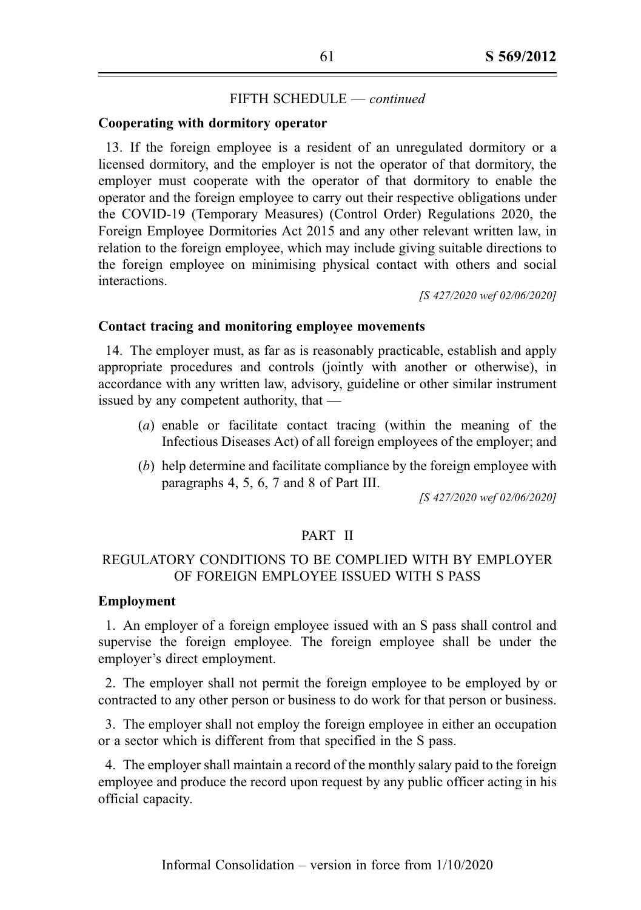FIFTH SCHEDULE — *continued*

**Cooperating with dormitory operator**

13. If the foreign employee is a resident of an unregulated dormitory or a licensed dormitory, and the employer is not the operator of that dormitory, the employer must cooperate with the operator of that dormitory to enable the operator and the foreign employee to carry out their respective obligations under the COVID-19 (Temporary Measures) (Control Order) Regulations 2020, the Foreign Employee Dormitories Act 2015 and any other relevant written law, in relation to the foreign employee, which may include giving suitable directions to the foreign employee on minimising physical contact with others and social interactions.

*[S 427/2020 wef 02/06/2020]*

**Contact tracing and monitoring employee movements**

14. The employer must, as far as is reasonably practicable, establish and apply appropriate procedures and controls (jointly with another or otherwise), in accordance with any written law, advisory, guideline or other similar instrument issued by any competent authority, that —

(*a*) enable or facilitate contact tracing (within the meaning of the Infectious Diseases Act) of all foreign employees of the employer; and

(*b*) help determine and facilitate compliance by the foreign employee with paragraphs 4, 5, 6, 7 and 8 of Part III.

*[S 427/2020 wef 02/06/2020]*

PART II

REGULATORY CONDITIONS TO BE COMPLIED WITH BY EMPLOYER OF FOREIGN EMPLOYEE ISSUED WITH S PASS

**Employment**

1. An employer of a foreign employee issued with an S pass shall control and supervise the foreign employee. The foreign employee shall be under the employer's direct employment.

2. The employer shall not permit the foreign employee to be employed by or contracted to any other person or business to do work for that person or business.

3. The employer shall not employ the foreign employee in either an occupation or a sector which is different from that specified in the S pass.

4. The employer shall maintain a record of the monthly salary paid to the foreign employee and produce the record upon request by any public officer acting in his official capacity.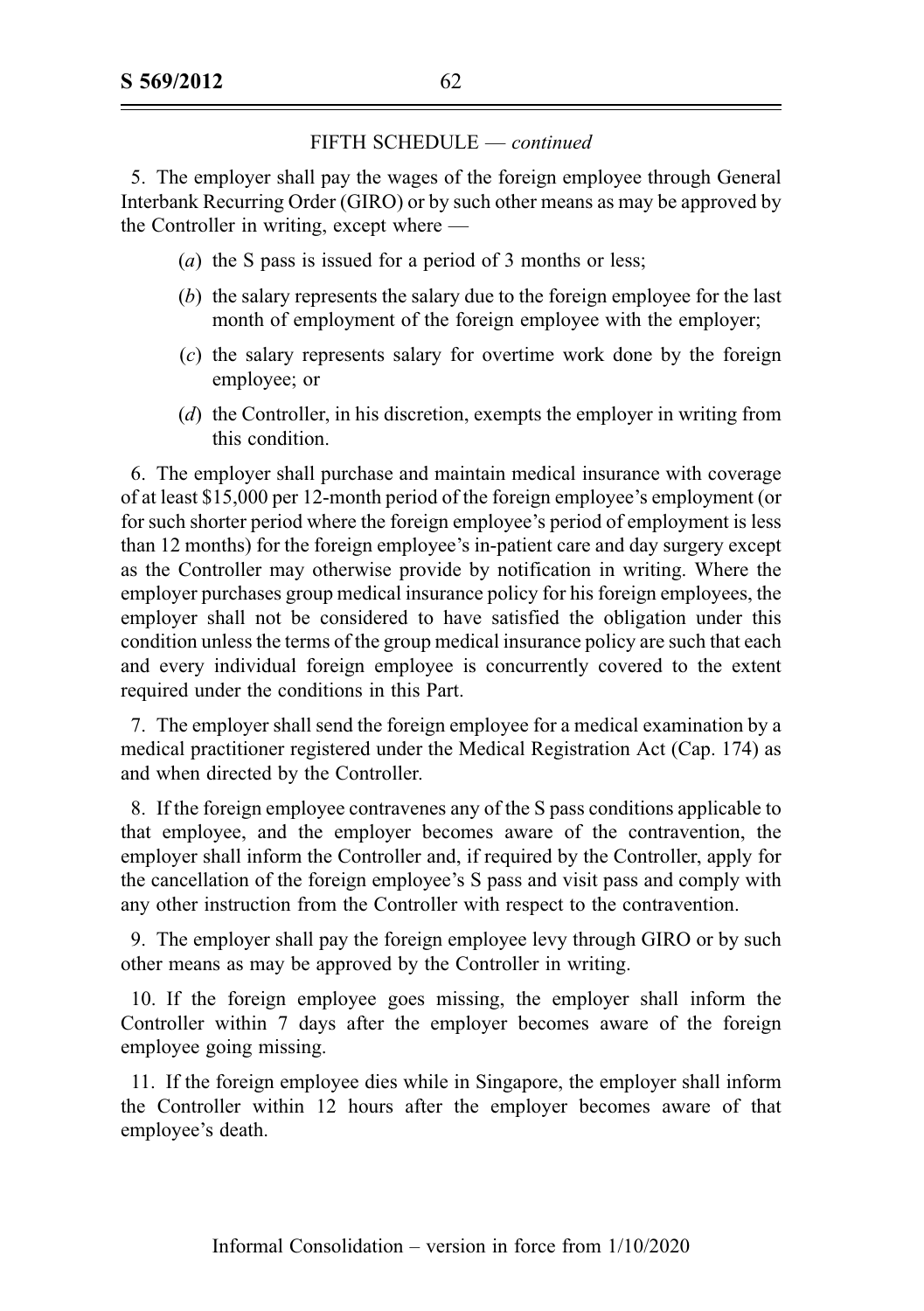FIFTH SCHEDULE — *continued*

5. The employer shall pay the wages of the foreign employee through General Interbank Recurring Order (GIRO) or by such other means as may be approved by the Controller in writing, except where —

(*a*) the S pass is issued for a period of 3 months or less;

(*b*) the salary represents the salary due to the foreign employee for the last month of employment of the foreign employee with the employer;

(*c*) the salary represents salary for overtime work done by the foreign employee; or

(*d*) the Controller, in his discretion, exempts the employer in writing from this condition.

6. The employer shall purchase and maintain medical insurance with coverage of at least $15,000 per 12-month period of the foreign employee's employment (or for such shorter period where the foreign employee's period of employment is less than 12 months) for the foreign employee's in-patient care and day surgery except as the Controller may otherwise provide by notification in writing. Where the employer purchases group medical insurance policy for his foreign employees, the employer shall not be considered to have satisfied the obligation under this condition unless the terms of the group medical insurance policy are such that each and every individual foreign employee is concurrently covered to the extent required under the conditions in this Part.

7. The employer shall send the foreign employee for a medical examination by a medical practitioner registered under the Medical Registration Act (Cap. 174) as and when directed by the Controller.

8. If the foreign employee contravenes any of the S pass conditions applicable to that employee, and the employer becomes aware of the contravention, the employer shall inform the Controller and, if required by the Controller, apply for the cancellation of the foreign employee's S pass and visit pass and comply with any other instruction from the Controller with respect to the contravention.

9. The employer shall pay the foreign employee levy through GIRO or by such other means as may be approved by the Controller in writing.

10. If the foreign employee goes missing, the employer shall inform the Controller within 7 days after the employer becomes aware of the foreign employee going missing.

11. If the foreign employee dies while in Singapore, the employer shall inform the Controller within 12 hours after the employer becomes aware of that employee's death.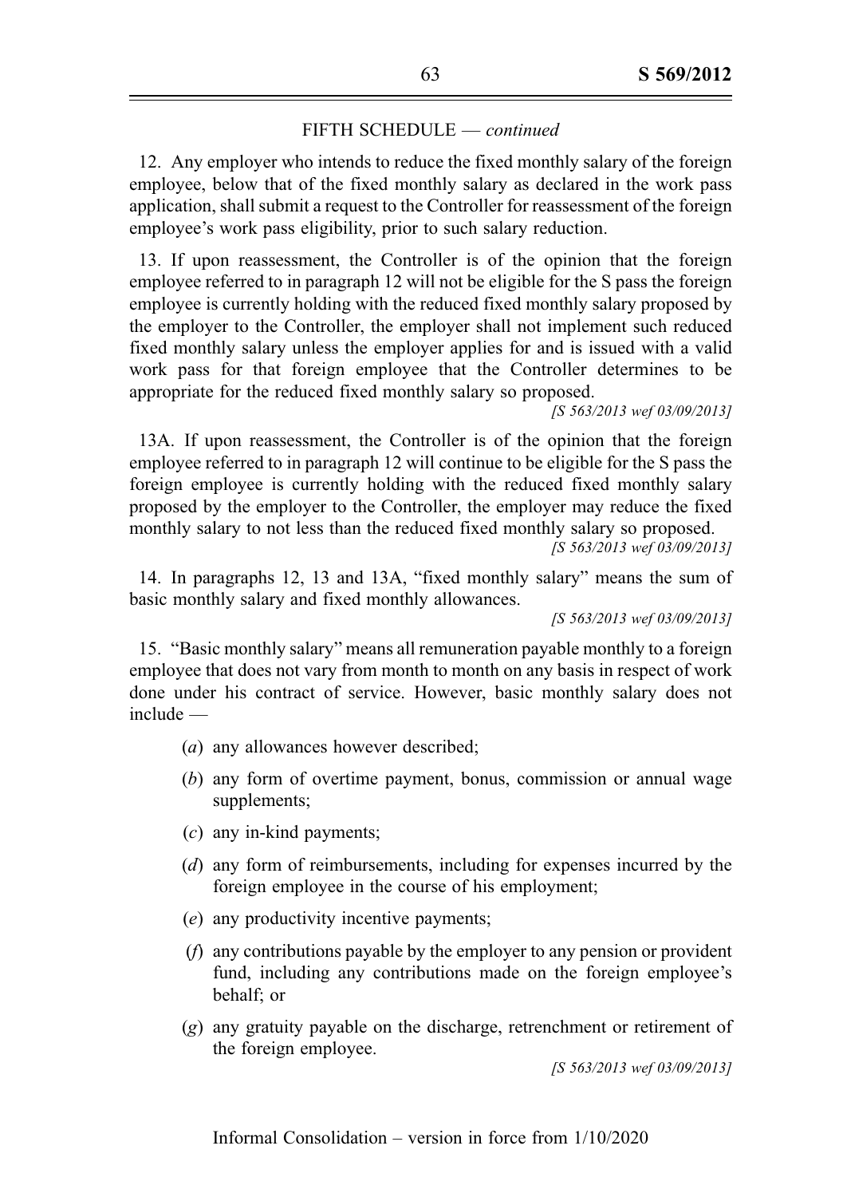FIFTH SCHEDULE — *continued*

12. Any employer who intends to reduce the fixed monthly salary of the foreign employee, below that of the fixed monthly salary as declared in the work pass application, shall submit a request to the Controller for reassessment of the foreign employee's work pass eligibility, prior to such salary reduction.

13. If upon reassessment, the Controller is of the opinion that the foreign employee referred to in paragraph 12 will not be eligible for the S pass the foreign employee is currently holding with the reduced fixed monthly salary proposed by the employer to the Controller, the employer shall not implement such reduced fixed monthly salary unless the employer applies for and is issued with a valid work pass for that foreign employee that the Controller determines to be appropriate for the reduced fixed monthly salary so proposed.

*[S 563/2013 wef 03/09/2013]*

13A. If upon reassessment, the Controller is of the opinion that the foreign employee referred to in paragraph 12 will continue to be eligible for the S pass the foreign employee is currently holding with the reduced fixed monthly salary proposed by the employer to the Controller, the employer may reduce the fixed monthly salary to not less than the reduced fixed monthly salary so proposed.

*[S 563/2013 wef 03/09/2013]*

14. In paragraphs 12, 13 and 13A, "fixed monthly salary" means the sum of basic monthly salary and fixed monthly allowances.

*[S 563/2013 wef 03/09/2013]*

15. "Basic monthly salary" means all remuneration payable monthly to a foreign employee that does not vary from month to month on any basis in respect of work done under his contract of service. However, basic monthly salary does not include —

(*a*) any allowances however described;

(*b*) any form of overtime payment, bonus, commission or annual wage supplements;

(*c*) any in-kind payments;

(*d*) any form of reimbursements, including for expenses incurred by the foreign employee in the course of his employment;

(*e*) any productivity incentive payments;

(*f*) any contributions payable by the employer to any pension or provident fund, including any contributions made on the foreign employee's behalf; or

(*g*) any gratuity payable on the discharge, retrenchment or retirement of the foreign employee.

*[S 563/2013 wef 03/09/2013]*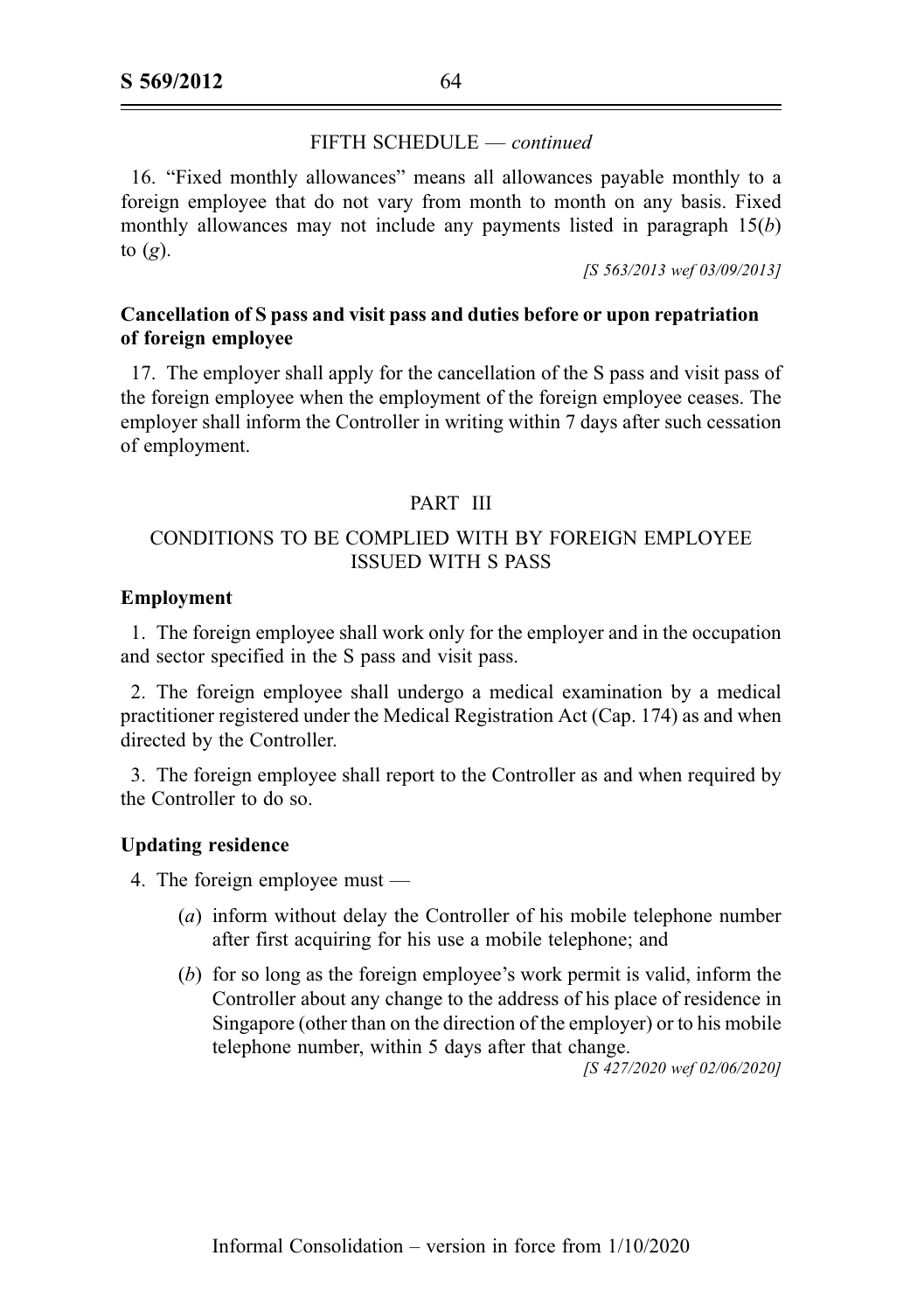FIFTH SCHEDULE — *continued*

16. "Fixed monthly allowances" means all allowances payable monthly to a foreign employee that do not vary from month to month on any basis. Fixed monthly allowances may not include any payments listed in paragraph 15(*b*) to (*g*).

*[S 563/2013 wef 03/09/2013]*

**Cancellation of S pass and visit pass and duties before or upon repatriation of foreign employee**

17. The employer shall apply for the cancellation of the S pass and visit pass of the foreign employee when the employment of the foreign employee ceases. The employer shall inform the Controller in writing within 7 days after such cessation of employment.

PART III

CONDITIONS TO BE COMPLIED WITH BY FOREIGN EMPLOYEE ISSUED WITH S PASS

**Employment**

1. The foreign employee shall work only for the employer and in the occupation and sector specified in the S pass and visit pass.

2. The foreign employee shall undergo a medical examination by a medical practitioner registered under the Medical Registration Act (Cap. 174) as and when directed by the Controller.

3. The foreign employee shall report to the Controller as and when required by the Controller to do so.

**Updating residence**

4. The foreign employee must —

(*a*) inform without delay the Controller of his mobile telephone number after first acquiring for his use a mobile telephone; and

(*b*) for so long as the foreign employee's work permit is valid, inform the Controller about any change to the address of his place of residence in Singapore (other than on the direction of the employer) or to his mobile telephone number, within 5 days after that change.

*[S 427/2020 wef 02/06/2020]*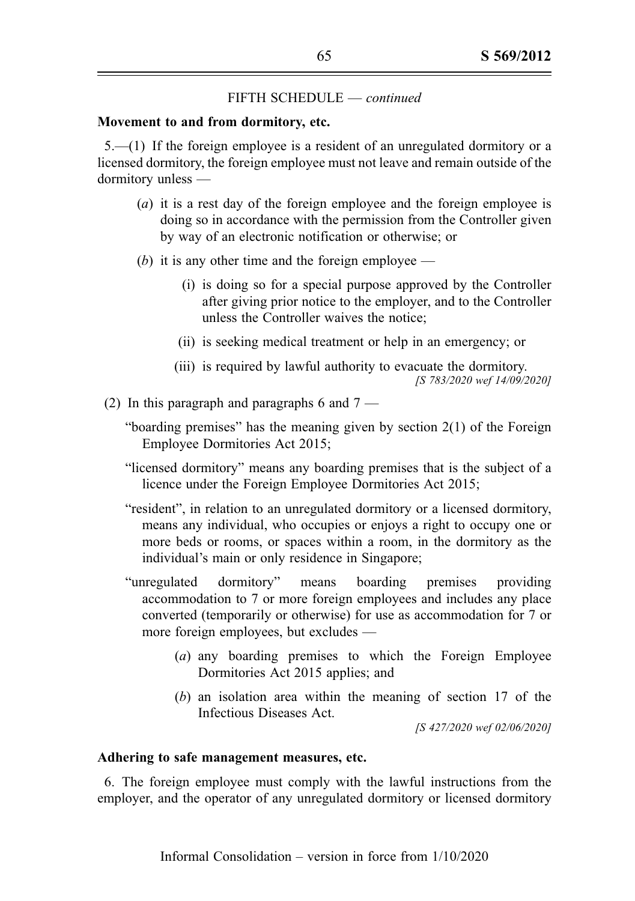FIFTH SCHEDULE — *continued*

**Movement to and from dormitory, etc.**

5.—(1) If the foreign employee is a resident of an unregulated dormitory or a licensed dormitory, the foreign employee must not leave and remain outside of the dormitory unless —

(*a*) it is a rest day of the foreign employee and the foreign employee is doing so in accordance with the permission from the Controller given by way of an electronic notification or otherwise; or

(*b*) it is any other time and the foreign employee —

(i) is doing so for a special purpose approved by the Controller after giving prior notice to the employer, and to the Controller unless the Controller waives the notice;

(ii) is seeking medical treatment or help in an emergency; or

(iii) is required by lawful authority to evacuate the dormitory.

*[S 783/2020 wef 14/09/2020]*

(2) In this paragraph and paragraphs 6 and 7 —

"boarding premises" has the meaning given by section 2(1) of the Foreign Employee Dormitories Act 2015;

"licensed dormitory" means any boarding premises that is the subject of a licence under the Foreign Employee Dormitories Act 2015;

"resident", in relation to an unregulated dormitory or a licensed dormitory, means any individual, who occupies or enjoys a right to occupy one or more beds or rooms, or spaces within a room, in the dormitory as the individual's main or only residence in Singapore;

"unregulated dormitory" means boarding premises providing accommodation to 7 or more foreign employees and includes any place converted (temporarily or otherwise) for use as accommodation for 7 or more foreign employees, but excludes —

(*a*) any boarding premises to which the Foreign Employee Dormitories Act 2015 applies; and

(*b*) an isolation area within the meaning of section 17 of the Infectious Diseases Act.

*[S 427/2020 wef 02/06/2020]*

**Adhering to safe management measures, etc.**

6. The foreign employee must comply with the lawful instructions from the employer, and the operator of any unregulated dormitory or licensed dormitory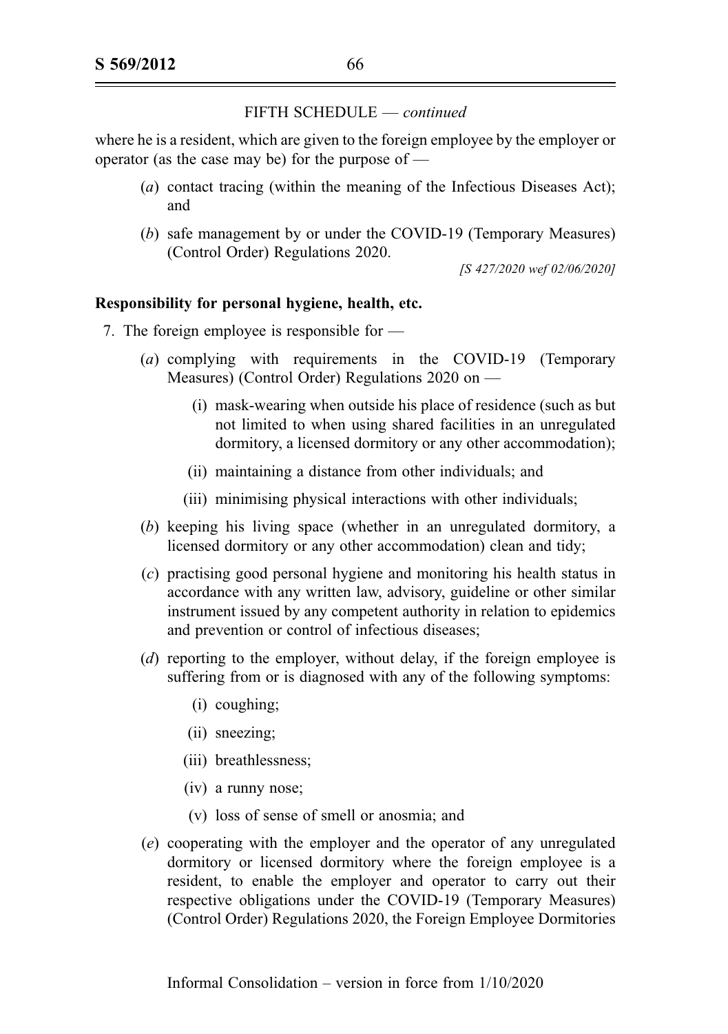FIFTH SCHEDULE — *continued*

where he is a resident, which are given to the foreign employee by the employer or operator (as the case may be) for the purpose of —

- (*a*) contact tracing (within the meaning of the Infectious Diseases Act); and
- (*b*) safe management by or under the COVID-19 (Temporary Measures) (Control Order) Regulations 2020.

*[S 427/2020 wef 02/06/2020]*

**Responsibility for personal hygiene, health, etc.**

7. The foreign employee is responsible for —

- (*a*) complying with requirements in the COVID-19 (Temporary Measures) (Control Order) Regulations 2020 on —
  - (i) mask-wearing when outside his place of residence (such as but not limited to when using shared facilities in an unregulated dormitory, a licensed dormitory or any other accommodation);
  - (ii) maintaining a distance from other individuals; and
  - (iii) minimising physical interactions with other individuals;
- (*b*) keeping his living space (whether in an unregulated dormitory, a licensed dormitory or any other accommodation) clean and tidy;
- (*c*) practising good personal hygiene and monitoring his health status in accordance with any written law, advisory, guideline or other similar instrument issued by any competent authority in relation to epidemics and prevention or control of infectious diseases;
- (*d*) reporting to the employer, without delay, if the foreign employee is suffering from or is diagnosed with any of the following symptoms:
  - (i) coughing;
  - (ii) sneezing;
  - (iii) breathlessness;
  - (iv) a runny nose;
  - (v) loss of sense of smell or anosmia; and
- (*e*) cooperating with the employer and the operator of any unregulated dormitory or licensed dormitory where the foreign employee is a resident, to enable the employer and operator to carry out their respective obligations under the COVID-19 (Temporary Measures) (Control Order) Regulations 2020, the Foreign Employee Dormitories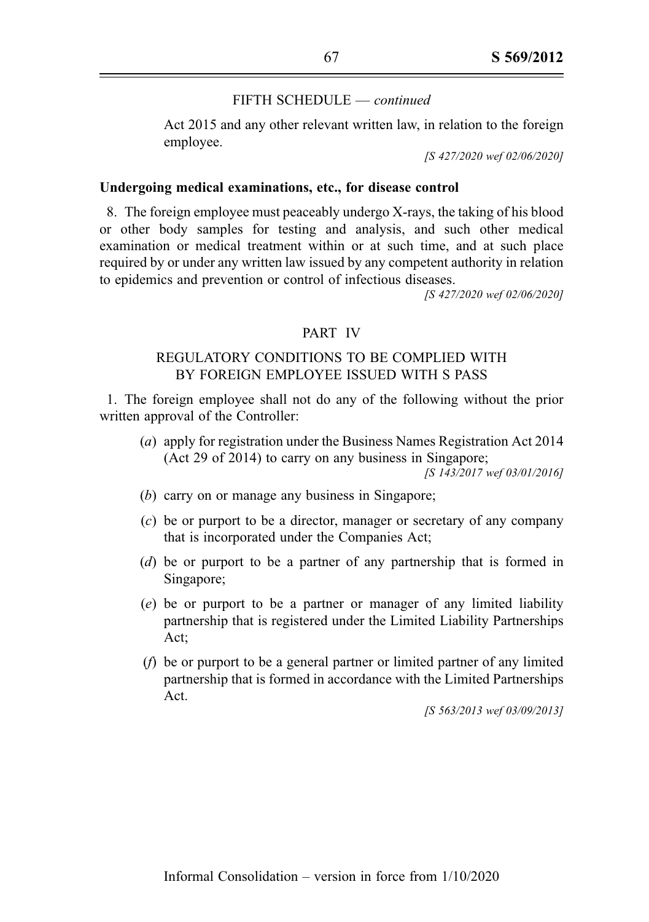FIFTH SCHEDULE — *continued*

Act 2015 and any other relevant written law, in relation to the foreign employee.

*[S 427/2020 wef 02/06/2020]*

**Undergoing medical examinations, etc., for disease control**

8. The foreign employee must peaceably undergo X-rays, the taking of his blood or other body samples for testing and analysis, and such other medical examination or medical treatment within or at such time, and at such place required by or under any written law issued by any competent authority in relation to epidemics and prevention or control of infectious diseases.

*[S 427/2020 wef 02/06/2020]*

PART IV

REGULATORY CONDITIONS TO BE COMPLIED WITH BY FOREIGN EMPLOYEE ISSUED WITH S PASS

1. The foreign employee shall not do any of the following without the prior written approval of the Controller:

(*a*) apply for registration under the Business Names Registration Act 2014 (Act 29 of 2014) to carry on any business in Singapore;

*[S 143/2017 wef 03/01/2016]*

(*b*) carry on or manage any business in Singapore;

(*c*) be or purport to be a director, manager or secretary of any company that is incorporated under the Companies Act;

(*d*) be or purport to be a partner of any partnership that is formed in Singapore;

(*e*) be or purport to be a partner or manager of any limited liability partnership that is registered under the Limited Liability Partnerships Act;

(*f*) be or purport to be a general partner or limited partner of any limited partnership that is formed in accordance with the Limited Partnerships Act.

*[S 563/2013 wef 03/09/2013]*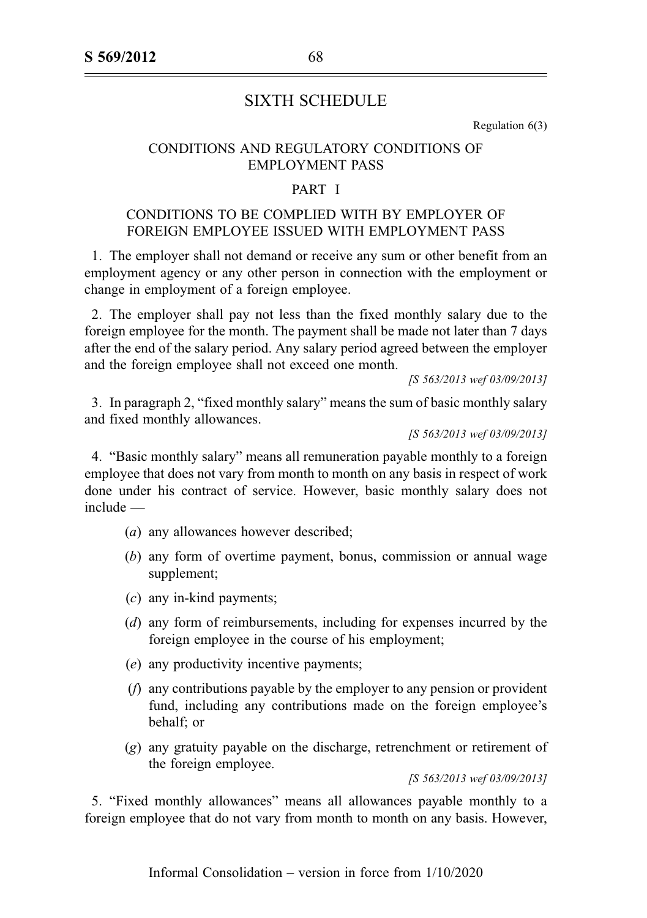# SIXTH SCHEDULE

Regulation 6(3)

## CONDITIONS AND REGULATORY CONDITIONS OF EMPLOYMENT PASS

### PART I

### CONDITIONS TO BE COMPLIED WITH BY EMPLOYER OF FOREIGN EMPLOYEE ISSUED WITH EMPLOYMENT PASS

1. The employer shall not demand or receive any sum or other benefit from an employment agency or any other person in connection with the employment or change in employment of a foreign employee.

2. The employer shall pay not less than the fixed monthly salary due to the foreign employee for the month. The payment shall be made not later than 7 days after the end of the salary period. Any salary period agreed between the employer and the foreign employee shall not exceed one month.

*[S 563/2013 wef 03/09/2013]*

3. In paragraph 2, "fixed monthly salary" means the sum of basic monthly salary and fixed monthly allowances.

*[S 563/2013 wef 03/09/2013]*

4. "Basic monthly salary" means all remuneration payable monthly to a foreign employee that does not vary from month to month on any basis in respect of work done under his contract of service. However, basic monthly salary does not include —

(*a*) any allowances however described;

(*b*) any form of overtime payment, bonus, commission or annual wage supplement;

(*c*) any in-kind payments;

(*d*) any form of reimbursements, including for expenses incurred by the foreign employee in the course of his employment;

(*e*) any productivity incentive payments;

(*f*) any contributions payable by the employer to any pension or provident fund, including any contributions made on the foreign employee's behalf; or

(*g*) any gratuity payable on the discharge, retrenchment or retirement of the foreign employee.

*[S 563/2013 wef 03/09/2013]*

5. "Fixed monthly allowances" means all allowances payable monthly to a foreign employee that do not vary from month to month on any basis. However,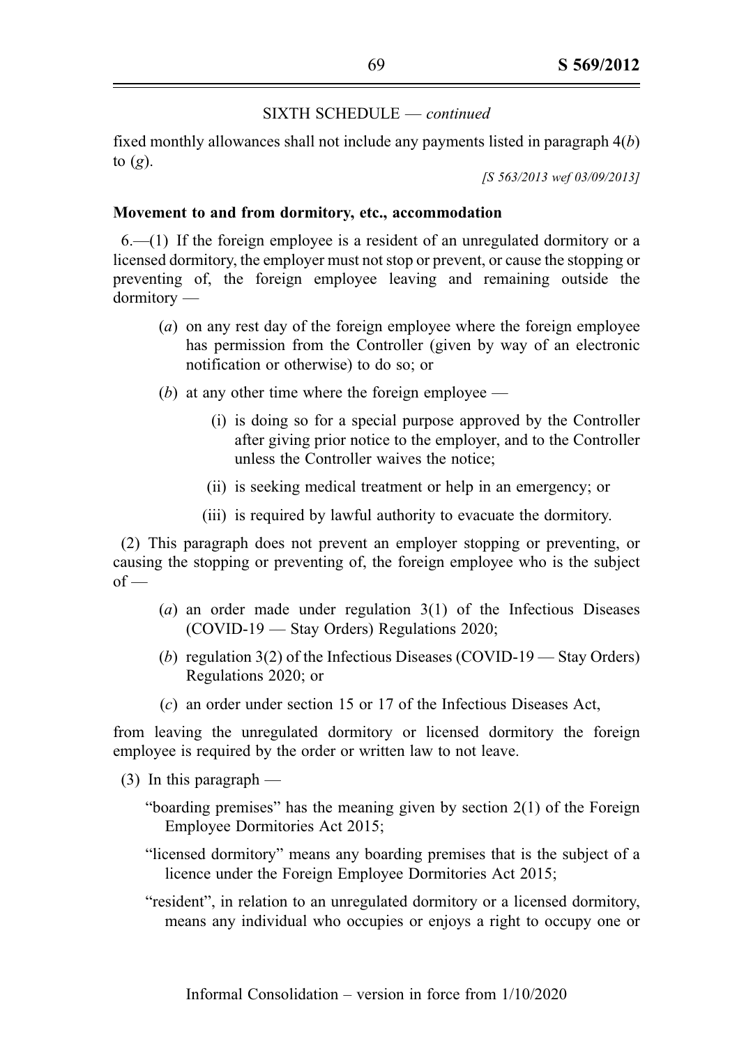SIXTH SCHEDULE — *continued*

fixed monthly allowances shall not include any payments listed in paragraph 4(*b*) to (*g*).

*[S 563/2013 wef 03/09/2013]*

**Movement to and from dormitory, etc., accommodation**

6.—(1) If the foreign employee is a resident of an unregulated dormitory or a licensed dormitory, the employer must not stop or prevent, or cause the stopping or preventing of, the foreign employee leaving and remaining outside the dormitory —

(*a*) on any rest day of the foreign employee where the foreign employee has permission from the Controller (given by way of an electronic notification or otherwise) to do so; or

(*b*) at any other time where the foreign employee —

(i) is doing so for a special purpose approved by the Controller after giving prior notice to the employer, and to the Controller unless the Controller waives the notice;

(ii) is seeking medical treatment or help in an emergency; or

(iii) is required by lawful authority to evacuate the dormitory.

(2) This paragraph does not prevent an employer stopping or preventing, or causing the stopping or preventing of, the foreign employee who is the subject of —

(*a*) an order made under regulation 3(1) of the Infectious Diseases (COVID-19 — Stay Orders) Regulations 2020;

(*b*) regulation 3(2) of the Infectious Diseases (COVID-19 — Stay Orders) Regulations 2020; or

(*c*) an order under section 15 or 17 of the Infectious Diseases Act,

from leaving the unregulated dormitory or licensed dormitory the foreign employee is required by the order or written law to not leave.

(3) In this paragraph —

"boarding premises" has the meaning given by section 2(1) of the Foreign Employee Dormitories Act 2015;

"licensed dormitory" means any boarding premises that is the subject of a licence under the Foreign Employee Dormitories Act 2015;

"resident", in relation to an unregulated dormitory or a licensed dormitory, means any individual who occupies or enjoys a right to occupy one or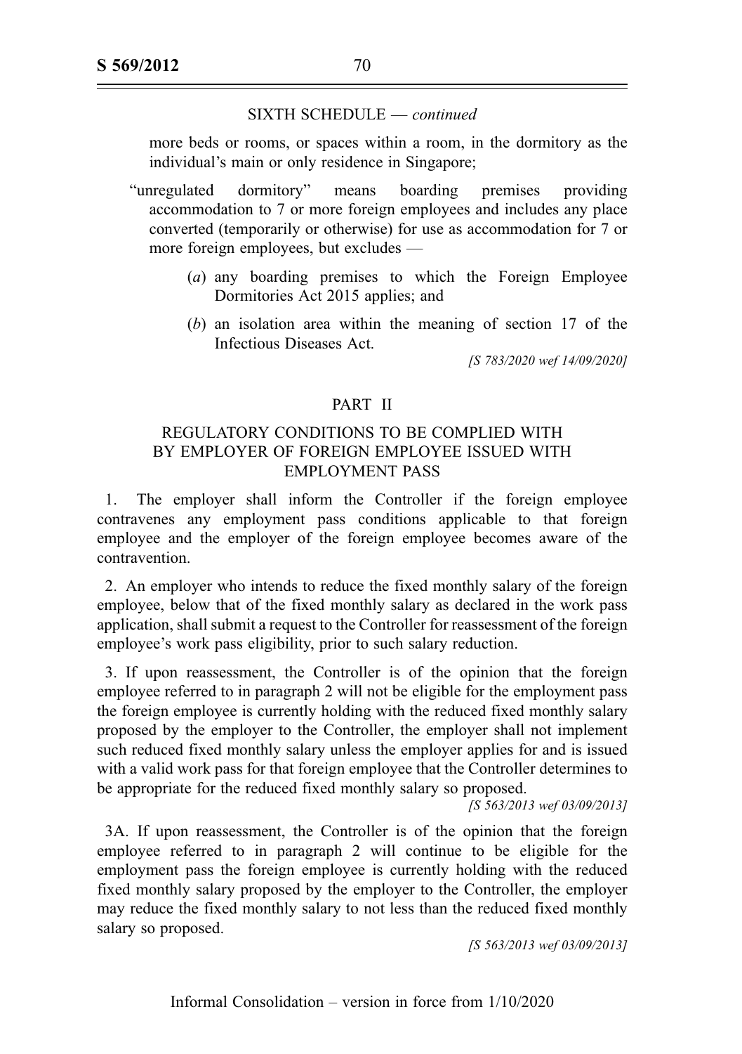SIXTH SCHEDULE — *continued*

more beds or rooms, or spaces within a room, in the dormitory as the individual's main or only residence in Singapore;

"unregulated dormitory" means boarding premises providing accommodation to 7 or more foreign employees and includes any place converted (temporarily or otherwise) for use as accommodation for 7 or more foreign employees, but excludes —

(*a*) any boarding premises to which the Foreign Employee Dormitories Act 2015 applies; and

(*b*) an isolation area within the meaning of section 17 of the Infectious Diseases Act.

*[S 783/2020 wef 14/09/2020]*

## PART II

## REGULATORY CONDITIONS TO BE COMPLIED WITH BY EMPLOYER OF FOREIGN EMPLOYEE ISSUED WITH EMPLOYMENT PASS

1. The employer shall inform the Controller if the foreign employee contravenes any employment pass conditions applicable to that foreign employee and the employer of the foreign employee becomes aware of the contravention.

2. An employer who intends to reduce the fixed monthly salary of the foreign employee, below that of the fixed monthly salary as declared in the work pass application, shall submit a request to the Controller for reassessment of the foreign employee's work pass eligibility, prior to such salary reduction.

3. If upon reassessment, the Controller is of the opinion that the foreign employee referred to in paragraph 2 will not be eligible for the employment pass the foreign employee is currently holding with the reduced fixed monthly salary proposed by the employer to the Controller, the employer shall not implement such reduced fixed monthly salary unless the employer applies for and is issued with a valid work pass for that foreign employee that the Controller determines to be appropriate for the reduced fixed monthly salary so proposed.

*[S 563/2013 wef 03/09/2013]*

3A. If upon reassessment, the Controller is of the opinion that the foreign employee referred to in paragraph 2 will continue to be eligible for the employment pass the foreign employee is currently holding with the reduced fixed monthly salary proposed by the employer to the Controller, the employer may reduce the fixed monthly salary to not less than the reduced fixed monthly salary so proposed.

*[S 563/2013 wef 03/09/2013]*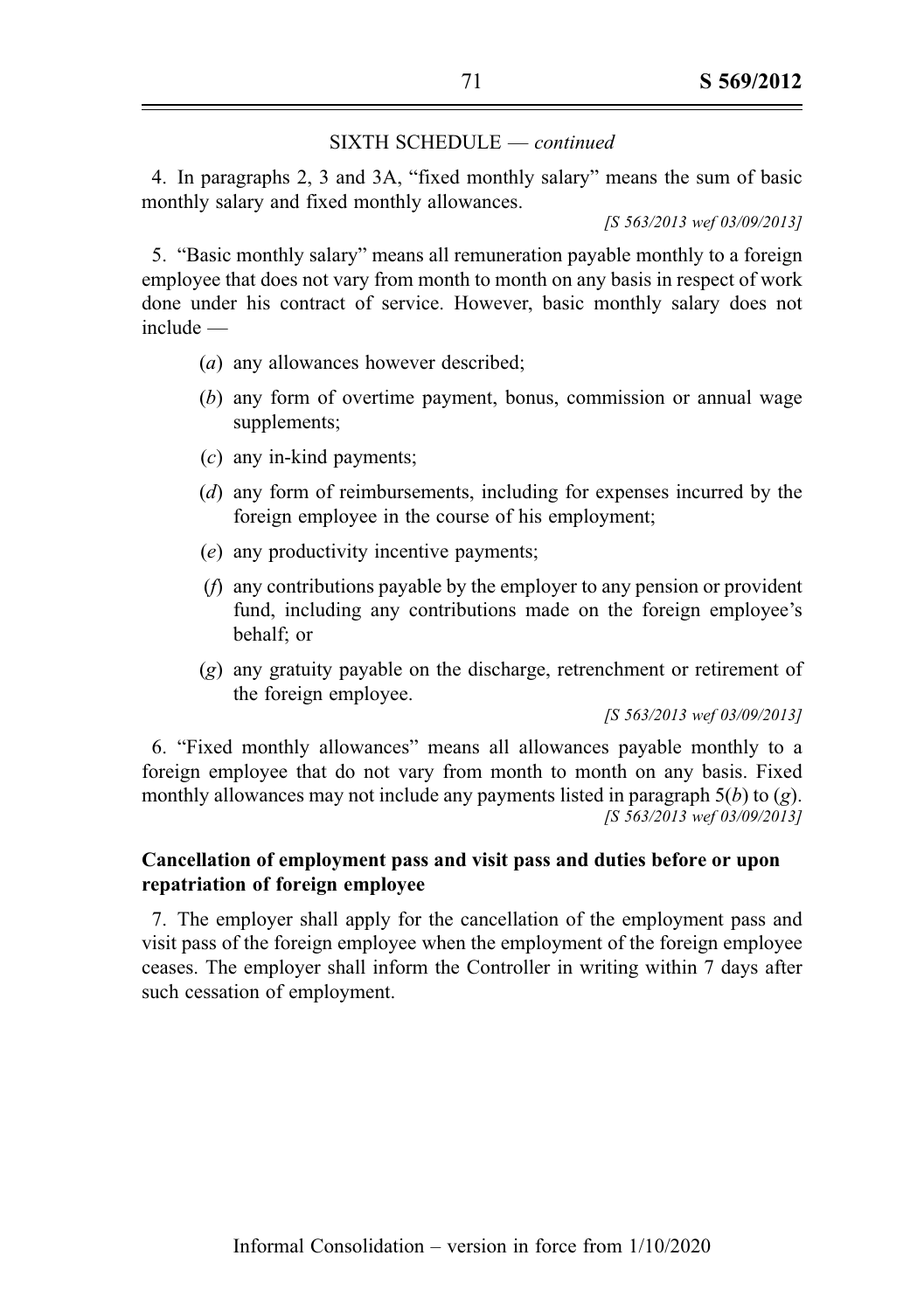SIXTH SCHEDULE — *continued*

4. In paragraphs 2, 3 and 3A, "fixed monthly salary" means the sum of basic monthly salary and fixed monthly allowances.

*[S 563/2013 wef 03/09/2013]*

5. "Basic monthly salary" means all remuneration payable monthly to a foreign employee that does not vary from month to month on any basis in respect of work done under his contract of service. However, basic monthly salary does not include —

(*a*) any allowances however described;

(*b*) any form of overtime payment, bonus, commission or annual wage supplements;

(*c*) any in-kind payments;

(*d*) any form of reimbursements, including for expenses incurred by the foreign employee in the course of his employment;

(*e*) any productivity incentive payments;

(*f*) any contributions payable by the employer to any pension or provident fund, including any contributions made on the foreign employee's behalf; or

(*g*) any gratuity payable on the discharge, retrenchment or retirement of the foreign employee.

*[S 563/2013 wef 03/09/2013]*

6. "Fixed monthly allowances" means all allowances payable monthly to a foreign employee that do not vary from month to month on any basis. Fixed monthly allowances may not include any payments listed in paragraph 5(*b*) to (*g*).

*[S 563/2013 wef 03/09/2013]*

**Cancellation of employment pass and visit pass and duties before or upon repatriation of foreign employee**

7. The employer shall apply for the cancellation of the employment pass and visit pass of the foreign employee when the employment of the foreign employee ceases. The employer shall inform the Controller in writing within 7 days after such cessation of employment.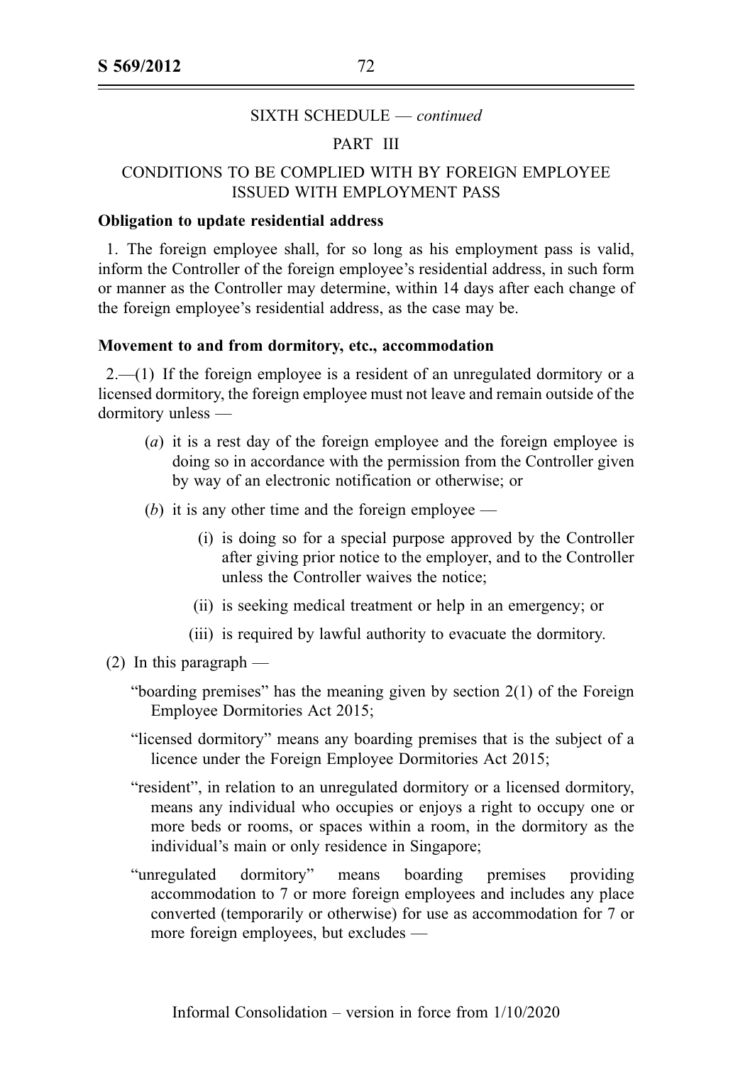SIXTH SCHEDULE — *continued*

PART III

CONDITIONS TO BE COMPLIED WITH BY FOREIGN EMPLOYEE ISSUED WITH EMPLOYMENT PASS

**Obligation to update residential address**

1. The foreign employee shall, for so long as his employment pass is valid, inform the Controller of the foreign employee's residential address, in such form or manner as the Controller may determine, within 14 days after each change of the foreign employee's residential address, as the case may be.

**Movement to and from dormitory, etc., accommodation**

2.—(1) If the foreign employee is a resident of an unregulated dormitory or a licensed dormitory, the foreign employee must not leave and remain outside of the dormitory unless —

- (*a*) it is a rest day of the foreign employee and the foreign employee is doing so in accordance with the permission from the Controller given by way of an electronic notification or otherwise; or
- (*b*) it is any other time and the foreign employee —
  - (i) is doing so for a special purpose approved by the Controller after giving prior notice to the employer, and to the Controller unless the Controller waives the notice;
  - (ii) is seeking medical treatment or help in an emergency; or
  - (iii) is required by lawful authority to evacuate the dormitory.

(2) In this paragraph —

"boarding premises" has the meaning given by section 2(1) of the Foreign Employee Dormitories Act 2015;

"licensed dormitory" means any boarding premises that is the subject of a licence under the Foreign Employee Dormitories Act 2015;

"resident", in relation to an unregulated dormitory or a licensed dormitory, means any individual who occupies or enjoys a right to occupy one or more beds or rooms, or spaces within a room, in the dormitory as the individual's main or only residence in Singapore;

"unregulated dormitory" means boarding premises providing accommodation to 7 or more foreign employees and includes any place converted (temporarily or otherwise) for use as accommodation for 7 or more foreign employees, but excludes —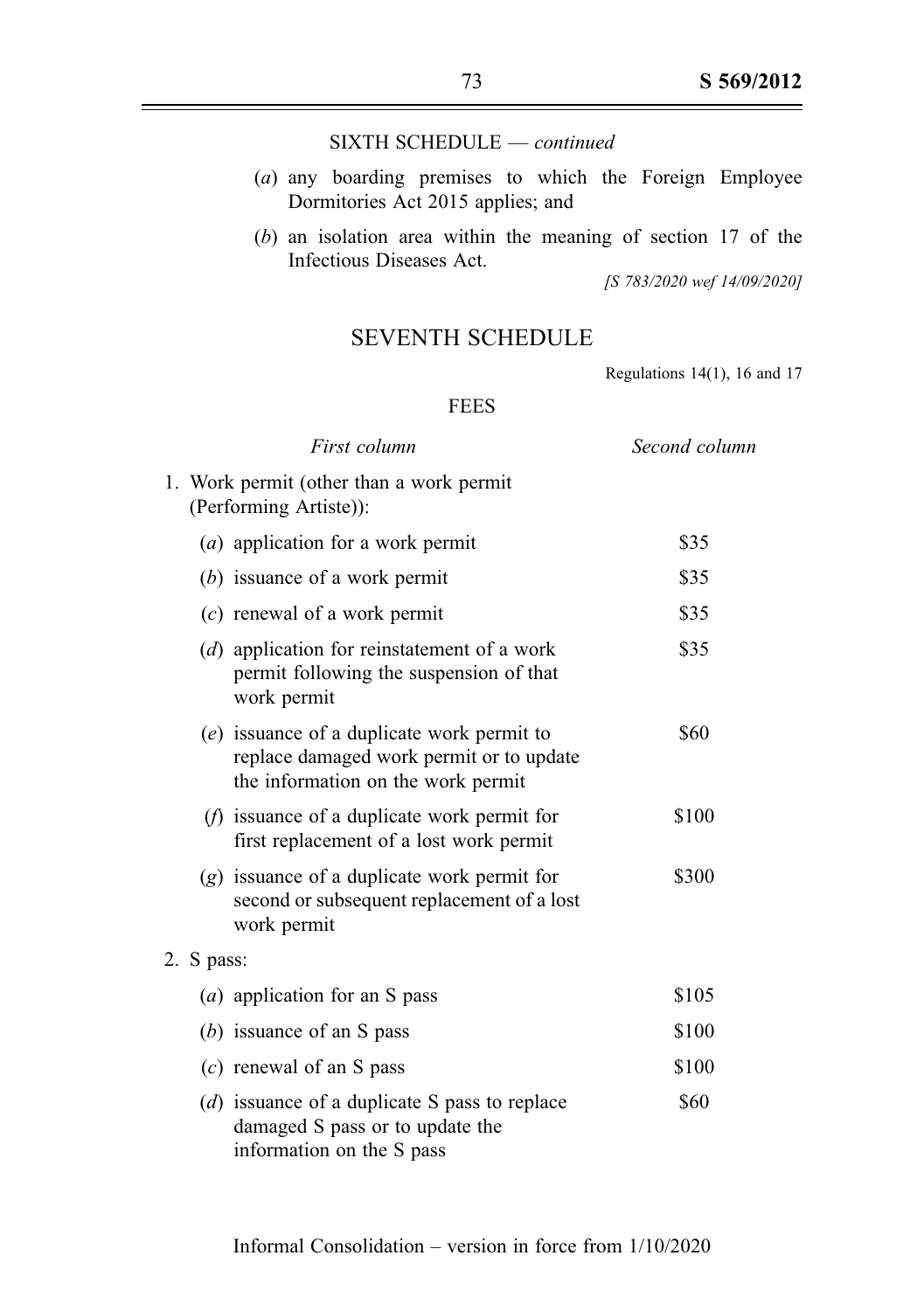SIXTH SCHEDULE — *continued*

(*a*) any boarding premises to which the Foreign Employee Dormitories Act 2015 applies; and

(*b*) an isolation area within the meaning of section 17 of the Infectious Diseases Act.

*[S 783/2020 wef 14/09/2020]*

## SEVENTH SCHEDULE

Regulations 14(1), 16 and 17

FEES

| *First column* | *Second column* |
|---|---|
| 1. Work permit (other than a work permit (Performing Artiste)): | |
| (*a*) application for a work permit | \$35 |
| (*b*) issuance of a work permit | \$35 |
| (*c*) renewal of a work permit | \$35 |
| (*d*) application for reinstatement of a work permit following the suspension of that work permit | \$35 |
| (*e*) issuance of a duplicate work permit to replace damaged work permit or to update the information on the work permit | \$60 |
| (*f*) issuance of a duplicate work permit for first replacement of a lost work permit | \$100 |
| (*g*) issuance of a duplicate work permit for second or subsequent replacement of a lost work permit | \$300 |
| 2. S pass: | |
| (*a*) application for an S pass | \$105 |
| (*b*) issuance of an S pass | \$100 |
| (*c*) renewal of an S pass | \$100 |
| (*d*) issuance of a duplicate S pass to replace damaged S pass or to update the information on the S pass | \$60 |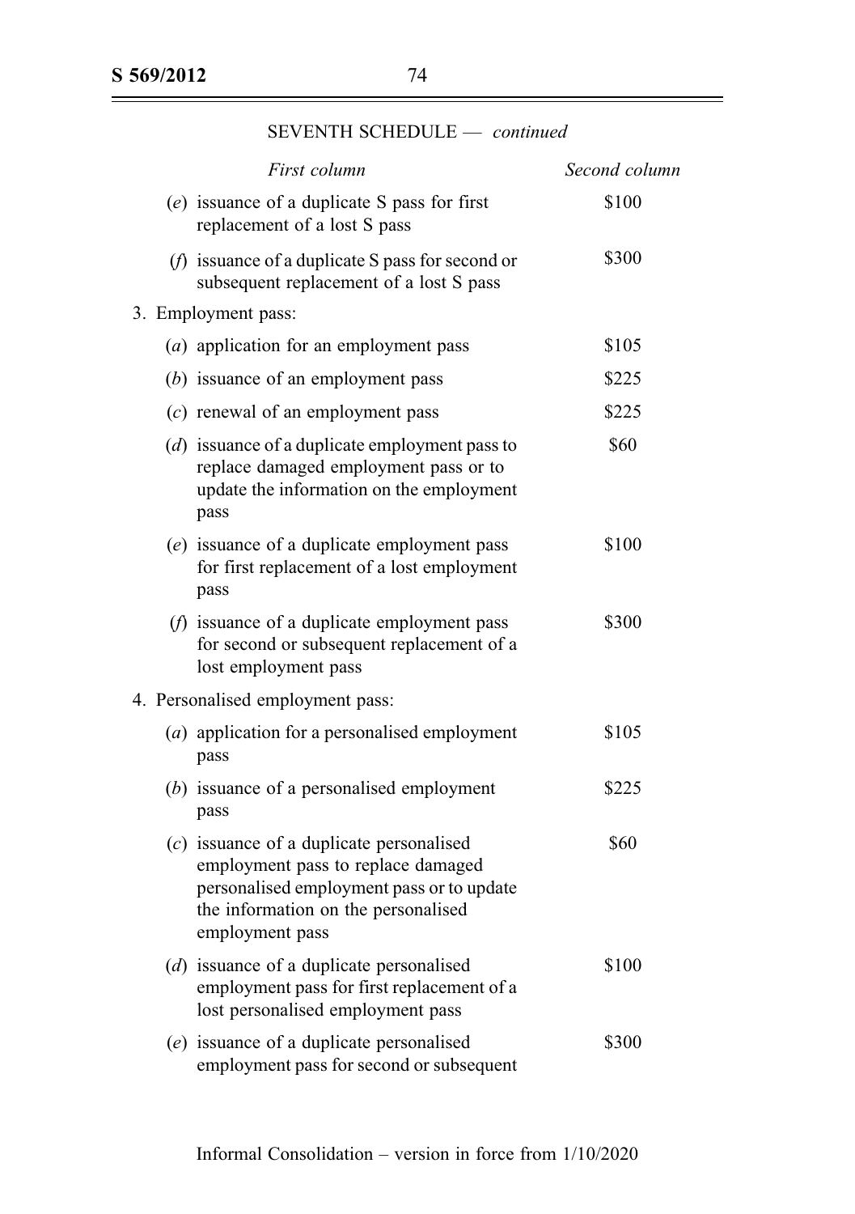SEVENTH SCHEDULE — *continued*

| *First column* | *Second column* |
|---|---|
| (*e*) issuance of a duplicate S pass for first replacement of a lost S pass | $100 |
| (*f*) issuance of a duplicate S pass for second or subsequent replacement of a lost S pass | $300 |
| 3. Employment pass: | |
| (*a*) application for an employment pass | $105 |
| (*b*) issuance of an employment pass | $225 |
| (*c*) renewal of an employment pass | $225 |
| (*d*) issuance of a duplicate employment pass to replace damaged employment pass or to update the information on the employment pass | $60 |
| (*e*) issuance of a duplicate employment pass for first replacement of a lost employment pass | $100 |
| (*f*) issuance of a duplicate employment pass for second or subsequent replacement of a lost employment pass | $300 |
| 4. Personalised employment pass: | |
| (*a*) application for a personalised employment pass | $105 |
| (*b*) issuance of a personalised employment pass | $225 |
| (*c*) issuance of a duplicate personalised employment pass to replace damaged personalised employment pass or to update the information on the personalised employment pass | $60 |
| (*d*) issuance of a duplicate personalised employment pass for first replacement of a lost personalised employment pass | $100 |
| (*e*) issuance of a duplicate personalised employment pass for second or subsequent | $300 |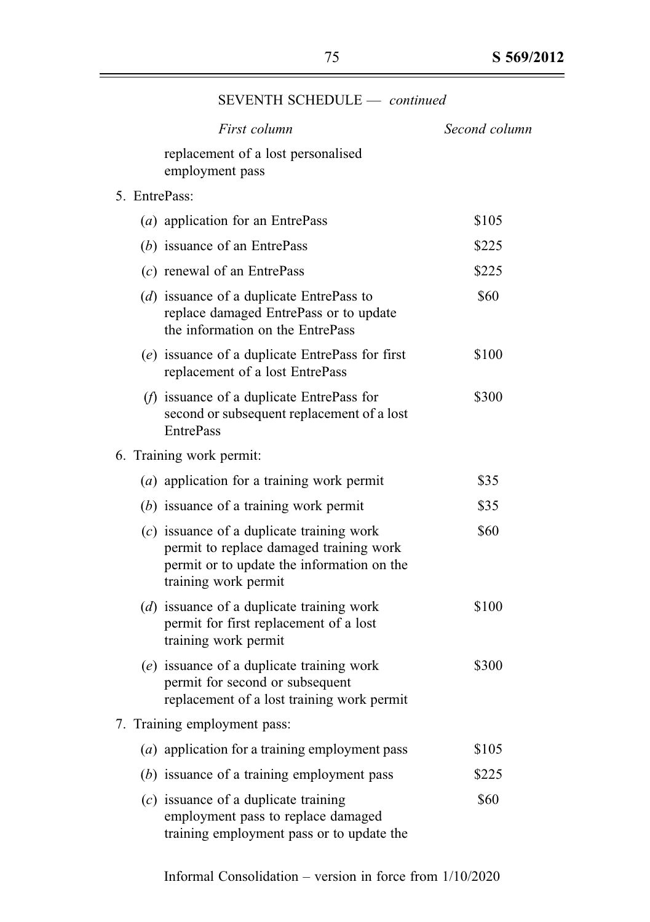SEVENTH SCHEDULE — *continued*

| *First column* | *Second column* |
|---|---|
| replacement of a lost personalised employment pass | |
| 5. EntrePass: | |
| (*a*) application for an EntrePass | $105 |
| (*b*) issuance of an EntrePass | $225 |
| (*c*) renewal of an EntrePass | $225 |
| (*d*) issuance of a duplicate EntrePass to replace damaged EntrePass or to update the information on the EntrePass | $60 |
| (*e*) issuance of a duplicate EntrePass for first replacement of a lost EntrePass | $100 |
| (*f*) issuance of a duplicate EntrePass for second or subsequent replacement of a lost EntrePass | $300 |
| 6. Training work permit: | |
| (*a*) application for a training work permit | $35 |
| (*b*) issuance of a training work permit | $35 |
| (*c*) issuance of a duplicate training work permit to replace damaged training work permit or to update the information on the training work permit | $60 |
| (*d*) issuance of a duplicate training work permit for first replacement of a lost training work permit | $100 |
| (*e*) issuance of a duplicate training work permit for second or subsequent replacement of a lost training work permit | $300 |
| 7. Training employment pass: | |
| (*a*) application for a training employment pass | $105 |
| (*b*) issuance of a training employment pass | $225 |
| (*c*) issuance of a duplicate training employment pass to replace damaged training employment pass or to update the | $60 |

Informal Consolidation – version in force from 1/10/2020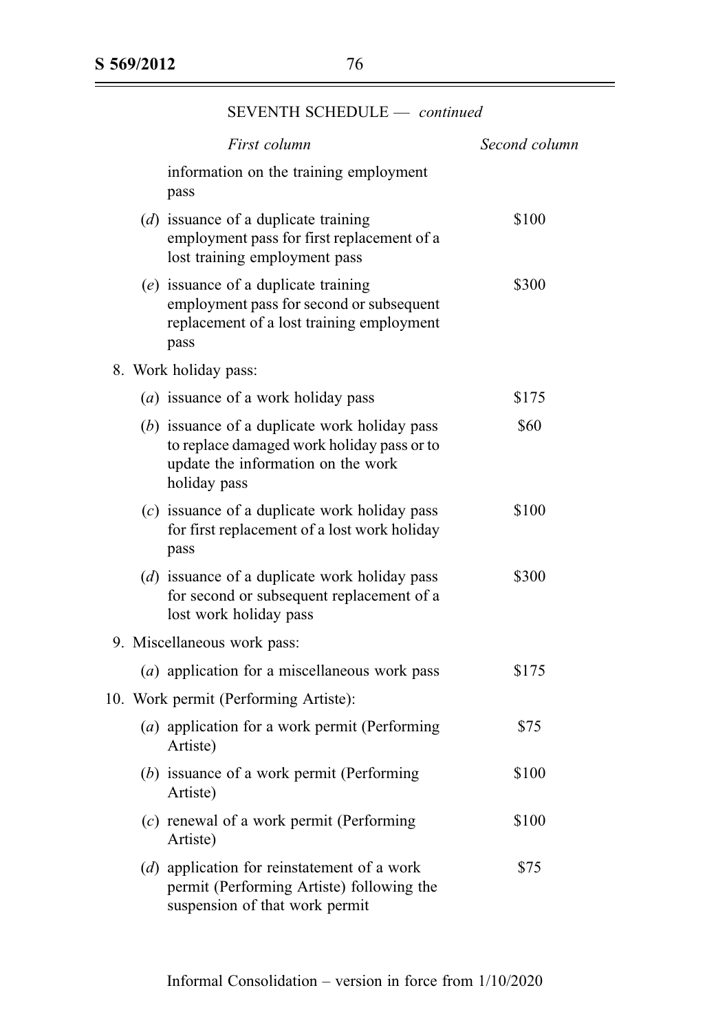SEVENTH SCHEDULE — *continued*

| *First column* | *Second column* |
|---|---|
| information on the training employment pass | |
| (*d*) issuance of a duplicate training employment pass for first replacement of a lost training employment pass | $100 |
| (*e*) issuance of a duplicate training employment pass for second or subsequent replacement of a lost training employment pass | $300 |
| 8. Work holiday pass: | |
| (*a*) issuance of a work holiday pass | $175 |
| (*b*) issuance of a duplicate work holiday pass to replace damaged work holiday pass or to update the information on the work holiday pass | $60 |
| (*c*) issuance of a duplicate work holiday pass for first replacement of a lost work holiday pass | $100 |
| (*d*) issuance of a duplicate work holiday pass for second or subsequent replacement of a lost work holiday pass | $300 |
| 9. Miscellaneous work pass: | |
| (*a*) application for a miscellaneous work pass | $175 |
| 10. Work permit (Performing Artiste): | |
| (*a*) application for a work permit (Performing Artiste) | $75 |
| (*b*) issuance of a work permit (Performing Artiste) | $100 |
| (*c*) renewal of a work permit (Performing Artiste) | $100 |
| (*d*) application for reinstatement of a work permit (Performing Artiste) following the suspension of that work permit | $75 |

Informal Consolidation – version in force from 1/10/2020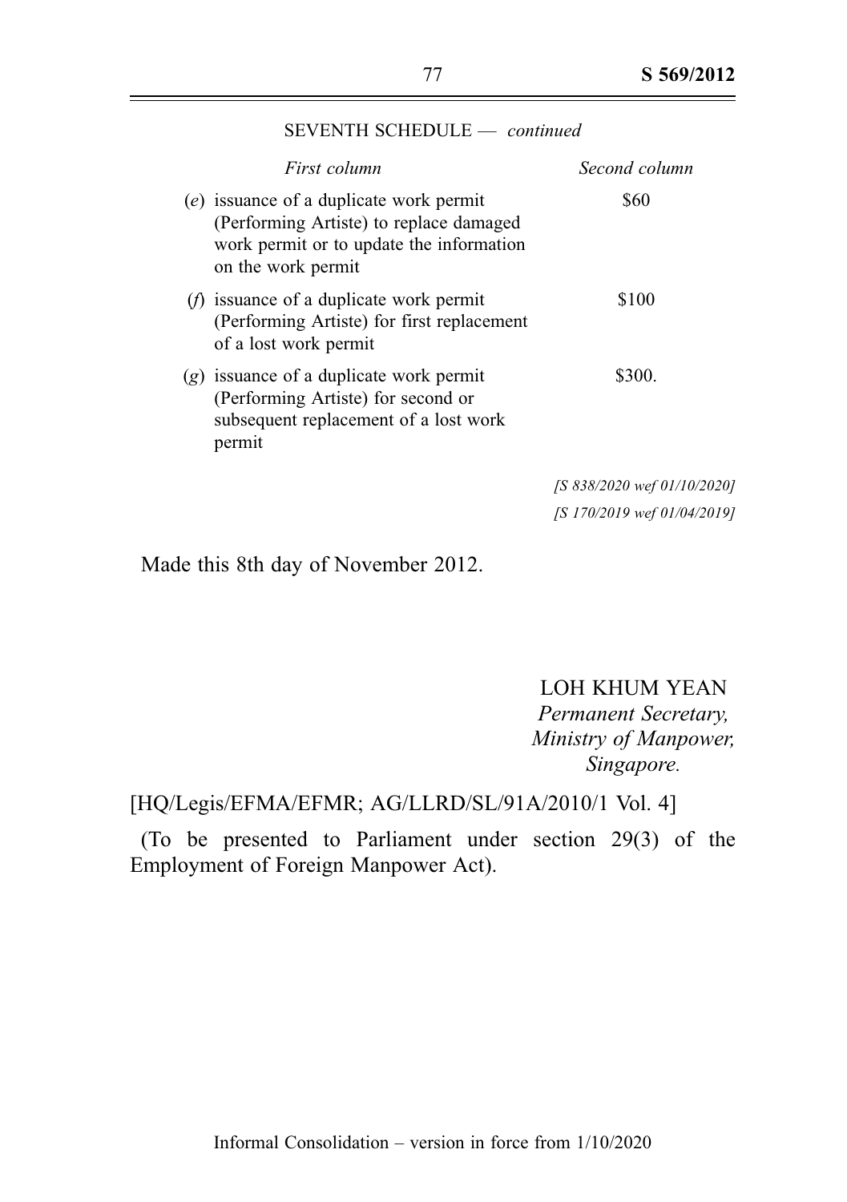SEVENTH SCHEDULE — *continued*

| *First column* | *Second column* |
| --- | --- |
| (*e*) issuance of a duplicate work permit (Performing Artiste) to replace damaged work permit or to update the information on the work permit | $60 |
| (*f*) issuance of a duplicate work permit (Performing Artiste) for first replacement of a lost work permit | $100 |
| (*g*) issuance of a duplicate work permit (Performing Artiste) for second or subsequent replacement of a lost work permit | $300. |

*[S 838/2020 wef 01/10/2020]*

*[S 170/2019 wef 01/04/2019]*

Made this 8th day of November 2012.

LOH KHUM YEAN
*Permanent Secretary,*
*Ministry of Manpower,*
*Singapore.*

[HQ/Legis/EFMA/EFMR; AG/LLRD/SL/91A/2010/1 Vol. 4]

(To be presented to Parliament under section 29(3) of the Employment of Foreign Manpower Act).